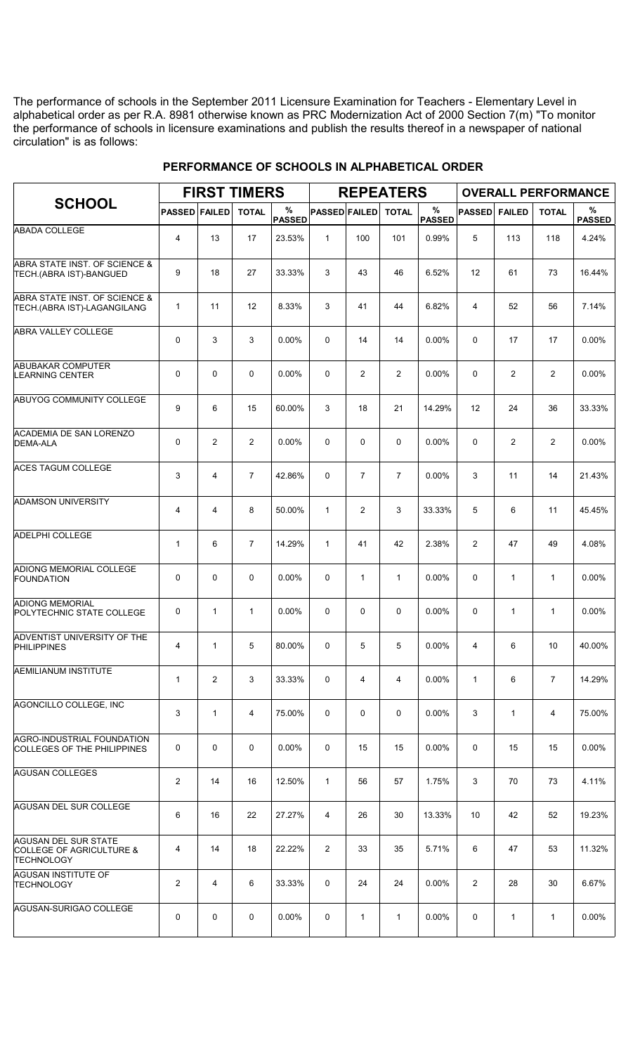The performance of schools in the September 2011 Licensure Examination for Teachers - Elementary Level in alphabetical order as per R.A. 8981 otherwise known as PRC Modernization Act of 2000 Section 7(m) "To monitor the performance of schools in licensure examinations and publish the results thereof in a newspaper of national circulation" is as follows:

## PERFORMANCE OF SCHOOLS IN ALPHABETICAL ORDER

| SCHOOL | FIRST TIMERS | | | | REPEATERS | | | | OVERALL PERFORMANCE | | | |
|---|---|---|---|---|---|---|---|---|---|---|---|---|
| | PASSED | FAILED | TOTAL | % PASSED | PASSED | FAILED | TOTAL | % PASSED | PASSED | FAILED | TOTAL | % PASSED |
| ABADA COLLEGE | 4 | 13 | 17 | 23.53% | 1 | 100 | 101 | 0.99% | 5 | 113 | 118 | 4.24% |
| ABRA STATE INST. OF SCIENCE & TECH.(ABRA IST)-BANGUED | 9 | 18 | 27 | 33.33% | 3 | 43 | 46 | 6.52% | 12 | 61 | 73 | 16.44% |
| ABRA STATE INST. OF SCIENCE & TECH.(ABRA IST)-LAGANGILANG | 1 | 11 | 12 | 8.33% | 3 | 41 | 44 | 6.82% | 4 | 52 | 56 | 7.14% |
| ABRA VALLEY COLLEGE | 0 | 3 | 3 | 0.00% | 0 | 14 | 14 | 0.00% | 0 | 17 | 17 | 0.00% |
| ABUBAKAR COMPUTER LEARNING CENTER | 0 | 0 | 0 | 0.00% | 0 | 2 | 2 | 0.00% | 0 | 2 | 2 | 0.00% |
| ABUYOG COMMUNITY COLLEGE | 9 | 6 | 15 | 60.00% | 3 | 18 | 21 | 14.29% | 12 | 24 | 36 | 33.33% |
| ACADEMIA DE SAN LORENZO DEMA-ALA | 0 | 2 | 2 | 0.00% | 0 | 0 | 0 | 0.00% | 0 | 2 | 2 | 0.00% |
| ACES TAGUM COLLEGE | 3 | 4 | 7 | 42.86% | 0 | 7 | 7 | 0.00% | 3 | 11 | 14 | 21.43% |
| ADAMSON UNIVERSITY | 4 | 4 | 8 | 50.00% | 1 | 2 | 3 | 33.33% | 5 | 6 | 11 | 45.45% |
| ADELPHI COLLEGE | 1 | 6 | 7 | 14.29% | 1 | 41 | 42 | 2.38% | 2 | 47 | 49 | 4.08% |
| ADIONG MEMORIAL COLLEGE FOUNDATION | 0 | 0 | 0 | 0.00% | 0 | 1 | 1 | 0.00% | 0 | 1 | 1 | 0.00% |
| ADIONG MEMORIAL POLYTECHNIC STATE COLLEGE | 0 | 1 | 1 | 0.00% | 0 | 0 | 0 | 0.00% | 0 | 1 | 1 | 0.00% |
| ADVENTIST UNIVERSITY OF THE PHILIPPINES | 4 | 1 | 5 | 80.00% | 0 | 5 | 5 | 0.00% | 4 | 6 | 10 | 40.00% |
| AEMILIANUM INSTITUTE | 1 | 2 | 3 | 33.33% | 0 | 4 | 4 | 0.00% | 1 | 6 | 7 | 14.29% |
| AGONCILLO COLLEGE, INC | 3 | 1 | 4 | 75.00% | 0 | 0 | 0 | 0.00% | 3 | 1 | 4 | 75.00% |
| AGRO-INDUSTRIAL FOUNDATION COLLEGES OF THE PHILIPPINES | 0 | 0 | 0 | 0.00% | 0 | 15 | 15 | 0.00% | 0 | 15 | 15 | 0.00% |
| AGUSAN COLLEGES | 2 | 14 | 16 | 12.50% | 1 | 56 | 57 | 1.75% | 3 | 70 | 73 | 4.11% |
| AGUSAN DEL SUR COLLEGE | 6 | 16 | 22 | 27.27% | 4 | 26 | 30 | 13.33% | 10 | 42 | 52 | 19.23% |
| AGUSAN DEL SUR STATE COLLEGE OF AGRICULTURE & TECHNOLOGY | 4 | 14 | 18 | 22.22% | 2 | 33 | 35 | 5.71% | 6 | 47 | 53 | 11.32% |
| AGUSAN INSTITUTE OF TECHNOLOGY | 2 | 4 | 6 | 33.33% | 0 | 24 | 24 | 0.00% | 2 | 28 | 30 | 6.67% |
| AGUSAN-SURIGAO COLLEGE | 0 | 0 | 0 | 0.00% | 0 | 1 | 1 | 0.00% | 0 | 1 | 1 | 0.00% |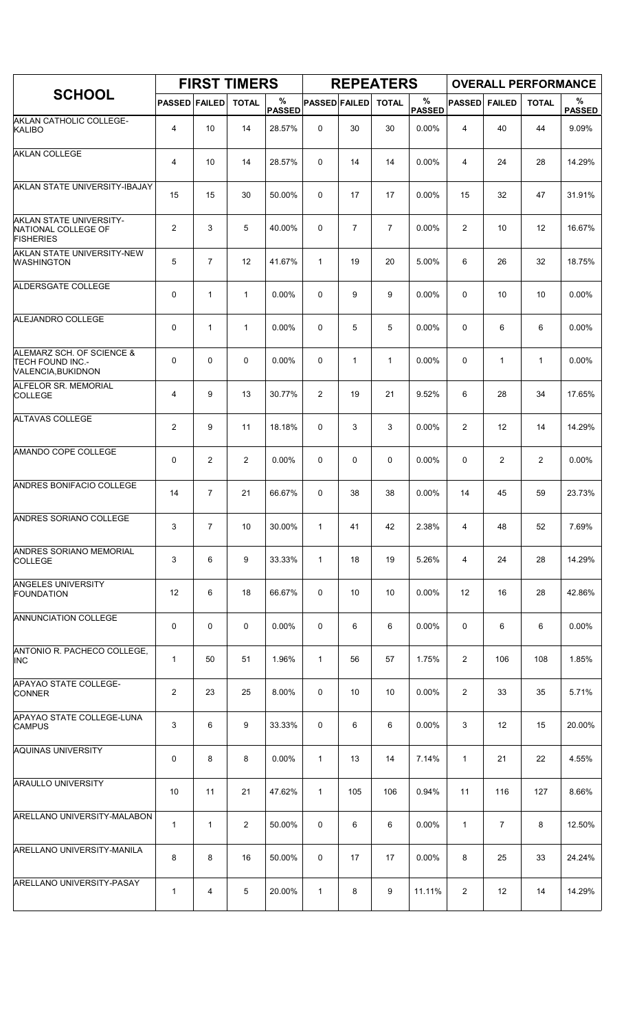| SCHOOL | FIRST TIMERS | | | | REPEATERS | | | | OVERALL PERFORMANCE | | | |
|---|---|---|---|---|---|---|---|---|---|---|---|---|
| | PASSED | FAILED | TOTAL | % PASSED | PASSED | FAILED | TOTAL | % PASSED | PASSED | FAILED | TOTAL | % PASSED |
| AKLAN CATHOLIC COLLEGE-KALIBO | 4 | 10 | 14 | 28.57% | 0 | 30 | 30 | 0.00% | 4 | 40 | 44 | 9.09% |
| AKLAN COLLEGE | 4 | 10 | 14 | 28.57% | 0 | 14 | 14 | 0.00% | 4 | 24 | 28 | 14.29% |
| AKLAN STATE UNIVERSITY-IBAJAY | 15 | 15 | 30 | 50.00% | 0 | 17 | 17 | 0.00% | 15 | 32 | 47 | 31.91% |
| AKLAN STATE UNIVERSITY-NATIONAL COLLEGE OF FISHERIES | 2 | 3 | 5 | 40.00% | 0 | 7 | 7 | 0.00% | 2 | 10 | 12 | 16.67% |
| AKLAN STATE UNIVERSITY-NEW WASHINGTON | 5 | 7 | 12 | 41.67% | 1 | 19 | 20 | 5.00% | 6 | 26 | 32 | 18.75% |
| ALDERSGATE COLLEGE | 0 | 1 | 1 | 0.00% | 0 | 9 | 9 | 0.00% | 0 | 10 | 10 | 0.00% |
| ALEJANDRO COLLEGE | 0 | 1 | 1 | 0.00% | 0 | 5 | 5 | 0.00% | 0 | 6 | 6 | 0.00% |
| ALEMARZ SCH. OF SCIENCE & TECH FOUND INC.-VALENCIA,BUKIDNON | 0 | 0 | 0 | 0.00% | 0 | 1 | 1 | 0.00% | 0 | 1 | 1 | 0.00% |
| ALFELOR SR. MEMORIAL COLLEGE | 4 | 9 | 13 | 30.77% | 2 | 19 | 21 | 9.52% | 6 | 28 | 34 | 17.65% |
| ALTAVAS COLLEGE | 2 | 9 | 11 | 18.18% | 0 | 3 | 3 | 0.00% | 2 | 12 | 14 | 14.29% |
| AMANDO COPE COLLEGE | 0 | 2 | 2 | 0.00% | 0 | 0 | 0 | 0.00% | 0 | 2 | 2 | 0.00% |
| ANDRES BONIFACIO COLLEGE | 14 | 7 | 21 | 66.67% | 0 | 38 | 38 | 0.00% | 14 | 45 | 59 | 23.73% |
| ANDRES SORIANO COLLEGE | 3 | 7 | 10 | 30.00% | 1 | 41 | 42 | 2.38% | 4 | 48 | 52 | 7.69% |
| ANDRES SORIANO MEMORIAL COLLEGE | 3 | 6 | 9 | 33.33% | 1 | 18 | 19 | 5.26% | 4 | 24 | 28 | 14.29% |
| ANGELES UNIVERSITY FOUNDATION | 12 | 6 | 18 | 66.67% | 0 | 10 | 10 | 0.00% | 12 | 16 | 28 | 42.86% |
| ANNUNCIATION COLLEGE | 0 | 0 | 0 | 0.00% | 0 | 6 | 6 | 0.00% | 0 | 6 | 6 | 0.00% |
| ANTONIO R. PACHECO COLLEGE, INC | 1 | 50 | 51 | 1.96% | 1 | 56 | 57 | 1.75% | 2 | 106 | 108 | 1.85% |
| APAYAO STATE COLLEGE-CONNER | 2 | 23 | 25 | 8.00% | 0 | 10 | 10 | 0.00% | 2 | 33 | 35 | 5.71% |
| APAYAO STATE COLLEGE-LUNA CAMPUS | 3 | 6 | 9 | 33.33% | 0 | 6 | 6 | 0.00% | 3 | 12 | 15 | 20.00% |
| AQUINAS UNIVERSITY | 0 | 8 | 8 | 0.00% | 1 | 13 | 14 | 7.14% | 1 | 21 | 22 | 4.55% |
| ARAULLO UNIVERSITY | 10 | 11 | 21 | 47.62% | 1 | 105 | 106 | 0.94% | 11 | 116 | 127 | 8.66% |
| ARELLANO UNIVERSITY-MALABON | 1 | 1 | 2 | 50.00% | 0 | 6 | 6 | 0.00% | 1 | 7 | 8 | 12.50% |
| ARELLANO UNIVERSITY-MANILA | 8 | 8 | 16 | 50.00% | 0 | 17 | 17 | 0.00% | 8 | 25 | 33 | 24.24% |
| ARELLANO UNIVERSITY-PASAY | 1 | 4 | 5 | 20.00% | 1 | 8 | 9 | 11.11% | 2 | 12 | 14 | 14.29% |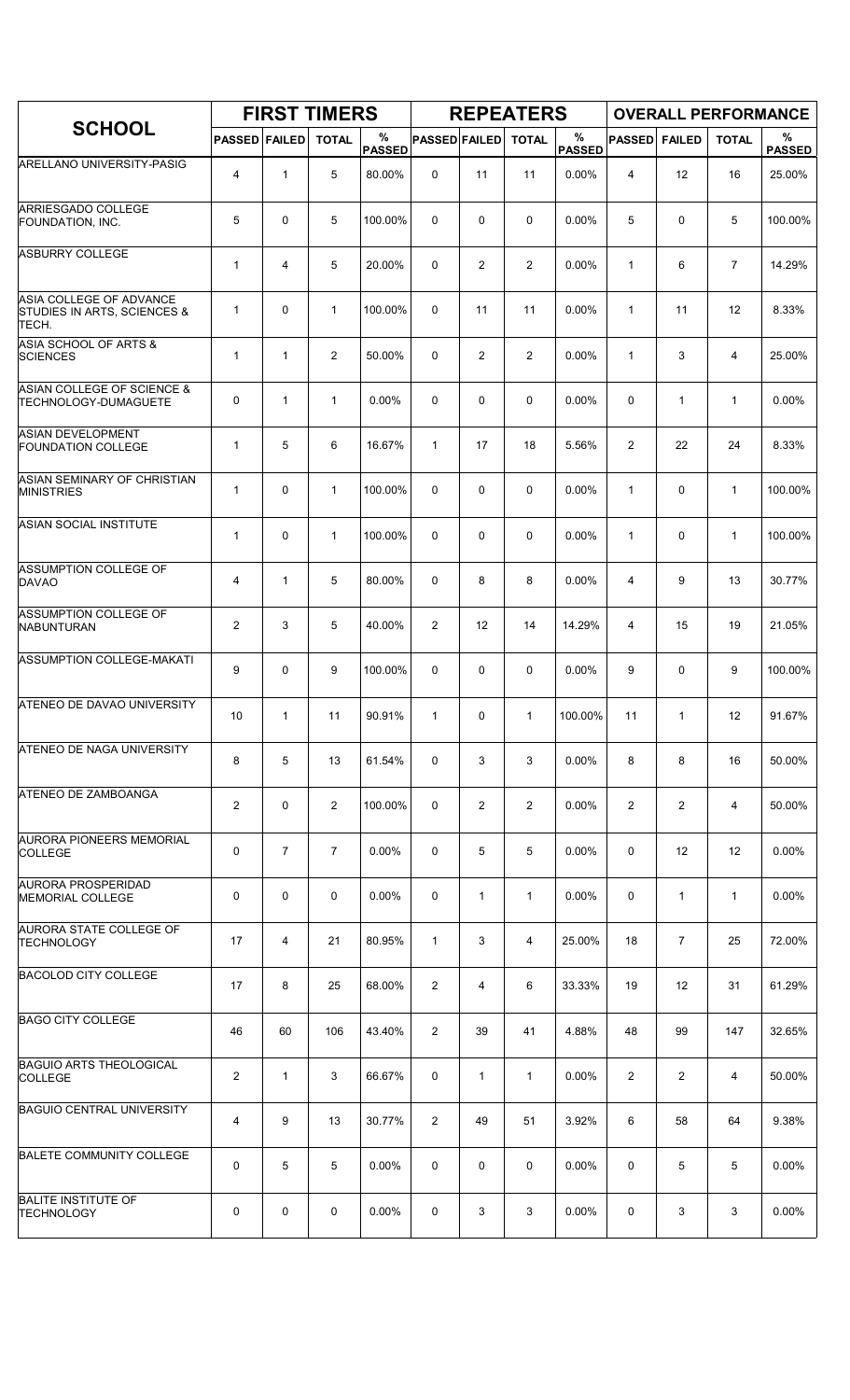| SCHOOL | FIRST TIMERS | | | | REPEATERS | | | | OVERALL PERFORMANCE | | | |
|---|---|---|---|---|---|---|---|---|---|---|---|---|
| | PASSED | FAILED | TOTAL | % PASSED | PASSED | FAILED | TOTAL | % PASSED | PASSED | FAILED | TOTAL | % PASSED |
| ARELLANO UNIVERSITY-PASIG | 4 | 1 | 5 | 80.00% | 0 | 11 | 11 | 0.00% | 4 | 12 | 16 | 25.00% |
| ARRIESGADO COLLEGE FOUNDATION, INC. | 5 | 0 | 5 | 100.00% | 0 | 0 | 0 | 0.00% | 5 | 0 | 5 | 100.00% |
| ASBURRY COLLEGE | 1 | 4 | 5 | 20.00% | 0 | 2 | 2 | 0.00% | 1 | 6 | 7 | 14.29% |
| ASIA COLLEGE OF ADVANCE STUDIES IN ARTS, SCIENCES & TECH. | 1 | 0 | 1 | 100.00% | 0 | 11 | 11 | 0.00% | 1 | 11 | 12 | 8.33% |
| ASIA SCHOOL OF ARTS & SCIENCES | 1 | 1 | 2 | 50.00% | 0 | 2 | 2 | 0.00% | 1 | 3 | 4 | 25.00% |
| ASIAN COLLEGE OF SCIENCE & TECHNOLOGY-DUMAGUETE | 0 | 1 | 1 | 0.00% | 0 | 0 | 0 | 0.00% | 0 | 1 | 1 | 0.00% |
| ASIAN DEVELOPMENT FOUNDATION COLLEGE | 1 | 5 | 6 | 16.67% | 1 | 17 | 18 | 5.56% | 2 | 22 | 24 | 8.33% |
| ASIAN SEMINARY OF CHRISTIAN MINISTRIES | 1 | 0 | 1 | 100.00% | 0 | 0 | 0 | 0.00% | 1 | 0 | 1 | 100.00% |
| ASIAN SOCIAL INSTITUTE | 1 | 0 | 1 | 100.00% | 0 | 0 | 0 | 0.00% | 1 | 0 | 1 | 100.00% |
| ASSUMPTION COLLEGE OF DAVAO | 4 | 1 | 5 | 80.00% | 0 | 8 | 8 | 0.00% | 4 | 9 | 13 | 30.77% |
| ASSUMPTION COLLEGE OF NABUNTURAN | 2 | 3 | 5 | 40.00% | 2 | 12 | 14 | 14.29% | 4 | 15 | 19 | 21.05% |
| ASSUMPTION COLLEGE-MAKATI | 9 | 0 | 9 | 100.00% | 0 | 0 | 0 | 0.00% | 9 | 0 | 9 | 100.00% |
| ATENEO DE DAVAO UNIVERSITY | 10 | 1 | 11 | 90.91% | 1 | 0 | 1 | 100.00% | 11 | 1 | 12 | 91.67% |
| ATENEO DE NAGA UNIVERSITY | 8 | 5 | 13 | 61.54% | 0 | 3 | 3 | 0.00% | 8 | 8 | 16 | 50.00% |
| ATENEO DE ZAMBOANGA | 2 | 0 | 2 | 100.00% | 0 | 2 | 2 | 0.00% | 2 | 2 | 4 | 50.00% |
| AURORA PIONEERS MEMORIAL COLLEGE | 0 | 7 | 7 | 0.00% | 0 | 5 | 5 | 0.00% | 0 | 12 | 12 | 0.00% |
| AURORA PROSPERIDAD MEMORIAL COLLEGE | 0 | 0 | 0 | 0.00% | 0 | 1 | 1 | 0.00% | 0 | 1 | 1 | 0.00% |
| AURORA STATE COLLEGE OF TECHNOLOGY | 17 | 4 | 21 | 80.95% | 1 | 3 | 4 | 25.00% | 18 | 7 | 25 | 72.00% |
| BACOLOD CITY COLLEGE | 17 | 8 | 25 | 68.00% | 2 | 4 | 6 | 33.33% | 19 | 12 | 31 | 61.29% |
| BAGO CITY COLLEGE | 46 | 60 | 106 | 43.40% | 2 | 39 | 41 | 4.88% | 48 | 99 | 147 | 32.65% |
| BAGUIO ARTS THEOLOGICAL COLLEGE | 2 | 1 | 3 | 66.67% | 0 | 1 | 1 | 0.00% | 2 | 2 | 4 | 50.00% |
| BAGUIO CENTRAL UNIVERSITY | 4 | 9 | 13 | 30.77% | 2 | 49 | 51 | 3.92% | 6 | 58 | 64 | 9.38% |
| BALETE COMMUNITY COLLEGE | 0 | 5 | 5 | 0.00% | 0 | 0 | 0 | 0.00% | 0 | 5 | 5 | 0.00% |
| BALITE INSTITUTE OF TECHNOLOGY | 0 | 0 | 0 | 0.00% | 0 | 3 | 3 | 0.00% | 0 | 3 | 3 | 0.00% |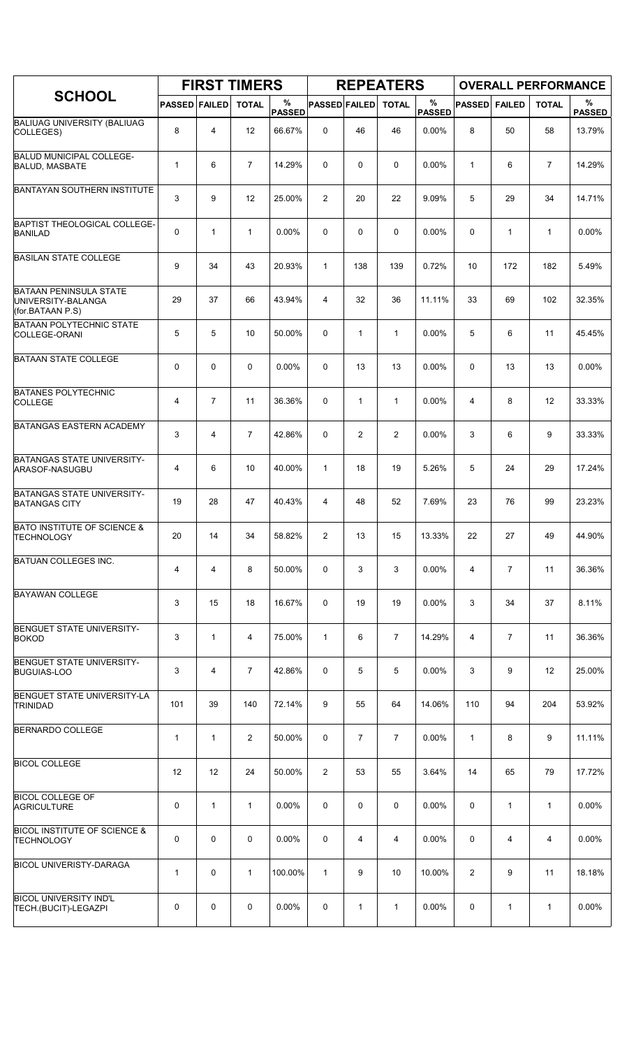| SCHOOL | FIRST TIMERS | | | | REPEATERS | | | | OVERALL PERFORMANCE | | | |
|---|---|---|---|---|---|---|---|---|---|---|---|---|
| | PASSED | FAILED | TOTAL | % PASSED | PASSED | FAILED | TOTAL | % PASSED | PASSED | FAILED | TOTAL | % PASSED |
| BALIUAG UNIVERSITY (BALIUAG COLLEGES) | 8 | 4 | 12 | 66.67% | 0 | 46 | 46 | 0.00% | 8 | 50 | 58 | 13.79% |
| BALUD MUNICIPAL COLLEGE-BALUD, MASBATE | 1 | 6 | 7 | 14.29% | 0 | 0 | 0 | 0.00% | 1 | 6 | 7 | 14.29% |
| BANTAYAN SOUTHERN INSTITUTE | 3 | 9 | 12 | 25.00% | 2 | 20 | 22 | 9.09% | 5 | 29 | 34 | 14.71% |
| BAPTIST THEOLOGICAL COLLEGE-BANILAD | 0 | 1 | 1 | 0.00% | 0 | 0 | 0 | 0.00% | 0 | 1 | 1 | 0.00% |
| BASILAN STATE COLLEGE | 9 | 34 | 43 | 20.93% | 1 | 138 | 139 | 0.72% | 10 | 172 | 182 | 5.49% |
| BATAAN PENINSULA STATE UNIVERSITY-BALANGA (for.BATAAN P.S) | 29 | 37 | 66 | 43.94% | 4 | 32 | 36 | 11.11% | 33 | 69 | 102 | 32.35% |
| BATAAN POLYTECHNIC STATE COLLEGE-ORANI | 5 | 5 | 10 | 50.00% | 0 | 1 | 1 | 0.00% | 5 | 6 | 11 | 45.45% |
| BATAAN STATE COLLEGE | 0 | 0 | 0 | 0.00% | 0 | 13 | 13 | 0.00% | 0 | 13 | 13 | 0.00% |
| BATANES POLYTECHNIC COLLEGE | 4 | 7 | 11 | 36.36% | 0 | 1 | 1 | 0.00% | 4 | 8 | 12 | 33.33% |
| BATANGAS EASTERN ACADEMY | 3 | 4 | 7 | 42.86% | 0 | 2 | 2 | 0.00% | 3 | 6 | 9 | 33.33% |
| BATANGAS STATE UNIVERSITY-ARASOF-NASUGBU | 4 | 6 | 10 | 40.00% | 1 | 18 | 19 | 5.26% | 5 | 24 | 29 | 17.24% |
| BATANGAS STATE UNIVERSITY-BATANGAS CITY | 19 | 28 | 47 | 40.43% | 4 | 48 | 52 | 7.69% | 23 | 76 | 99 | 23.23% |
| BATO INSTITUTE OF SCIENCE & TECHNOLOGY | 20 | 14 | 34 | 58.82% | 2 | 13 | 15 | 13.33% | 22 | 27 | 49 | 44.90% |
| BATUAN COLLEGES INC. | 4 | 4 | 8 | 50.00% | 0 | 3 | 3 | 0.00% | 4 | 7 | 11 | 36.36% |
| BAYAWAN COLLEGE | 3 | 15 | 18 | 16.67% | 0 | 19 | 19 | 0.00% | 3 | 34 | 37 | 8.11% |
| BENGUET STATE UNIVERSITY-BOKOD | 3 | 1 | 4 | 75.00% | 1 | 6 | 7 | 14.29% | 4 | 7 | 11 | 36.36% |
| BENGUET STATE UNIVERSITY-BUGUIAS-LOO | 3 | 4 | 7 | 42.86% | 0 | 5 | 5 | 0.00% | 3 | 9 | 12 | 25.00% |
| BENGUET STATE UNIVERSITY-LA TRINIDAD | 101 | 39 | 140 | 72.14% | 9 | 55 | 64 | 14.06% | 110 | 94 | 204 | 53.92% |
| BERNARDO COLLEGE | 1 | 1 | 2 | 50.00% | 0 | 7 | 7 | 0.00% | 1 | 8 | 9 | 11.11% |
| BICOL COLLEGE | 12 | 12 | 24 | 50.00% | 2 | 53 | 55 | 3.64% | 14 | 65 | 79 | 17.72% |
| BICOL COLLEGE OF AGRICULTURE | 0 | 1 | 1 | 0.00% | 0 | 0 | 0 | 0.00% | 0 | 1 | 1 | 0.00% |
| BICOL INSTITUTE OF SCIENCE & TECHNOLOGY | 0 | 0 | 0 | 0.00% | 0 | 4 | 4 | 0.00% | 0 | 4 | 4 | 0.00% |
| BICOL UNIVERISTY-DARAGA | 1 | 0 | 1 | 100.00% | 1 | 9 | 10 | 10.00% | 2 | 9 | 11 | 18.18% |
| BICOL UNIVERSITY IND'L TECH.(BUCIT)-LEGAZPI | 0 | 0 | 0 | 0.00% | 0 | 1 | 1 | 0.00% | 0 | 1 | 1 | 0.00% |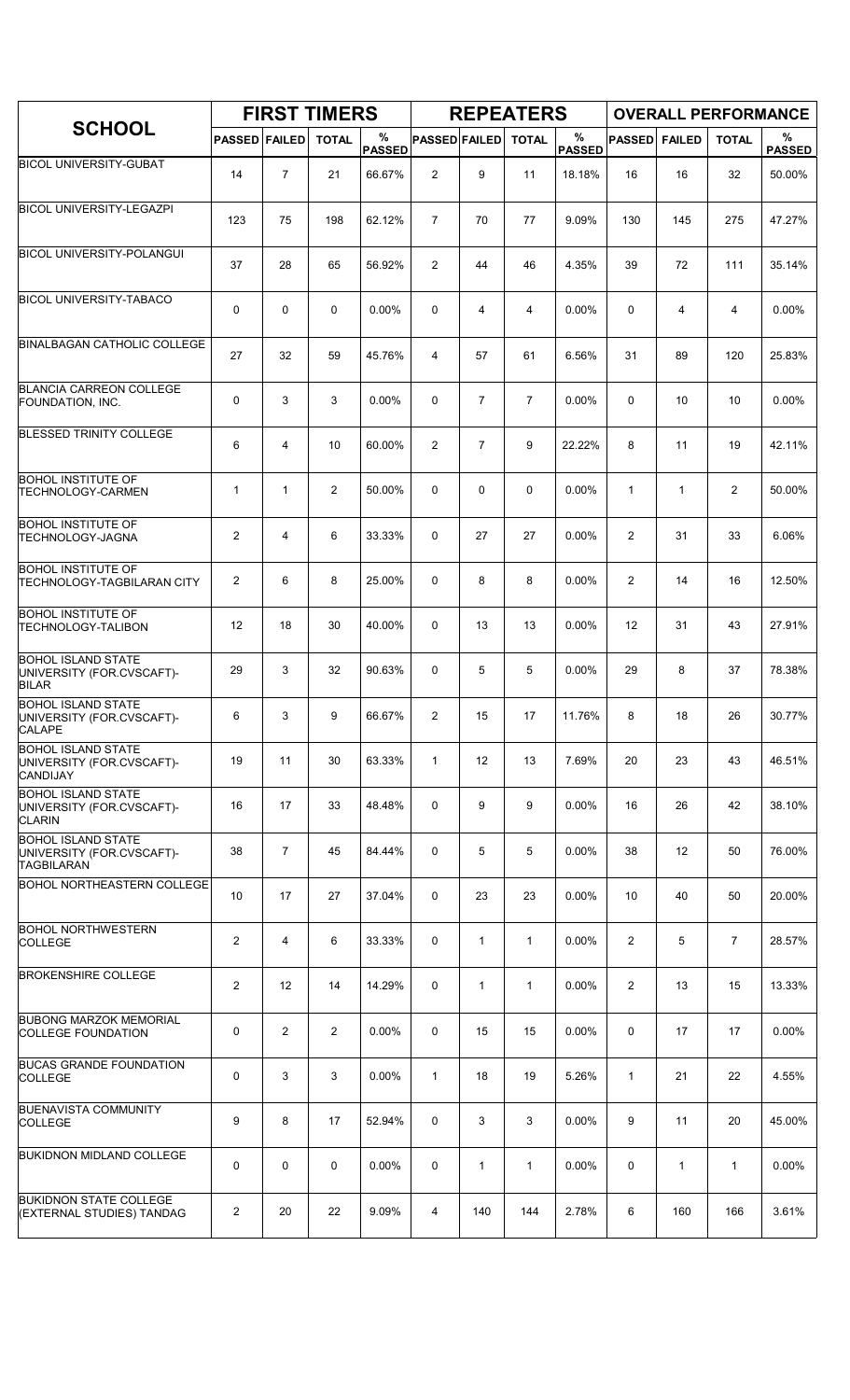| SCHOOL | FIRST TIMERS | | | | REPEATERS | | | | OVERALL PERFORMANCE | | | |
|---|---|---|---|---|---|---|---|---|---|---|---|---|
| | PASSED | FAILED | TOTAL | % PASSED | PASSED | FAILED | TOTAL | % PASSED | PASSED | FAILED | TOTAL | % PASSED |
| BICOL UNIVERSITY-GUBAT | 14 | 7 | 21 | 66.67% | 2 | 9 | 11 | 18.18% | 16 | 16 | 32 | 50.00% |
| BICOL UNIVERSITY-LEGAZPI | 123 | 75 | 198 | 62.12% | 7 | 70 | 77 | 9.09% | 130 | 145 | 275 | 47.27% |
| BICOL UNIVERSITY-POLANGUI | 37 | 28 | 65 | 56.92% | 2 | 44 | 46 | 4.35% | 39 | 72 | 111 | 35.14% |
| BICOL UNIVERSITY-TABACO | 0 | 0 | 0 | 0.00% | 0 | 4 | 4 | 0.00% | 0 | 4 | 4 | 0.00% |
| BINALBAGAN CATHOLIC COLLEGE | 27 | 32 | 59 | 45.76% | 4 | 57 | 61 | 6.56% | 31 | 89 | 120 | 25.83% |
| BLANCIA CARREON COLLEGE FOUNDATION, INC. | 0 | 3 | 3 | 0.00% | 0 | 7 | 7 | 0.00% | 0 | 10 | 10 | 0.00% |
| BLESSED TRINITY COLLEGE | 6 | 4 | 10 | 60.00% | 2 | 7 | 9 | 22.22% | 8 | 11 | 19 | 42.11% |
| BOHOL INSTITUTE OF TECHNOLOGY-CARMEN | 1 | 1 | 2 | 50.00% | 0 | 0 | 0 | 0.00% | 1 | 1 | 2 | 50.00% |
| BOHOL INSTITUTE OF TECHNOLOGY-JAGNA | 2 | 4 | 6 | 33.33% | 0 | 27 | 27 | 0.00% | 2 | 31 | 33 | 6.06% |
| BOHOL INSTITUTE OF TECHNOLOGY-TAGBILARAN CITY | 2 | 6 | 8 | 25.00% | 0 | 8 | 8 | 0.00% | 2 | 14 | 16 | 12.50% |
| BOHOL INSTITUTE OF TECHNOLOGY-TALIBON | 12 | 18 | 30 | 40.00% | 0 | 13 | 13 | 0.00% | 12 | 31 | 43 | 27.91% |
| BOHOL ISLAND STATE UNIVERSITY (FOR.CVSCAFT)-BILAR | 29 | 3 | 32 | 90.63% | 0 | 5 | 5 | 0.00% | 29 | 8 | 37 | 78.38% |
| BOHOL ISLAND STATE UNIVERSITY (FOR.CVSCAFT)-CALAPE | 6 | 3 | 9 | 66.67% | 2 | 15 | 17 | 11.76% | 8 | 18 | 26 | 30.77% |
| BOHOL ISLAND STATE UNIVERSITY (FOR.CVSCAFT)-CANDIJAY | 19 | 11 | 30 | 63.33% | 1 | 12 | 13 | 7.69% | 20 | 23 | 43 | 46.51% |
| BOHOL ISLAND STATE UNIVERSITY (FOR.CVSCAFT)-CLARIN | 16 | 17 | 33 | 48.48% | 0 | 9 | 9 | 0.00% | 16 | 26 | 42 | 38.10% |
| BOHOL ISLAND STATE UNIVERSITY (FOR.CVSCAFT)-TAGBILARAN | 38 | 7 | 45 | 84.44% | 0 | 5 | 5 | 0.00% | 38 | 12 | 50 | 76.00% |
| BOHOL NORTHEASTERN COLLEGE | 10 | 17 | 27 | 37.04% | 0 | 23 | 23 | 0.00% | 10 | 40 | 50 | 20.00% |
| BOHOL NORTHWESTERN COLLEGE | 2 | 4 | 6 | 33.33% | 0 | 1 | 1 | 0.00% | 2 | 5 | 7 | 28.57% |
| BROKENSHIRE COLLEGE | 2 | 12 | 14 | 14.29% | 0 | 1 | 1 | 0.00% | 2 | 13 | 15 | 13.33% |
| BUBONG MARZOK MEMORIAL COLLEGE FOUNDATION | 0 | 2 | 2 | 0.00% | 0 | 15 | 15 | 0.00% | 0 | 17 | 17 | 0.00% |
| BUCAS GRANDE FOUNDATION COLLEGE | 0 | 3 | 3 | 0.00% | 1 | 18 | 19 | 5.26% | 1 | 21 | 22 | 4.55% |
| BUENAVISTA COMMUNITY COLLEGE | 9 | 8 | 17 | 52.94% | 0 | 3 | 3 | 0.00% | 9 | 11 | 20 | 45.00% |
| BUKIDNON MIDLAND COLLEGE | 0 | 0 | 0 | 0.00% | 0 | 1 | 1 | 0.00% | 0 | 1 | 1 | 0.00% |
| BUKIDNON STATE COLLEGE (EXTERNAL STUDIES) TANDAG | 2 | 20 | 22 | 9.09% | 4 | 140 | 144 | 2.78% | 6 | 160 | 166 | 3.61% |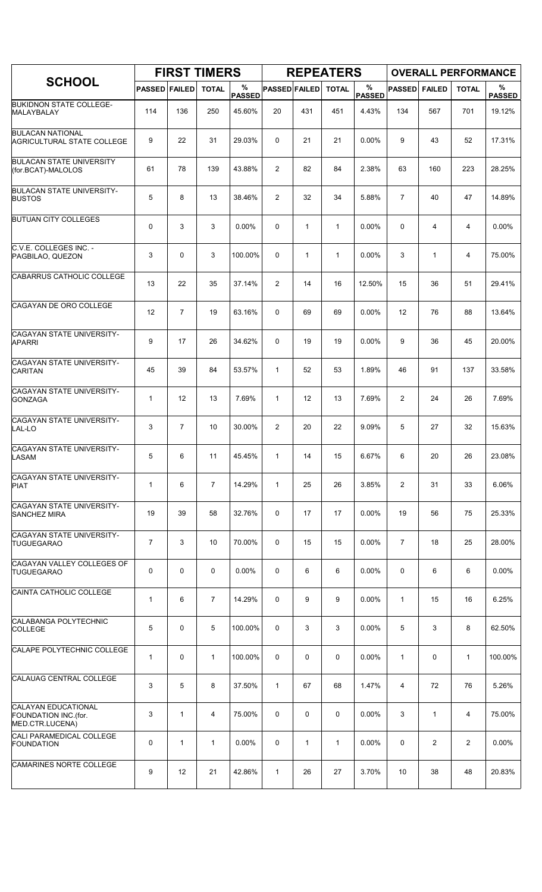| SCHOOL | FIRST TIMERS | | | | REPEATERS | | | | OVERALL PERFORMANCE | | | |
|---|---|---|---|---|---|---|---|---|---|---|---|---|
| | PASSED | FAILED | TOTAL | % PASSED | PASSED | FAILED | TOTAL | % PASSED | PASSED | FAILED | TOTAL | % PASSED |
| BUKIDNON STATE COLLEGE-MALAYBALAY | 114 | 136 | 250 | 45.60% | 20 | 431 | 451 | 4.43% | 134 | 567 | 701 | 19.12% |
| BULACAN NATIONAL AGRICULTURAL STATE COLLEGE | 9 | 22 | 31 | 29.03% | 0 | 21 | 21 | 0.00% | 9 | 43 | 52 | 17.31% |
| BULACAN STATE UNIVERSITY (for.BCAT)-MALOLOS | 61 | 78 | 139 | 43.88% | 2 | 82 | 84 | 2.38% | 63 | 160 | 223 | 28.25% |
| BULACAN STATE UNIVERSITY-BUSTOS | 5 | 8 | 13 | 38.46% | 2 | 32 | 34 | 5.88% | 7 | 40 | 47 | 14.89% |
| BUTUAN CITY COLLEGES | 0 | 3 | 3 | 0.00% | 0 | 1 | 1 | 0.00% | 0 | 4 | 4 | 0.00% |
| C.V.E. COLLEGES INC. - PAGBILAO, QUEZON | 3 | 0 | 3 | 100.00% | 0 | 1 | 1 | 0.00% | 3 | 1 | 4 | 75.00% |
| CABARRUS CATHOLIC COLLEGE | 13 | 22 | 35 | 37.14% | 2 | 14 | 16 | 12.50% | 15 | 36 | 51 | 29.41% |
| CAGAYAN DE ORO COLLEGE | 12 | 7 | 19 | 63.16% | 0 | 69 | 69 | 0.00% | 12 | 76 | 88 | 13.64% |
| CAGAYAN STATE UNIVERSITY-APARRI | 9 | 17 | 26 | 34.62% | 0 | 19 | 19 | 0.00% | 9 | 36 | 45 | 20.00% |
| CAGAYAN STATE UNIVERSITY-CARITAN | 45 | 39 | 84 | 53.57% | 1 | 52 | 53 | 1.89% | 46 | 91 | 137 | 33.58% |
| CAGAYAN STATE UNIVERSITY-GONZAGA | 1 | 12 | 13 | 7.69% | 1 | 12 | 13 | 7.69% | 2 | 24 | 26 | 7.69% |
| CAGAYAN STATE UNIVERSITY-LAL-LO | 3 | 7 | 10 | 30.00% | 2 | 20 | 22 | 9.09% | 5 | 27 | 32 | 15.63% |
| CAGAYAN STATE UNIVERSITY-LASAM | 5 | 6 | 11 | 45.45% | 1 | 14 | 15 | 6.67% | 6 | 20 | 26 | 23.08% |
| CAGAYAN STATE UNIVERSITY-PIAT | 1 | 6 | 7 | 14.29% | 1 | 25 | 26 | 3.85% | 2 | 31 | 33 | 6.06% |
| CAGAYAN STATE UNIVERSITY-SANCHEZ MIRA | 19 | 39 | 58 | 32.76% | 0 | 17 | 17 | 0.00% | 19 | 56 | 75 | 25.33% |
| CAGAYAN STATE UNIVERSITY-TUGUEGARAO | 7 | 3 | 10 | 70.00% | 0 | 15 | 15 | 0.00% | 7 | 18 | 25 | 28.00% |
| CAGAYAN VALLEY COLLEGES OF TUGUEGARAO | 0 | 0 | 0 | 0.00% | 0 | 6 | 6 | 0.00% | 0 | 6 | 6 | 0.00% |
| CAINTA CATHOLIC COLLEGE | 1 | 6 | 7 | 14.29% | 0 | 9 | 9 | 0.00% | 1 | 15 | 16 | 6.25% |
| CALABANGA POLYTECHNIC COLLEGE | 5 | 0 | 5 | 100.00% | 0 | 3 | 3 | 0.00% | 5 | 3 | 8 | 62.50% |
| CALAPE POLYTECHNIC COLLEGE | 1 | 0 | 1 | 100.00% | 0 | 0 | 0 | 0.00% | 1 | 0 | 1 | 100.00% |
| CALAUAG CENTRAL COLLEGE | 3 | 5 | 8 | 37.50% | 1 | 67 | 68 | 1.47% | 4 | 72 | 76 | 5.26% |
| CALAYAN EDUCATIONAL FOUNDATION INC.(for. MED.CTR.LUCENA) | 3 | 1 | 4 | 75.00% | 0 | 0 | 0 | 0.00% | 3 | 1 | 4 | 75.00% |
| CALI PARAMEDICAL COLLEGE FOUNDATION | 0 | 1 | 1 | 0.00% | 0 | 1 | 1 | 0.00% | 0 | 2 | 2 | 0.00% |
| CAMARINES NORTE COLLEGE | 9 | 12 | 21 | 42.86% | 1 | 26 | 27 | 3.70% | 10 | 38 | 48 | 20.83% |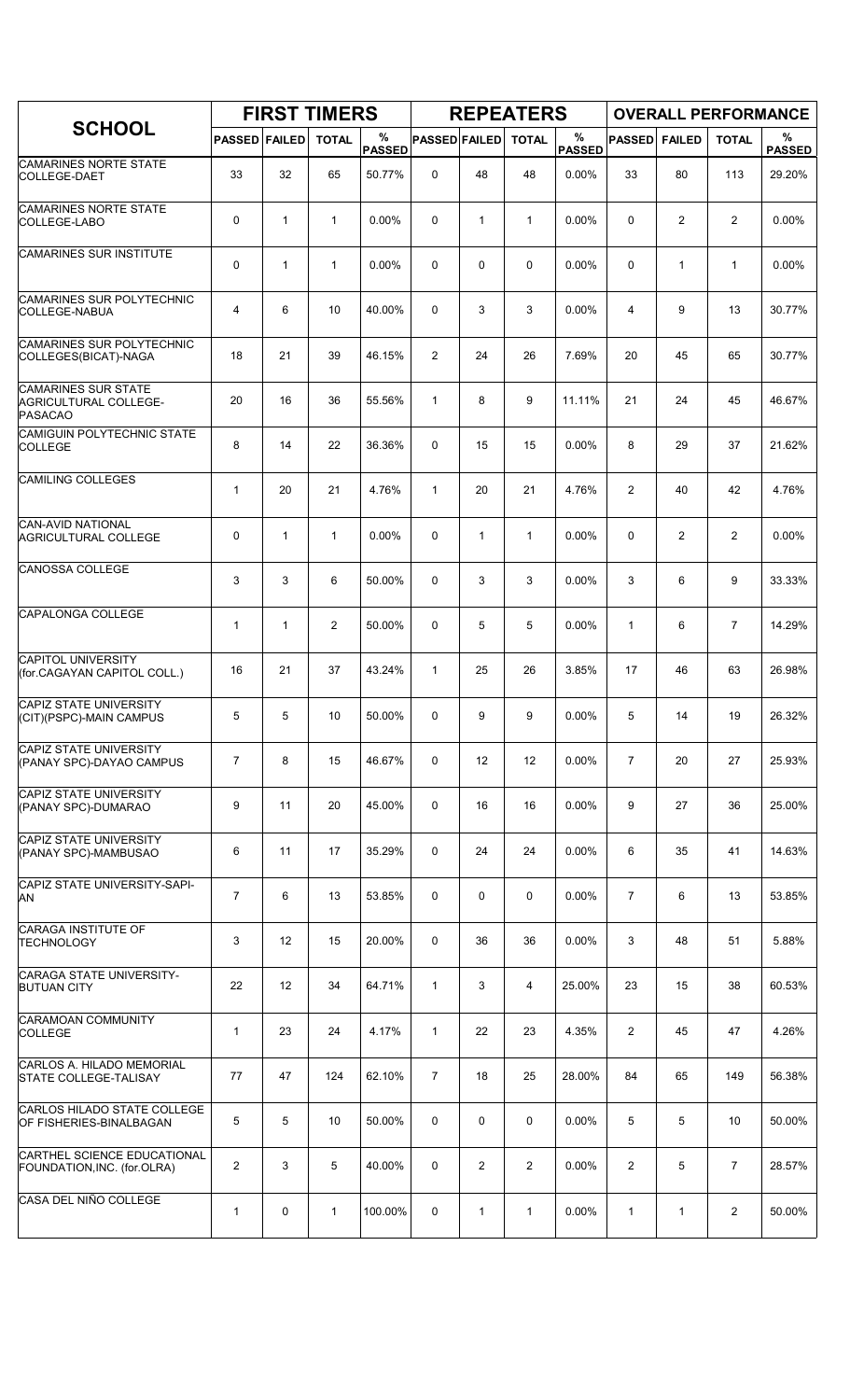| SCHOOL | FIRST TIMERS | | | | REPEATERS | | | | OVERALL PERFORMANCE | | | |
|---|---|---|---|---|---|---|---|---|---|---|---|---|
| | PASSED | FAILED | TOTAL | % PASSED | PASSED | FAILED | TOTAL | % PASSED | PASSED | FAILED | TOTAL | % PASSED |
| CAMARINES NORTE STATE COLLEGE-DAET | 33 | 32 | 65 | 50.77% | 0 | 48 | 48 | 0.00% | 33 | 80 | 113 | 29.20% |
| CAMARINES NORTE STATE COLLEGE-LABO | 0 | 1 | 1 | 0.00% | 0 | 1 | 1 | 0.00% | 0 | 2 | 2 | 0.00% |
| CAMARINES SUR INSTITUTE | 0 | 1 | 1 | 0.00% | 0 | 0 | 0 | 0.00% | 0 | 1 | 1 | 0.00% |
| CAMARINES SUR POLYTECHNIC COLLEGE-NABUA | 4 | 6 | 10 | 40.00% | 0 | 3 | 3 | 0.00% | 4 | 9 | 13 | 30.77% |
| CAMARINES SUR POLYTECHNIC COLLEGES(BICAT)-NAGA | 18 | 21 | 39 | 46.15% | 2 | 24 | 26 | 7.69% | 20 | 45 | 65 | 30.77% |
| CAMARINES SUR STATE AGRICULTURAL COLLEGE-PASACAO | 20 | 16 | 36 | 55.56% | 1 | 8 | 9 | 11.11% | 21 | 24 | 45 | 46.67% |
| CAMIGUIN POLYTECHNIC STATE COLLEGE | 8 | 14 | 22 | 36.36% | 0 | 15 | 15 | 0.00% | 8 | 29 | 37 | 21.62% |
| CAMILING COLLEGES | 1 | 20 | 21 | 4.76% | 1 | 20 | 21 | 4.76% | 2 | 40 | 42 | 4.76% |
| CAN-AVID NATIONAL AGRICULTURAL COLLEGE | 0 | 1 | 1 | 0.00% | 0 | 1 | 1 | 0.00% | 0 | 2 | 2 | 0.00% |
| CANOSSA COLLEGE | 3 | 3 | 6 | 50.00% | 0 | 3 | 3 | 0.00% | 3 | 6 | 9 | 33.33% |
| CAPALONGA COLLEGE | 1 | 1 | 2 | 50.00% | 0 | 5 | 5 | 0.00% | 1 | 6 | 7 | 14.29% |
| CAPITOL UNIVERSITY (for.CAGAYAN CAPITOL COLL.) | 16 | 21 | 37 | 43.24% | 1 | 25 | 26 | 3.85% | 17 | 46 | 63 | 26.98% |
| CAPIZ STATE UNIVERSITY (CIT)(PSPC)-MAIN CAMPUS | 5 | 5 | 10 | 50.00% | 0 | 9 | 9 | 0.00% | 5 | 14 | 19 | 26.32% |
| CAPIZ STATE UNIVERSITY (PANAY SPC)-DAYAO CAMPUS | 7 | 8 | 15 | 46.67% | 0 | 12 | 12 | 0.00% | 7 | 20 | 27 | 25.93% |
| CAPIZ STATE UNIVERSITY (PANAY SPC)-DUMARAO | 9 | 11 | 20 | 45.00% | 0 | 16 | 16 | 0.00% | 9 | 27 | 36 | 25.00% |
| CAPIZ STATE UNIVERSITY (PANAY SPC)-MAMBUSAO | 6 | 11 | 17 | 35.29% | 0 | 24 | 24 | 0.00% | 6 | 35 | 41 | 14.63% |
| CAPIZ STATE UNIVERSITY-SAPI-AN | 7 | 6 | 13 | 53.85% | 0 | 0 | 0 | 0.00% | 7 | 6 | 13 | 53.85% |
| CARAGA INSTITUTE OF TECHNOLOGY | 3 | 12 | 15 | 20.00% | 0 | 36 | 36 | 0.00% | 3 | 48 | 51 | 5.88% |
| CARAGA STATE UNIVERSITY-BUTUAN CITY | 22 | 12 | 34 | 64.71% | 1 | 3 | 4 | 25.00% | 23 | 15 | 38 | 60.53% |
| CARAMOAN COMMUNITY COLLEGE | 1 | 23 | 24 | 4.17% | 1 | 22 | 23 | 4.35% | 2 | 45 | 47 | 4.26% |
| CARLOS A. HILADO MEMORIAL STATE COLLEGE-TALISAY | 77 | 47 | 124 | 62.10% | 7 | 18 | 25 | 28.00% | 84 | 65 | 149 | 56.38% |
| CARLOS HILADO STATE COLLEGE OF FISHERIES-BINALBAGAN | 5 | 5 | 10 | 50.00% | 0 | 0 | 0 | 0.00% | 5 | 5 | 10 | 50.00% |
| CARTHEL SCIENCE EDUCATIONAL FOUNDATION,INC. (for.OLRA) | 2 | 3 | 5 | 40.00% | 0 | 2 | 2 | 0.00% | 2 | 5 | 7 | 28.57% |
| CASA DEL NIÑO COLLEGE | 1 | 0 | 1 | 100.00% | 0 | 1 | 1 | 0.00% | 1 | 1 | 2 | 50.00% |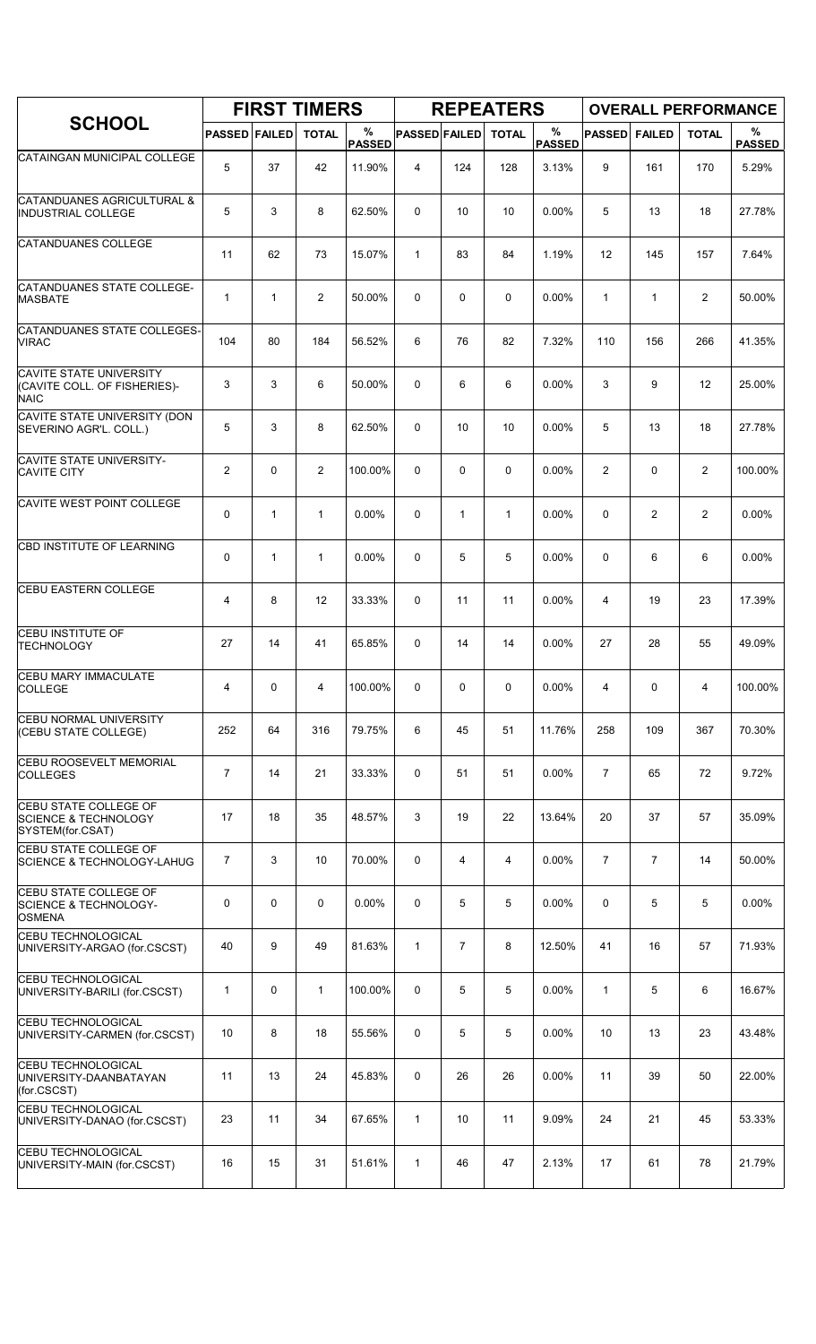| SCHOOL | FIRST TIMERS | | | | REPEATERS | | | | OVERALL PERFORMANCE | | | |
|---|---|---|---|---|---|---|---|---|---|---|---|---|
| | PASSED | FAILED | TOTAL | % PASSED | PASSED | FAILED | TOTAL | % PASSED | PASSED | FAILED | TOTAL | % PASSED |
| CATAINGAN MUNICIPAL COLLEGE | 5 | 37 | 42 | 11.90% | 4 | 124 | 128 | 3.13% | 9 | 161 | 170 | 5.29% |
| CATANDUANES AGRICULTURAL & INDUSTRIAL COLLEGE | 5 | 3 | 8 | 62.50% | 0 | 10 | 10 | 0.00% | 5 | 13 | 18 | 27.78% |
| CATANDUANES COLLEGE | 11 | 62 | 73 | 15.07% | 1 | 83 | 84 | 1.19% | 12 | 145 | 157 | 7.64% |
| CATANDUANES STATE COLLEGE-MASBATE | 1 | 1 | 2 | 50.00% | 0 | 0 | 0 | 0.00% | 1 | 1 | 2 | 50.00% |
| CATANDUANES STATE COLLEGES-VIRAC | 104 | 80 | 184 | 56.52% | 6 | 76 | 82 | 7.32% | 110 | 156 | 266 | 41.35% |
| CAVITE STATE UNIVERSITY (CAVITE COLL. OF FISHERIES)-NAIC | 3 | 3 | 6 | 50.00% | 0 | 6 | 6 | 0.00% | 3 | 9 | 12 | 25.00% |
| CAVITE STATE UNIVERSITY (DON SEVERINO AGR'L. COLL.) | 5 | 3 | 8 | 62.50% | 0 | 10 | 10 | 0.00% | 5 | 13 | 18 | 27.78% |
| CAVITE STATE UNIVERSITY-CAVITE CITY | 2 | 0 | 2 | 100.00% | 0 | 0 | 0 | 0.00% | 2 | 0 | 2 | 100.00% |
| CAVITE WEST POINT COLLEGE | 0 | 1 | 1 | 0.00% | 0 | 1 | 1 | 0.00% | 0 | 2 | 2 | 0.00% |
| CBD INSTITUTE OF LEARNING | 0 | 1 | 1 | 0.00% | 0 | 5 | 5 | 0.00% | 0 | 6 | 6 | 0.00% |
| CEBU EASTERN COLLEGE | 4 | 8 | 12 | 33.33% | 0 | 11 | 11 | 0.00% | 4 | 19 | 23 | 17.39% |
| CEBU INSTITUTE OF TECHNOLOGY | 27 | 14 | 41 | 65.85% | 0 | 14 | 14 | 0.00% | 27 | 28 | 55 | 49.09% |
| CEBU MARY IMMACULATE COLLEGE | 4 | 0 | 4 | 100.00% | 0 | 0 | 0 | 0.00% | 4 | 0 | 4 | 100.00% |
| CEBU NORMAL UNIVERSITY (CEBU STATE COLLEGE) | 252 | 64 | 316 | 79.75% | 6 | 45 | 51 | 11.76% | 258 | 109 | 367 | 70.30% |
| CEBU ROOSEVELT MEMORIAL COLLEGES | 7 | 14 | 21 | 33.33% | 0 | 51 | 51 | 0.00% | 7 | 65 | 72 | 9.72% |
| CEBU STATE COLLEGE OF SCIENCE & TECHNOLOGY SYSTEM(for.CSAT) | 17 | 18 | 35 | 48.57% | 3 | 19 | 22 | 13.64% | 20 | 37 | 57 | 35.09% |
| CEBU STATE COLLEGE OF SCIENCE & TECHNOLOGY-LAHUG | 7 | 3 | 10 | 70.00% | 0 | 4 | 4 | 0.00% | 7 | 7 | 14 | 50.00% |
| CEBU STATE COLLEGE OF SCIENCE & TECHNOLOGY-OSMENA | 0 | 0 | 0 | 0.00% | 0 | 5 | 5 | 0.00% | 0 | 5 | 5 | 0.00% |
| CEBU TECHNOLOGICAL UNIVERSITY-ARGAO (for.CSCST) | 40 | 9 | 49 | 81.63% | 1 | 7 | 8 | 12.50% | 41 | 16 | 57 | 71.93% |
| CEBU TECHNOLOGICAL UNIVERSITY-BARILI (for.CSCST) | 1 | 0 | 1 | 100.00% | 0 | 5 | 5 | 0.00% | 1 | 5 | 6 | 16.67% |
| CEBU TECHNOLOGICAL UNIVERSITY-CARMEN (for.CSCST) | 10 | 8 | 18 | 55.56% | 0 | 5 | 5 | 0.00% | 10 | 13 | 23 | 43.48% |
| CEBU TECHNOLOGICAL UNIVERSITY-DAANBATAYAN (for.CSCST) | 11 | 13 | 24 | 45.83% | 0 | 26 | 26 | 0.00% | 11 | 39 | 50 | 22.00% |
| CEBU TECHNOLOGICAL UNIVERSITY-DANAO (for.CSCST) | 23 | 11 | 34 | 67.65% | 1 | 10 | 11 | 9.09% | 24 | 21 | 45 | 53.33% |
| CEBU TECHNOLOGICAL UNIVERSITY-MAIN (for.CSCST) | 16 | 15 | 31 | 51.61% | 1 | 46 | 47 | 2.13% | 17 | 61 | 78 | 21.79% |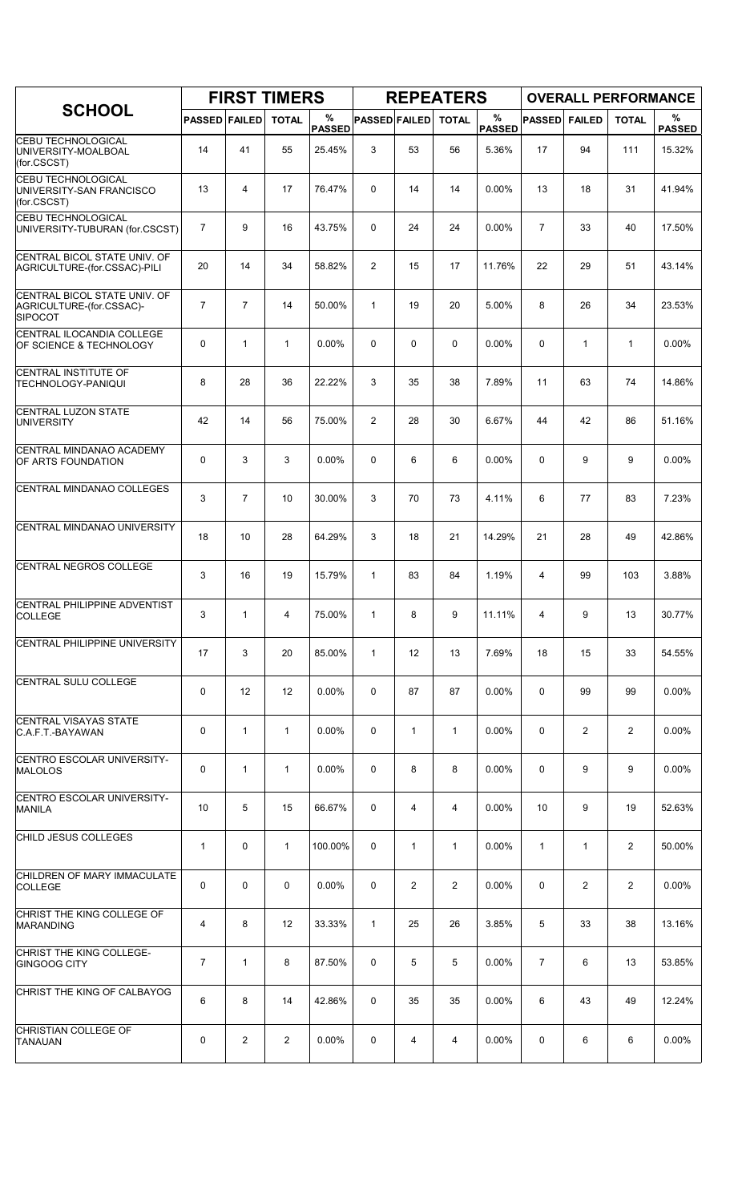| SCHOOL | FIRST TIMERS | | | | REPEATERS | | | | OVERALL PERFORMANCE | | | |
|---|---|---|---|---|---|---|---|---|---|---|---|---|
| | PASSED | FAILED | TOTAL | % PASSED | PASSED | FAILED | TOTAL | % PASSED | PASSED | FAILED | TOTAL | % PASSED |
| CEBU TECHNOLOGICAL UNIVERSITY-MOALBOAL (for.CSCST) | 14 | 41 | 55 | 25.45% | 3 | 53 | 56 | 5.36% | 17 | 94 | 111 | 15.32% |
| CEBU TECHNOLOGICAL UNIVERSITY-SAN FRANCISCO (for.CSCST) | 13 | 4 | 17 | 76.47% | 0 | 14 | 14 | 0.00% | 13 | 18 | 31 | 41.94% |
| CEBU TECHNOLOGICAL UNIVERSITY-TUBURAN (for.CSCST) | 7 | 9 | 16 | 43.75% | 0 | 24 | 24 | 0.00% | 7 | 33 | 40 | 17.50% |
| CENTRAL BICOL STATE UNIV. OF AGRICULTURE-(for.CSSAC)-PILI | 20 | 14 | 34 | 58.82% | 2 | 15 | 17 | 11.76% | 22 | 29 | 51 | 43.14% |
| CENTRAL BICOL STATE UNIV. OF AGRICULTURE-(for.CSSAC)-SIPOCOT | 7 | 7 | 14 | 50.00% | 1 | 19 | 20 | 5.00% | 8 | 26 | 34 | 23.53% |
| CENTRAL ILOCANDIA COLLEGE OF SCIENCE & TECHNOLOGY | 0 | 1 | 1 | 0.00% | 0 | 0 | 0 | 0.00% | 0 | 1 | 1 | 0.00% |
| CENTRAL INSTITUTE OF TECHNOLOGY-PANIQUI | 8 | 28 | 36 | 22.22% | 3 | 35 | 38 | 7.89% | 11 | 63 | 74 | 14.86% |
| CENTRAL LUZON STATE UNIVERSITY | 42 | 14 | 56 | 75.00% | 2 | 28 | 30 | 6.67% | 44 | 42 | 86 | 51.16% |
| CENTRAL MINDANAO ACADEMY OF ARTS FOUNDATION | 0 | 3 | 3 | 0.00% | 0 | 6 | 6 | 0.00% | 0 | 9 | 9 | 0.00% |
| CENTRAL MINDANAO COLLEGES | 3 | 7 | 10 | 30.00% | 3 | 70 | 73 | 4.11% | 6 | 77 | 83 | 7.23% |
| CENTRAL MINDANAO UNIVERSITY | 18 | 10 | 28 | 64.29% | 3 | 18 | 21 | 14.29% | 21 | 28 | 49 | 42.86% |
| CENTRAL NEGROS COLLEGE | 3 | 16 | 19 | 15.79% | 1 | 83 | 84 | 1.19% | 4 | 99 | 103 | 3.88% |
| CENTRAL PHILIPPINE ADVENTIST COLLEGE | 3 | 1 | 4 | 75.00% | 1 | 8 | 9 | 11.11% | 4 | 9 | 13 | 30.77% |
| CENTRAL PHILIPPINE UNIVERSITY | 17 | 3 | 20 | 85.00% | 1 | 12 | 13 | 7.69% | 18 | 15 | 33 | 54.55% |
| CENTRAL SULU COLLEGE | 0 | 12 | 12 | 0.00% | 0 | 87 | 87 | 0.00% | 0 | 99 | 99 | 0.00% |
| CENTRAL VISAYAS STATE C.A.F.T.-BAYAWAN | 0 | 1 | 1 | 0.00% | 0 | 1 | 1 | 0.00% | 0 | 2 | 2 | 0.00% |
| CENTRO ESCOLAR UNIVERSITY-MALOLOS | 0 | 1 | 1 | 0.00% | 0 | 8 | 8 | 0.00% | 0 | 9 | 9 | 0.00% |
| CENTRO ESCOLAR UNIVERSITY-MANILA | 10 | 5 | 15 | 66.67% | 0 | 4 | 4 | 0.00% | 10 | 9 | 19 | 52.63% |
| CHILD JESUS COLLEGES | 1 | 0 | 1 | 100.00% | 0 | 1 | 1 | 0.00% | 1 | 1 | 2 | 50.00% |
| CHILDREN OF MARY IMMACULATE COLLEGE | 0 | 0 | 0 | 0.00% | 0 | 2 | 2 | 0.00% | 0 | 2 | 2 | 0.00% |
| CHRIST THE KING COLLEGE OF MARANDING | 4 | 8 | 12 | 33.33% | 1 | 25 | 26 | 3.85% | 5 | 33 | 38 | 13.16% |
| CHRIST THE KING COLLEGE-GINGOOG CITY | 7 | 1 | 8 | 87.50% | 0 | 5 | 5 | 0.00% | 7 | 6 | 13 | 53.85% |
| CHRIST THE KING OF CALBAYOG | 6 | 8 | 14 | 42.86% | 0 | 35 | 35 | 0.00% | 6 | 43 | 49 | 12.24% |
| CHRISTIAN COLLEGE OF TANAUAN | 0 | 2 | 2 | 0.00% | 0 | 4 | 4 | 0.00% | 0 | 6 | 6 | 0.00% |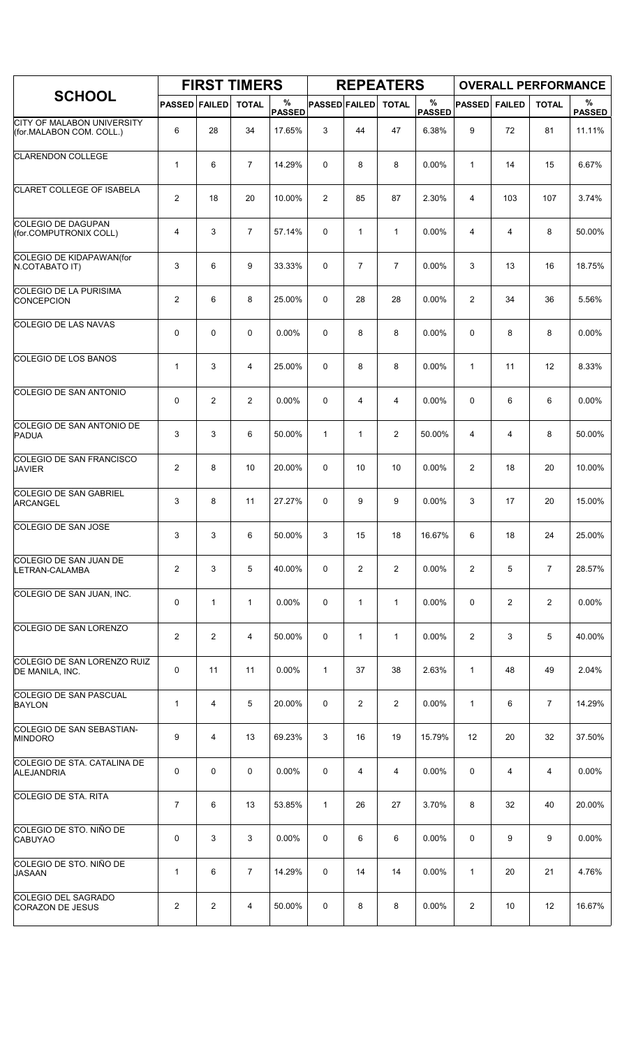| SCHOOL | FIRST TIMERS | | | | REPEATERS | | | | OVERALL PERFORMANCE | | | |
|---|---|---|---|---|---|---|---|---|---|---|---|---|
| | PASSED | FAILED | TOTAL | % PASSED | PASSED | FAILED | TOTAL | % PASSED | PASSED | FAILED | TOTAL | % PASSED |
| CITY OF MALABON UNIVERSITY (for.MALABON COM. COLL.) | 6 | 28 | 34 | 17.65% | 3 | 44 | 47 | 6.38% | 9 | 72 | 81 | 11.11% |
| CLARENDON COLLEGE | 1 | 6 | 7 | 14.29% | 0 | 8 | 8 | 0.00% | 1 | 14 | 15 | 6.67% |
| CLARET COLLEGE OF ISABELA | 2 | 18 | 20 | 10.00% | 2 | 85 | 87 | 2.30% | 4 | 103 | 107 | 3.74% |
| COLEGIO DE DAGUPAN (for.COMPUTRONIX COLL) | 4 | 3 | 7 | 57.14% | 0 | 1 | 1 | 0.00% | 4 | 4 | 8 | 50.00% |
| COLEGIO DE KIDAPAWAN(for N.COTABATO IT) | 3 | 6 | 9 | 33.33% | 0 | 7 | 7 | 0.00% | 3 | 13 | 16 | 18.75% |
| COLEGIO DE LA PURISIMA CONCEPCION | 2 | 6 | 8 | 25.00% | 0 | 28 | 28 | 0.00% | 2 | 34 | 36 | 5.56% |
| COLEGIO DE LAS NAVAS | 0 | 0 | 0 | 0.00% | 0 | 8 | 8 | 0.00% | 0 | 8 | 8 | 0.00% |
| COLEGIO DE LOS BANOS | 1 | 3 | 4 | 25.00% | 0 | 8 | 8 | 0.00% | 1 | 11 | 12 | 8.33% |
| COLEGIO DE SAN ANTONIO | 0 | 2 | 2 | 0.00% | 0 | 4 | 4 | 0.00% | 0 | 6 | 6 | 0.00% |
| COLEGIO DE SAN ANTONIO DE PADUA | 3 | 3 | 6 | 50.00% | 1 | 1 | 2 | 50.00% | 4 | 4 | 8 | 50.00% |
| COLEGIO DE SAN FRANCISCO JAVIER | 2 | 8 | 10 | 20.00% | 0 | 10 | 10 | 0.00% | 2 | 18 | 20 | 10.00% |
| COLEGIO DE SAN GABRIEL ARCANGEL | 3 | 8 | 11 | 27.27% | 0 | 9 | 9 | 0.00% | 3 | 17 | 20 | 15.00% |
| COLEGIO DE SAN JOSE | 3 | 3 | 6 | 50.00% | 3 | 15 | 18 | 16.67% | 6 | 18 | 24 | 25.00% |
| COLEGIO DE SAN JUAN DE LETRAN-CALAMBA | 2 | 3 | 5 | 40.00% | 0 | 2 | 2 | 0.00% | 2 | 5 | 7 | 28.57% |
| COLEGIO DE SAN JUAN, INC. | 0 | 1 | 1 | 0.00% | 0 | 1 | 1 | 0.00% | 0 | 2 | 2 | 0.00% |
| COLEGIO DE SAN LORENZO | 2 | 2 | 4 | 50.00% | 0 | 1 | 1 | 0.00% | 2 | 3 | 5 | 40.00% |
| COLEGIO DE SAN LORENZO RUIZ DE MANILA, INC. | 0 | 11 | 11 | 0.00% | 1 | 37 | 38 | 2.63% | 1 | 48 | 49 | 2.04% |
| COLEGIO DE SAN PASCUAL BAYLON | 1 | 4 | 5 | 20.00% | 0 | 2 | 2 | 0.00% | 1 | 6 | 7 | 14.29% |
| COLEGIO DE SAN SEBASTIAN-MINDORO | 9 | 4 | 13 | 69.23% | 3 | 16 | 19 | 15.79% | 12 | 20 | 32 | 37.50% |
| COLEGIO DE STA. CATALINA DE ALEJANDRIA | 0 | 0 | 0 | 0.00% | 0 | 4 | 4 | 0.00% | 0 | 4 | 4 | 0.00% |
| COLEGIO DE STA. RITA | 7 | 6 | 13 | 53.85% | 1 | 26 | 27 | 3.70% | 8 | 32 | 40 | 20.00% |
| COLEGIO DE STO. NIÑO DE CABUYAO | 0 | 3 | 3 | 0.00% | 0 | 6 | 6 | 0.00% | 0 | 9 | 9 | 0.00% |
| COLEGIO DE STO. NIÑO DE JASAAN | 1 | 6 | 7 | 14.29% | 0 | 14 | 14 | 0.00% | 1 | 20 | 21 | 4.76% |
| COLEGIO DEL SAGRADO CORAZON DE JESUS | 2 | 2 | 4 | 50.00% | 0 | 8 | 8 | 0.00% | 2 | 10 | 12 | 16.67% |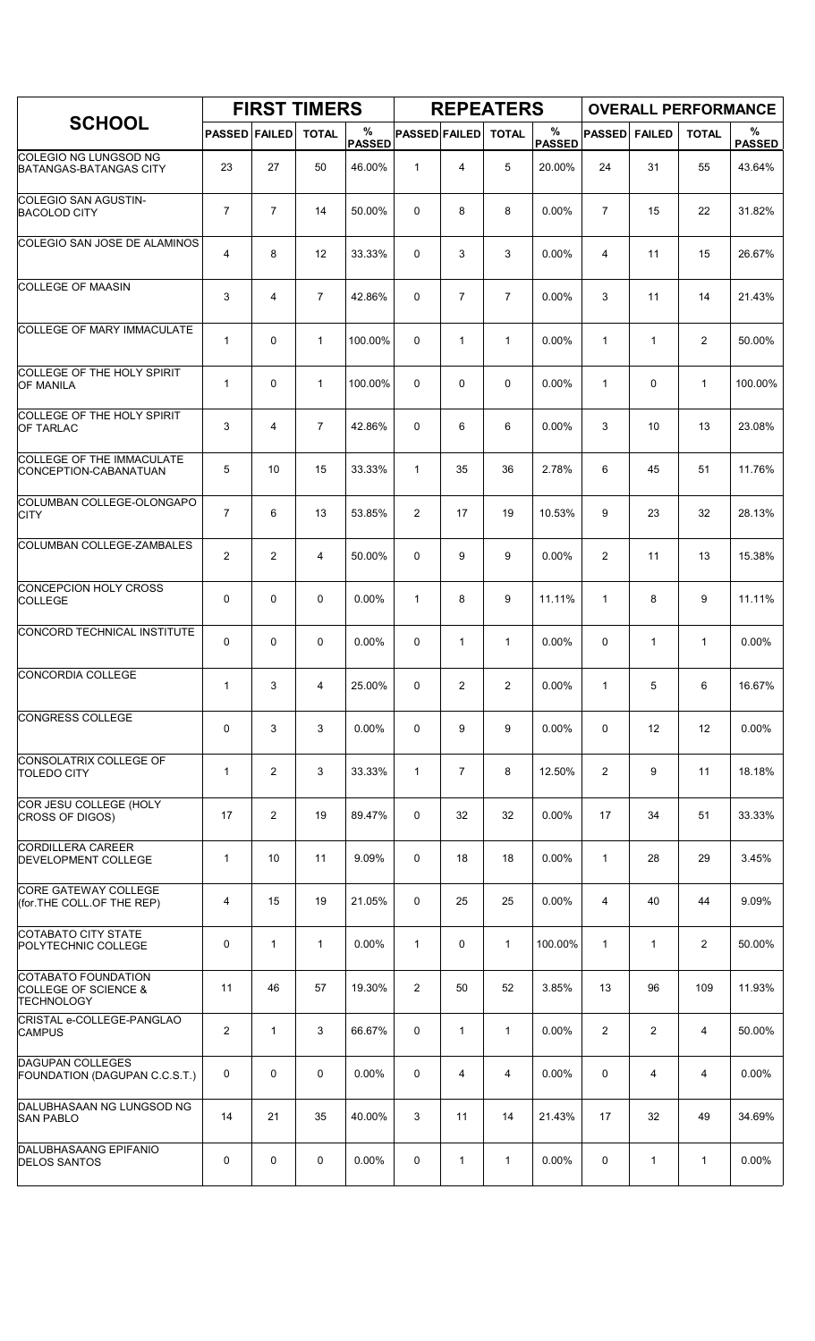| SCHOOL | FIRST TIMERS | | | | REPEATERS | | | | OVERALL PERFORMANCE | | | |
|---|---|---|---|---|---|---|---|---|---|---|---|---|
| | PASSED | FAILED | TOTAL | % PASSED | PASSED | FAILED | TOTAL | % PASSED | PASSED | FAILED | TOTAL | % PASSED |
| COLEGIO NG LUNGSOD NG BATANGAS-BATANGAS CITY | 23 | 27 | 50 | 46.00% | 1 | 4 | 5 | 20.00% | 24 | 31 | 55 | 43.64% |
| COLEGIO SAN AGUSTIN-BACOLOD CITY | 7 | 7 | 14 | 50.00% | 0 | 8 | 8 | 0.00% | 7 | 15 | 22 | 31.82% |
| COLEGIO SAN JOSE DE ALAMINOS | 4 | 8 | 12 | 33.33% | 0 | 3 | 3 | 0.00% | 4 | 11 | 15 | 26.67% |
| COLLEGE OF MAASIN | 3 | 4 | 7 | 42.86% | 0 | 7 | 7 | 0.00% | 3 | 11 | 14 | 21.43% |
| COLLEGE OF MARY IMMACULATE | 1 | 0 | 1 | 100.00% | 0 | 1 | 1 | 0.00% | 1 | 1 | 2 | 50.00% |
| COLLEGE OF THE HOLY SPIRIT OF MANILA | 1 | 0 | 1 | 100.00% | 0 | 0 | 0 | 0.00% | 1 | 0 | 1 | 100.00% |
| COLLEGE OF THE HOLY SPIRIT OF TARLAC | 3 | 4 | 7 | 42.86% | 0 | 6 | 6 | 0.00% | 3 | 10 | 13 | 23.08% |
| COLLEGE OF THE IMMACULATE CONCEPTION-CABANATUAN | 5 | 10 | 15 | 33.33% | 1 | 35 | 36 | 2.78% | 6 | 45 | 51 | 11.76% |
| COLUMBAN COLLEGE-OLONGAPO CITY | 7 | 6 | 13 | 53.85% | 2 | 17 | 19 | 10.53% | 9 | 23 | 32 | 28.13% |
| COLUMBAN COLLEGE-ZAMBALES | 2 | 2 | 4 | 50.00% | 0 | 9 | 9 | 0.00% | 2 | 11 | 13 | 15.38% |
| CONCEPCION HOLY CROSS COLLEGE | 0 | 0 | 0 | 0.00% | 1 | 8 | 9 | 11.11% | 1 | 8 | 9 | 11.11% |
| CONCORD TECHNICAL INSTITUTE | 0 | 0 | 0 | 0.00% | 0 | 1 | 1 | 0.00% | 0 | 1 | 1 | 0.00% |
| CONCORDIA COLLEGE | 1 | 3 | 4 | 25.00% | 0 | 2 | 2 | 0.00% | 1 | 5 | 6 | 16.67% |
| CONGRESS COLLEGE | 0 | 3 | 3 | 0.00% | 0 | 9 | 9 | 0.00% | 0 | 12 | 12 | 0.00% |
| CONSOLATRIX COLLEGE OF TOLEDO CITY | 1 | 2 | 3 | 33.33% | 1 | 7 | 8 | 12.50% | 2 | 9 | 11 | 18.18% |
| COR JESU COLLEGE (HOLY CROSS OF DIGOS) | 17 | 2 | 19 | 89.47% | 0 | 32 | 32 | 0.00% | 17 | 34 | 51 | 33.33% |
| CORDILLERA CAREER DEVELOPMENT COLLEGE | 1 | 10 | 11 | 9.09% | 0 | 18 | 18 | 0.00% | 1 | 28 | 29 | 3.45% |
| CORE GATEWAY COLLEGE (for.THE COLL.OF THE REP) | 4 | 15 | 19 | 21.05% | 0 | 25 | 25 | 0.00% | 4 | 40 | 44 | 9.09% |
| COTABATO CITY STATE POLYTECHNIC COLLEGE | 0 | 1 | 1 | 0.00% | 1 | 0 | 1 | 100.00% | 1 | 1 | 2 | 50.00% |
| COTABATO FOUNDATION COLLEGE OF SCIENCE & TECHNOLOGY | 11 | 46 | 57 | 19.30% | 2 | 50 | 52 | 3.85% | 13 | 96 | 109 | 11.93% |
| CRISTAL e-COLLEGE-PANGLAO CAMPUS | 2 | 1 | 3 | 66.67% | 0 | 1 | 1 | 0.00% | 2 | 2 | 4 | 50.00% |
| DAGUPAN COLLEGES FOUNDATION (DAGUPAN C.C.S.T.) | 0 | 0 | 0 | 0.00% | 0 | 4 | 4 | 0.00% | 0 | 4 | 4 | 0.00% |
| DALUBHASAAN NG LUNGSOD NG SAN PABLO | 14 | 21 | 35 | 40.00% | 3 | 11 | 14 | 21.43% | 17 | 32 | 49 | 34.69% |
| DALUBHASAANG EPIFANIO DELOS SANTOS | 0 | 0 | 0 | 0.00% | 0 | 1 | 1 | 0.00% | 0 | 1 | 1 | 0.00% |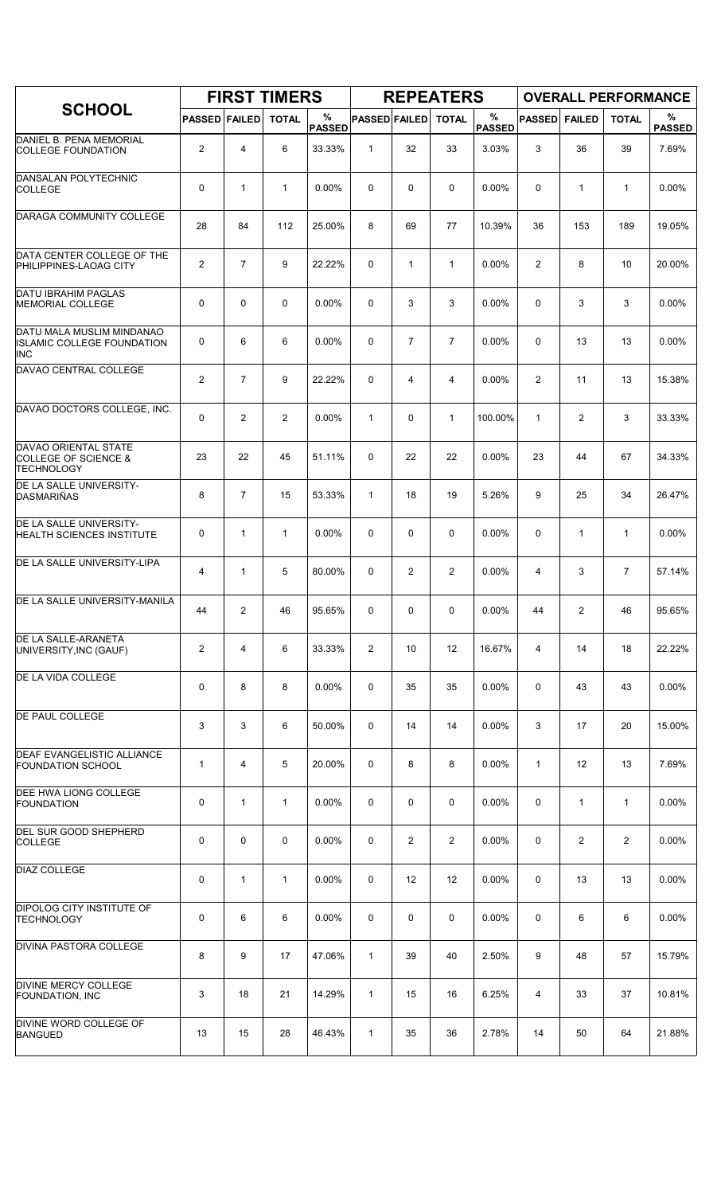| SCHOOL | FIRST TIMERS | | | | REPEATERS | | | | OVERALL PERFORMANCE | | | |
|---|---|---|---|---|---|---|---|---|---|---|---|---|
| | PASSED | FAILED | TOTAL | % PASSED | PASSED | FAILED | TOTAL | % PASSED | PASSED | FAILED | TOTAL | % PASSED |
| DANIEL B. PENA MEMORIAL COLLEGE FOUNDATION | 2 | 4 | 6 | 33.33% | 1 | 32 | 33 | 3.03% | 3 | 36 | 39 | 7.69% |
| DANSALAN POLYTECHNIC COLLEGE | 0 | 1 | 1 | 0.00% | 0 | 0 | 0 | 0.00% | 0 | 1 | 1 | 0.00% |
| DARAGA COMMUNITY COLLEGE | 28 | 84 | 112 | 25.00% | 8 | 69 | 77 | 10.39% | 36 | 153 | 189 | 19.05% |
| DATA CENTER COLLEGE OF THE PHILIPPINES-LAOAG CITY | 2 | 7 | 9 | 22.22% | 0 | 1 | 1 | 0.00% | 2 | 8 | 10 | 20.00% |
| DATU IBRAHIM PAGLAS MEMORIAL COLLEGE | 0 | 0 | 0 | 0.00% | 0 | 3 | 3 | 0.00% | 0 | 3 | 3 | 0.00% |
| DATU MALA MUSLIM MINDANAO ISLAMIC COLLEGE FOUNDATION INC | 0 | 6 | 6 | 0.00% | 0 | 7 | 7 | 0.00% | 0 | 13 | 13 | 0.00% |
| DAVAO CENTRAL COLLEGE | 2 | 7 | 9 | 22.22% | 0 | 4 | 4 | 0.00% | 2 | 11 | 13 | 15.38% |
| DAVAO DOCTORS COLLEGE, INC. | 0 | 2 | 2 | 0.00% | 1 | 0 | 1 | 100.00% | 1 | 2 | 3 | 33.33% |
| DAVAO ORIENTAL STATE COLLEGE OF SCIENCE & TECHNOLOGY | 23 | 22 | 45 | 51.11% | 0 | 22 | 22 | 0.00% | 23 | 44 | 67 | 34.33% |
| DE LA SALLE UNIVERSITY-DASMARIÑAS | 8 | 7 | 15 | 53.33% | 1 | 18 | 19 | 5.26% | 9 | 25 | 34 | 26.47% |
| DE LA SALLE UNIVERSITY-HEALTH SCIENCES INSTITUTE | 0 | 1 | 1 | 0.00% | 0 | 0 | 0 | 0.00% | 0 | 1 | 1 | 0.00% |
| DE LA SALLE UNIVERSITY-LIPA | 4 | 1 | 5 | 80.00% | 0 | 2 | 2 | 0.00% | 4 | 3 | 7 | 57.14% |
| DE LA SALLE UNIVERSITY-MANILA | 44 | 2 | 46 | 95.65% | 0 | 0 | 0 | 0.00% | 44 | 2 | 46 | 95.65% |
| DE LA SALLE-ARANETA UNIVERSITY,INC (GAUF) | 2 | 4 | 6 | 33.33% | 2 | 10 | 12 | 16.67% | 4 | 14 | 18 | 22.22% |
| DE LA VIDA COLLEGE | 0 | 8 | 8 | 0.00% | 0 | 35 | 35 | 0.00% | 0 | 43 | 43 | 0.00% |
| DE PAUL COLLEGE | 3 | 3 | 6 | 50.00% | 0 | 14 | 14 | 0.00% | 3 | 17 | 20 | 15.00% |
| DEAF EVANGELISTIC ALLIANCE FOUNDATION SCHOOL | 1 | 4 | 5 | 20.00% | 0 | 8 | 8 | 0.00% | 1 | 12 | 13 | 7.69% |
| DEE HWA LIONG COLLEGE FOUNDATION | 0 | 1 | 1 | 0.00% | 0 | 0 | 0 | 0.00% | 0 | 1 | 1 | 0.00% |
| DEL SUR GOOD SHEPHERD COLLEGE | 0 | 0 | 0 | 0.00% | 0 | 2 | 2 | 0.00% | 0 | 2 | 2 | 0.00% |
| DIAZ COLLEGE | 0 | 1 | 1 | 0.00% | 0 | 12 | 12 | 0.00% | 0 | 13 | 13 | 0.00% |
| DIPOLOG CITY INSTITUTE OF TECHNOLOGY | 0 | 6 | 6 | 0.00% | 0 | 0 | 0 | 0.00% | 0 | 6 | 6 | 0.00% |
| DIVINA PASTORA COLLEGE | 8 | 9 | 17 | 47.06% | 1 | 39 | 40 | 2.50% | 9 | 48 | 57 | 15.79% |
| DIVINE MERCY COLLEGE FOUNDATION, INC | 3 | 18 | 21 | 14.29% | 1 | 15 | 16 | 6.25% | 4 | 33 | 37 | 10.81% |
| DIVINE WORD COLLEGE OF BANGUED | 13 | 15 | 28 | 46.43% | 1 | 35 | 36 | 2.78% | 14 | 50 | 64 | 21.88% |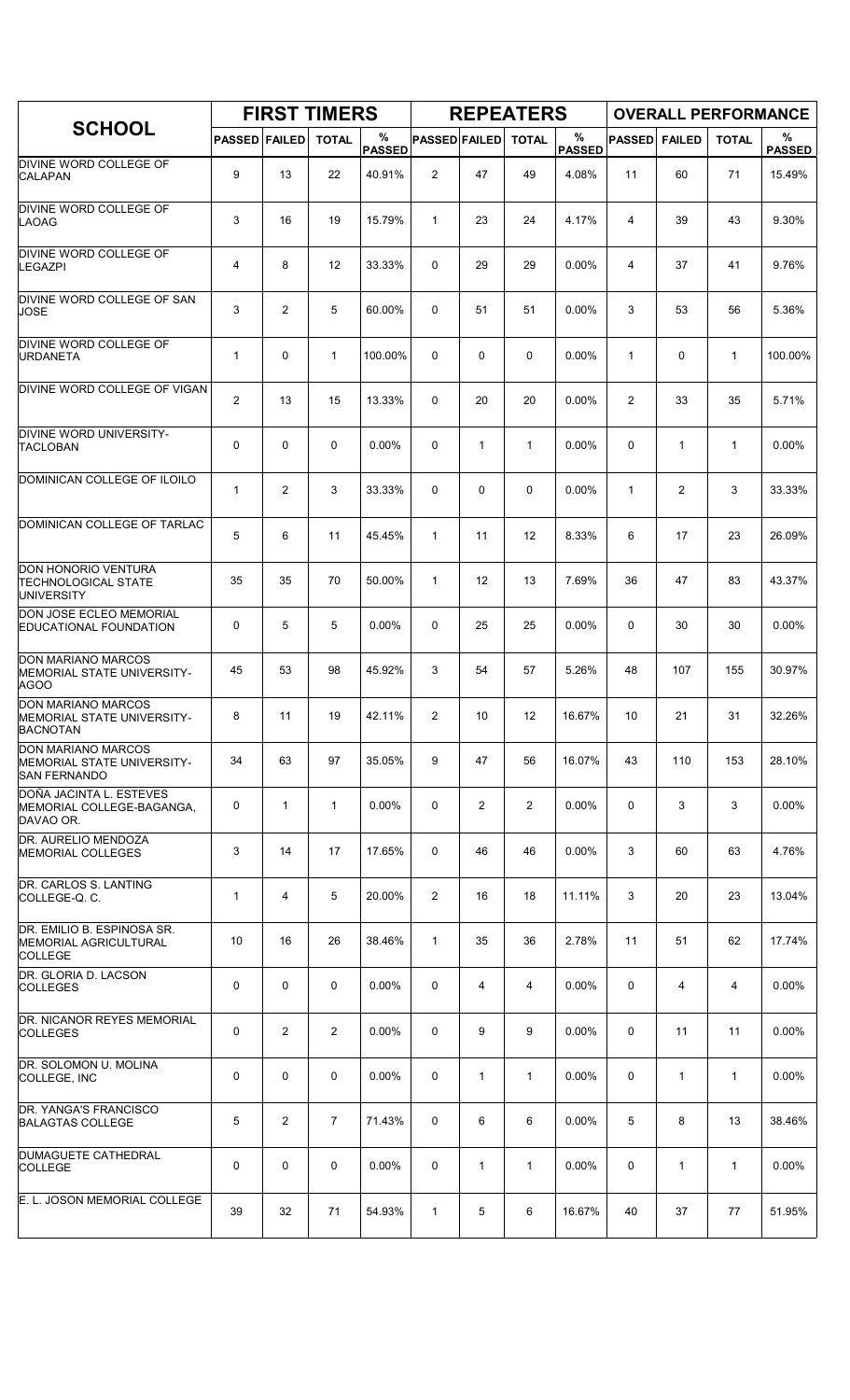| SCHOOL | FIRST TIMERS | | | | REPEATERS | | | | OVERALL PERFORMANCE | | | |
|---|---|---|---|---|---|---|---|---|---|---|---|---|
| | PASSED | FAILED | TOTAL | % PASSED | PASSED | FAILED | TOTAL | % PASSED | PASSED | FAILED | TOTAL | % PASSED |
| DIVINE WORD COLLEGE OF CALAPAN | 9 | 13 | 22 | 40.91% | 2 | 47 | 49 | 4.08% | 11 | 60 | 71 | 15.49% |
| DIVINE WORD COLLEGE OF LAOAG | 3 | 16 | 19 | 15.79% | 1 | 23 | 24 | 4.17% | 4 | 39 | 43 | 9.30% |
| DIVINE WORD COLLEGE OF LEGAZPI | 4 | 8 | 12 | 33.33% | 0 | 29 | 29 | 0.00% | 4 | 37 | 41 | 9.76% |
| DIVINE WORD COLLEGE OF SAN JOSE | 3 | 2 | 5 | 60.00% | 0 | 51 | 51 | 0.00% | 3 | 53 | 56 | 5.36% |
| DIVINE WORD COLLEGE OF URDANETA | 1 | 0 | 1 | 100.00% | 0 | 0 | 0 | 0.00% | 1 | 0 | 1 | 100.00% |
| DIVINE WORD COLLEGE OF VIGAN | 2 | 13 | 15 | 13.33% | 0 | 20 | 20 | 0.00% | 2 | 33 | 35 | 5.71% |
| DIVINE WORD UNIVERSITY-TACLOBAN | 0 | 0 | 0 | 0.00% | 0 | 1 | 1 | 0.00% | 0 | 1 | 1 | 0.00% |
| DOMINICAN COLLEGE OF ILOILO | 1 | 2 | 3 | 33.33% | 0 | 0 | 0 | 0.00% | 1 | 2 | 3 | 33.33% |
| DOMINICAN COLLEGE OF TARLAC | 5 | 6 | 11 | 45.45% | 1 | 11 | 12 | 8.33% | 6 | 17 | 23 | 26.09% |
| DON HONORIO VENTURA TECHNOLOGICAL STATE UNIVERSITY | 35 | 35 | 70 | 50.00% | 1 | 12 | 13 | 7.69% | 36 | 47 | 83 | 43.37% |
| DON JOSE ECLEO MEMORIAL EDUCATIONAL FOUNDATION | 0 | 5 | 5 | 0.00% | 0 | 25 | 25 | 0.00% | 0 | 30 | 30 | 0.00% |
| DON MARIANO MARCOS MEMORIAL STATE UNIVERSITY-AGOO | 45 | 53 | 98 | 45.92% | 3 | 54 | 57 | 5.26% | 48 | 107 | 155 | 30.97% |
| DON MARIANO MARCOS MEMORIAL STATE UNIVERSITY-BACNOTAN | 8 | 11 | 19 | 42.11% | 2 | 10 | 12 | 16.67% | 10 | 21 | 31 | 32.26% |
| DON MARIANO MARCOS MEMORIAL STATE UNIVERSITY-SAN FERNANDO | 34 | 63 | 97 | 35.05% | 9 | 47 | 56 | 16.07% | 43 | 110 | 153 | 28.10% |
| DOÑA JACINTA L. ESTEVES MEMORIAL COLLEGE-BAGANGA, DAVAO OR. | 0 | 1 | 1 | 0.00% | 0 | 2 | 2 | 0.00% | 0 | 3 | 3 | 0.00% |
| DR. AURELIO MENDOZA MEMORIAL COLLEGES | 3 | 14 | 17 | 17.65% | 0 | 46 | 46 | 0.00% | 3 | 60 | 63 | 4.76% |
| DR. CARLOS S. LANTING COLLEGE-Q. C. | 1 | 4 | 5 | 20.00% | 2 | 16 | 18 | 11.11% | 3 | 20 | 23 | 13.04% |
| DR. EMILIO B. ESPINOSA SR. MEMORIAL AGRICULTURAL COLLEGE | 10 | 16 | 26 | 38.46% | 1 | 35 | 36 | 2.78% | 11 | 51 | 62 | 17.74% |
| DR. GLORIA D. LACSON COLLEGES | 0 | 0 | 0 | 0.00% | 0 | 4 | 4 | 0.00% | 0 | 4 | 4 | 0.00% |
| DR. NICANOR REYES MEMORIAL COLLEGES | 0 | 2 | 2 | 0.00% | 0 | 9 | 9 | 0.00% | 0 | 11 | 11 | 0.00% |
| DR. SOLOMON U. MOLINA COLLEGE, INC | 0 | 0 | 0 | 0.00% | 0 | 1 | 1 | 0.00% | 0 | 1 | 1 | 0.00% |
| DR. YANGA'S FRANCISCO BALAGTAS COLLEGE | 5 | 2 | 7 | 71.43% | 0 | 6 | 6 | 0.00% | 5 | 8 | 13 | 38.46% |
| DUMAGUETE CATHEDRAL COLLEGE | 0 | 0 | 0 | 0.00% | 0 | 1 | 1 | 0.00% | 0 | 1 | 1 | 0.00% |
| E. L. JOSON MEMORIAL COLLEGE | 39 | 32 | 71 | 54.93% | 1 | 5 | 6 | 16.67% | 40 | 37 | 77 | 51.95% |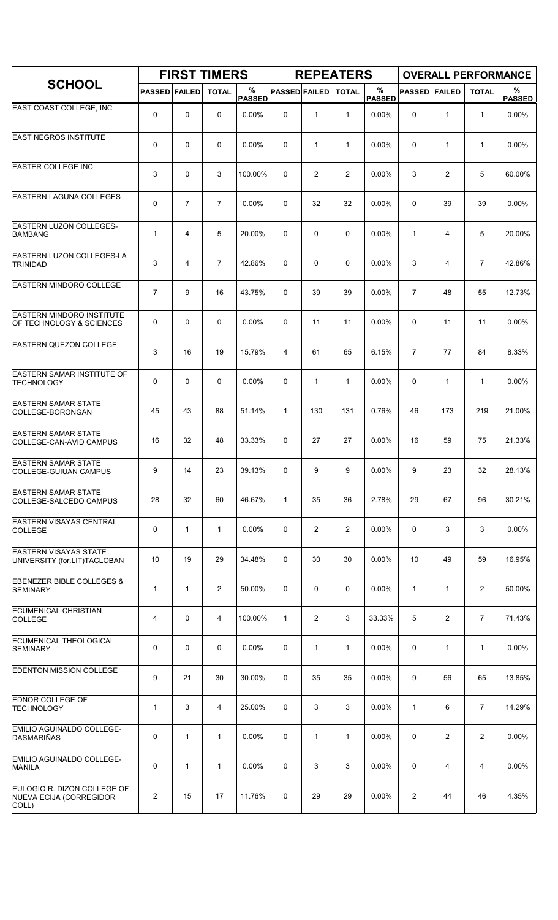| SCHOOL | FIRST TIMERS | | | | REPEATERS | | | | OVERALL PERFORMANCE | | | |
|---|---|---|---|---|---|---|---|---|---|---|---|---|
| | PASSED | FAILED | TOTAL | % PASSED | PASSED | FAILED | TOTAL | % PASSED | PASSED | FAILED | TOTAL | % PASSED |
| EAST COAST COLLEGE, INC | 0 | 0 | 0 | 0.00% | 0 | 1 | 1 | 0.00% | 0 | 1 | 1 | 0.00% |
| EAST NEGROS INSTITUTE | 0 | 0 | 0 | 0.00% | 0 | 1 | 1 | 0.00% | 0 | 1 | 1 | 0.00% |
| EASTER COLLEGE INC | 3 | 0 | 3 | 100.00% | 0 | 2 | 2 | 0.00% | 3 | 2 | 5 | 60.00% |
| EASTERN LAGUNA COLLEGES | 0 | 7 | 7 | 0.00% | 0 | 32 | 32 | 0.00% | 0 | 39 | 39 | 0.00% |
| EASTERN LUZON COLLEGES-BAMBANG | 1 | 4 | 5 | 20.00% | 0 | 0 | 0 | 0.00% | 1 | 4 | 5 | 20.00% |
| EASTERN LUZON COLLEGES-LA TRINIDAD | 3 | 4 | 7 | 42.86% | 0 | 0 | 0 | 0.00% | 3 | 4 | 7 | 42.86% |
| EASTERN MINDORO COLLEGE | 7 | 9 | 16 | 43.75% | 0 | 39 | 39 | 0.00% | 7 | 48 | 55 | 12.73% |
| EASTERN MINDORO INSTITUTE OF TECHNOLOGY & SCIENCES | 0 | 0 | 0 | 0.00% | 0 | 11 | 11 | 0.00% | 0 | 11 | 11 | 0.00% |
| EASTERN QUEZON COLLEGE | 3 | 16 | 19 | 15.79% | 4 | 61 | 65 | 6.15% | 7 | 77 | 84 | 8.33% |
| EASTERN SAMAR INSTITUTE OF TECHNOLOGY | 0 | 0 | 0 | 0.00% | 0 | 1 | 1 | 0.00% | 0 | 1 | 1 | 0.00% |
| EASTERN SAMAR STATE COLLEGE-BORONGAN | 45 | 43 | 88 | 51.14% | 1 | 130 | 131 | 0.76% | 46 | 173 | 219 | 21.00% |
| EASTERN SAMAR STATE COLLEGE-CAN-AVID CAMPUS | 16 | 32 | 48 | 33.33% | 0 | 27 | 27 | 0.00% | 16 | 59 | 75 | 21.33% |
| EASTERN SAMAR STATE COLLEGE-GUIUAN CAMPUS | 9 | 14 | 23 | 39.13% | 0 | 9 | 9 | 0.00% | 9 | 23 | 32 | 28.13% |
| EASTERN SAMAR STATE COLLEGE-SALCEDO CAMPUS | 28 | 32 | 60 | 46.67% | 1 | 35 | 36 | 2.78% | 29 | 67 | 96 | 30.21% |
| EASTERN VISAYAS CENTRAL COLLEGE | 0 | 1 | 1 | 0.00% | 0 | 2 | 2 | 0.00% | 0 | 3 | 3 | 0.00% |
| EASTERN VISAYAS STATE UNIVERSITY (for.LIT)TACLOBAN | 10 | 19 | 29 | 34.48% | 0 | 30 | 30 | 0.00% | 10 | 49 | 59 | 16.95% |
| EBENEZER BIBLE COLLEGES & SEMINARY | 1 | 1 | 2 | 50.00% | 0 | 0 | 0 | 0.00% | 1 | 1 | 2 | 50.00% |
| ECUMENICAL CHRISTIAN COLLEGE | 4 | 0 | 4 | 100.00% | 1 | 2 | 3 | 33.33% | 5 | 2 | 7 | 71.43% |
| ECUMENICAL THEOLOGICAL SEMINARY | 0 | 0 | 0 | 0.00% | 0 | 1 | 1 | 0.00% | 0 | 1 | 1 | 0.00% |
| EDENTON MISSION COLLEGE | 9 | 21 | 30 | 30.00% | 0 | 35 | 35 | 0.00% | 9 | 56 | 65 | 13.85% |
| EDNOR COLLEGE OF TECHNOLOGY | 1 | 3 | 4 | 25.00% | 0 | 3 | 3 | 0.00% | 1 | 6 | 7 | 14.29% |
| EMILIO AGUINALDO COLLEGE-DASMARIÑAS | 0 | 1 | 1 | 0.00% | 0 | 1 | 1 | 0.00% | 0 | 2 | 2 | 0.00% |
| EMILIO AGUINALDO COLLEGE-MANILA | 0 | 1 | 1 | 0.00% | 0 | 3 | 3 | 0.00% | 0 | 4 | 4 | 0.00% |
| EULOGIO R. DIZON COLLEGE OF NUEVA ECIJA (CORREGIDOR COLL) | 2 | 15 | 17 | 11.76% | 0 | 29 | 29 | 0.00% | 2 | 44 | 46 | 4.35% |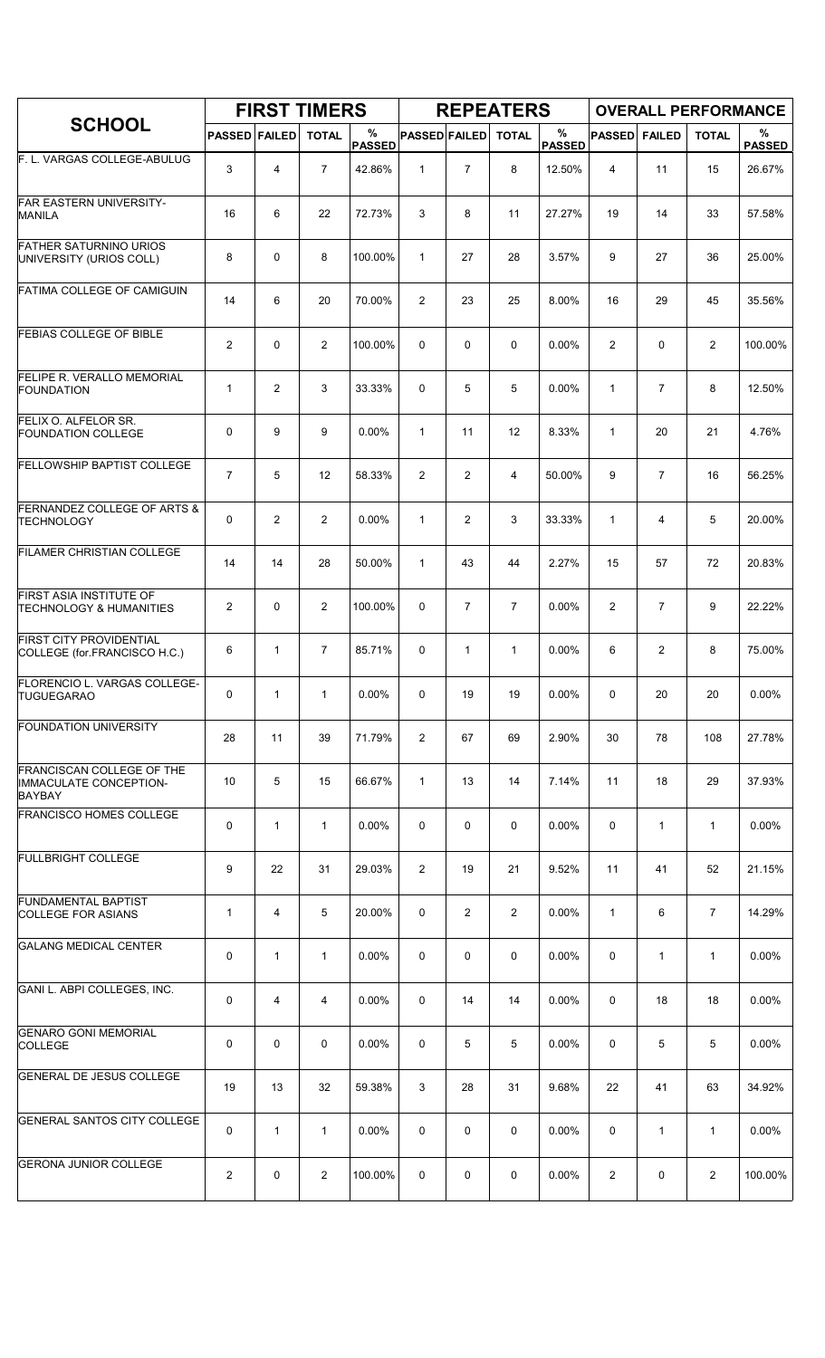| SCHOOL | FIRST TIMERS | | | | REPEATERS | | | | OVERALL PERFORMANCE | | | |
|---|---|---|---|---|---|---|---|---|---|---|---|---|
| | PASSED | FAILED | TOTAL | % PASSED | PASSED | FAILED | TOTAL | % PASSED | PASSED | FAILED | TOTAL | % PASSED |
| F. L. VARGAS COLLEGE-ABULUG | 3 | 4 | 7 | 42.86% | 1 | 7 | 8 | 12.50% | 4 | 11 | 15 | 26.67% |
| FAR EASTERN UNIVERSITY-MANILA | 16 | 6 | 22 | 72.73% | 3 | 8 | 11 | 27.27% | 19 | 14 | 33 | 57.58% |
| FATHER SATURNINO URIOS UNIVERSITY (URIOS COLL) | 8 | 0 | 8 | 100.00% | 1 | 27 | 28 | 3.57% | 9 | 27 | 36 | 25.00% |
| FATIMA COLLEGE OF CAMIGUIN | 14 | 6 | 20 | 70.00% | 2 | 23 | 25 | 8.00% | 16 | 29 | 45 | 35.56% |
| FEBIAS COLLEGE OF BIBLE | 2 | 0 | 2 | 100.00% | 0 | 0 | 0 | 0.00% | 2 | 0 | 2 | 100.00% |
| FELIPE R. VERALLO MEMORIAL FOUNDATION | 1 | 2 | 3 | 33.33% | 0 | 5 | 5 | 0.00% | 1 | 7 | 8 | 12.50% |
| FELIX O. ALFELOR SR. FOUNDATION COLLEGE | 0 | 9 | 9 | 0.00% | 1 | 11 | 12 | 8.33% | 1 | 20 | 21 | 4.76% |
| FELLOWSHIP BAPTIST COLLEGE | 7 | 5 | 12 | 58.33% | 2 | 2 | 4 | 50.00% | 9 | 7 | 16 | 56.25% |
| FERNANDEZ COLLEGE OF ARTS & TECHNOLOGY | 0 | 2 | 2 | 0.00% | 1 | 2 | 3 | 33.33% | 1 | 4 | 5 | 20.00% |
| FILAMER CHRISTIAN COLLEGE | 14 | 14 | 28 | 50.00% | 1 | 43 | 44 | 2.27% | 15 | 57 | 72 | 20.83% |
| FIRST ASIA INSTITUTE OF TECHNOLOGY & HUMANITIES | 2 | 0 | 2 | 100.00% | 0 | 7 | 7 | 0.00% | 2 | 7 | 9 | 22.22% |
| FIRST CITY PROVIDENTIAL COLLEGE (for.FRANCISCO H.C.) | 6 | 1 | 7 | 85.71% | 0 | 1 | 1 | 0.00% | 6 | 2 | 8 | 75.00% |
| FLORENCIO L. VARGAS COLLEGE-TUGUEGARAO | 0 | 1 | 1 | 0.00% | 0 | 19 | 19 | 0.00% | 0 | 20 | 20 | 0.00% |
| FOUNDATION UNIVERSITY | 28 | 11 | 39 | 71.79% | 2 | 67 | 69 | 2.90% | 30 | 78 | 108 | 27.78% |
| FRANCISCAN COLLEGE OF THE IMMACULATE CONCEPTION-BAYBAY | 10 | 5 | 15 | 66.67% | 1 | 13 | 14 | 7.14% | 11 | 18 | 29 | 37.93% |
| FRANCISCO HOMES COLLEGE | 0 | 1 | 1 | 0.00% | 0 | 0 | 0 | 0.00% | 0 | 1 | 1 | 0.00% |
| FULLBRIGHT COLLEGE | 9 | 22 | 31 | 29.03% | 2 | 19 | 21 | 9.52% | 11 | 41 | 52 | 21.15% |
| FUNDAMENTAL BAPTIST COLLEGE FOR ASIANS | 1 | 4 | 5 | 20.00% | 0 | 2 | 2 | 0.00% | 1 | 6 | 7 | 14.29% |
| GALANG MEDICAL CENTER | 0 | 1 | 1 | 0.00% | 0 | 0 | 0 | 0.00% | 0 | 1 | 1 | 0.00% |
| GANI L. ABPI COLLEGES, INC. | 0 | 4 | 4 | 0.00% | 0 | 14 | 14 | 0.00% | 0 | 18 | 18 | 0.00% |
| GENARO GONI MEMORIAL COLLEGE | 0 | 0 | 0 | 0.00% | 0 | 5 | 5 | 0.00% | 0 | 5 | 5 | 0.00% |
| GENERAL DE JESUS COLLEGE | 19 | 13 | 32 | 59.38% | 3 | 28 | 31 | 9.68% | 22 | 41 | 63 | 34.92% |
| GENERAL SANTOS CITY COLLEGE | 0 | 1 | 1 | 0.00% | 0 | 0 | 0 | 0.00% | 0 | 1 | 1 | 0.00% |
| GERONA JUNIOR COLLEGE | 2 | 0 | 2 | 100.00% | 0 | 0 | 0 | 0.00% | 2 | 0 | 2 | 100.00% |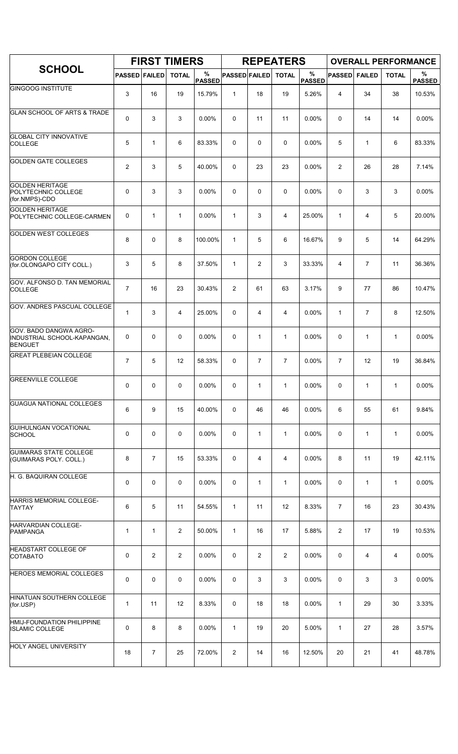| SCHOOL | FIRST TIMERS | | | | REPEATERS | | | | OVERALL PERFORMANCE | | | |
|---|---|---|---|---|---|---|---|---|---|---|---|---|
| | PASSED | FAILED | TOTAL | % PASSED | PASSED | FAILED | TOTAL | % PASSED | PASSED | FAILED | TOTAL | % PASSED |
| GINGOOG INSTITUTE | 3 | 16 | 19 | 15.79% | 1 | 18 | 19 | 5.26% | 4 | 34 | 38 | 10.53% |
| GLAN SCHOOL OF ARTS & TRADE | 0 | 3 | 3 | 0.00% | 0 | 11 | 11 | 0.00% | 0 | 14 | 14 | 0.00% |
| GLOBAL CITY INNOVATIVE COLLEGE | 5 | 1 | 6 | 83.33% | 0 | 0 | 0 | 0.00% | 5 | 1 | 6 | 83.33% |
| GOLDEN GATE COLLEGES | 2 | 3 | 5 | 40.00% | 0 | 23 | 23 | 0.00% | 2 | 26 | 28 | 7.14% |
| GOLDEN HERITAGE POLYTECHNIC COLLEGE (for.NMPS)-CDO | 0 | 3 | 3 | 0.00% | 0 | 0 | 0 | 0.00% | 0 | 3 | 3 | 0.00% |
| GOLDEN HERITAGE POLYTECHNIC COLLEGE-CARMEN | 0 | 1 | 1 | 0.00% | 1 | 3 | 4 | 25.00% | 1 | 4 | 5 | 20.00% |
| GOLDEN WEST COLLEGES | 8 | 0 | 8 | 100.00% | 1 | 5 | 6 | 16.67% | 9 | 5 | 14 | 64.29% |
| GORDON COLLEGE (for.OLONGAPO CITY COLL.) | 3 | 5 | 8 | 37.50% | 1 | 2 | 3 | 33.33% | 4 | 7 | 11 | 36.36% |
| GOV. ALFONSO D. TAN MEMORIAL COLLEGE | 7 | 16 | 23 | 30.43% | 2 | 61 | 63 | 3.17% | 9 | 77 | 86 | 10.47% |
| GOV. ANDRES PASCUAL COLLEGE | 1 | 3 | 4 | 25.00% | 0 | 4 | 4 | 0.00% | 1 | 7 | 8 | 12.50% |
| GOV. BADO DANGWA AGRO-INDUSTRIAL SCHOOL-KAPANGAN, BENGUET | 0 | 0 | 0 | 0.00% | 0 | 1 | 1 | 0.00% | 0 | 1 | 1 | 0.00% |
| GREAT PLEBEIAN COLLEGE | 7 | 5 | 12 | 58.33% | 0 | 7 | 7 | 0.00% | 7 | 12 | 19 | 36.84% |
| GREENVILLE COLLEGE | 0 | 0 | 0 | 0.00% | 0 | 1 | 1 | 0.00% | 0 | 1 | 1 | 0.00% |
| GUAGUA NATIONAL COLLEGES | 6 | 9 | 15 | 40.00% | 0 | 46 | 46 | 0.00% | 6 | 55 | 61 | 9.84% |
| GUIHULNGAN VOCATIONAL SCHOOL | 0 | 0 | 0 | 0.00% | 0 | 1 | 1 | 0.00% | 0 | 1 | 1 | 0.00% |
| GUIMARAS STATE COLLEGE (GUIMARAS POLY. COLL.) | 8 | 7 | 15 | 53.33% | 0 | 4 | 4 | 0.00% | 8 | 11 | 19 | 42.11% |
| H. G. BAQUIRAN COLLEGE | 0 | 0 | 0 | 0.00% | 0 | 1 | 1 | 0.00% | 0 | 1 | 1 | 0.00% |
| HARRIS MEMORIAL COLLEGE-TAYTAY | 6 | 5 | 11 | 54.55% | 1 | 11 | 12 | 8.33% | 7 | 16 | 23 | 30.43% |
| HARVARDIAN COLLEGE-PAMPANGA | 1 | 1 | 2 | 50.00% | 1 | 16 | 17 | 5.88% | 2 | 17 | 19 | 10.53% |
| HEADSTART COLLEGE OF COTABATO | 0 | 2 | 2 | 0.00% | 0 | 2 | 2 | 0.00% | 0 | 4 | 4 | 0.00% |
| HEROES MEMORIAL COLLEGES | 0 | 0 | 0 | 0.00% | 0 | 3 | 3 | 0.00% | 0 | 3 | 3 | 0.00% |
| HINATUAN SOUTHERN COLLEGE (for.USP) | 1 | 11 | 12 | 8.33% | 0 | 18 | 18 | 0.00% | 1 | 29 | 30 | 3.33% |
| HMIJ-FOUNDATION PHILIPPINE ISLAMIC COLLEGE | 0 | 8 | 8 | 0.00% | 1 | 19 | 20 | 5.00% | 1 | 27 | 28 | 3.57% |
| HOLY ANGEL UNIVERSITY | 18 | 7 | 25 | 72.00% | 2 | 14 | 16 | 12.50% | 20 | 21 | 41 | 48.78% |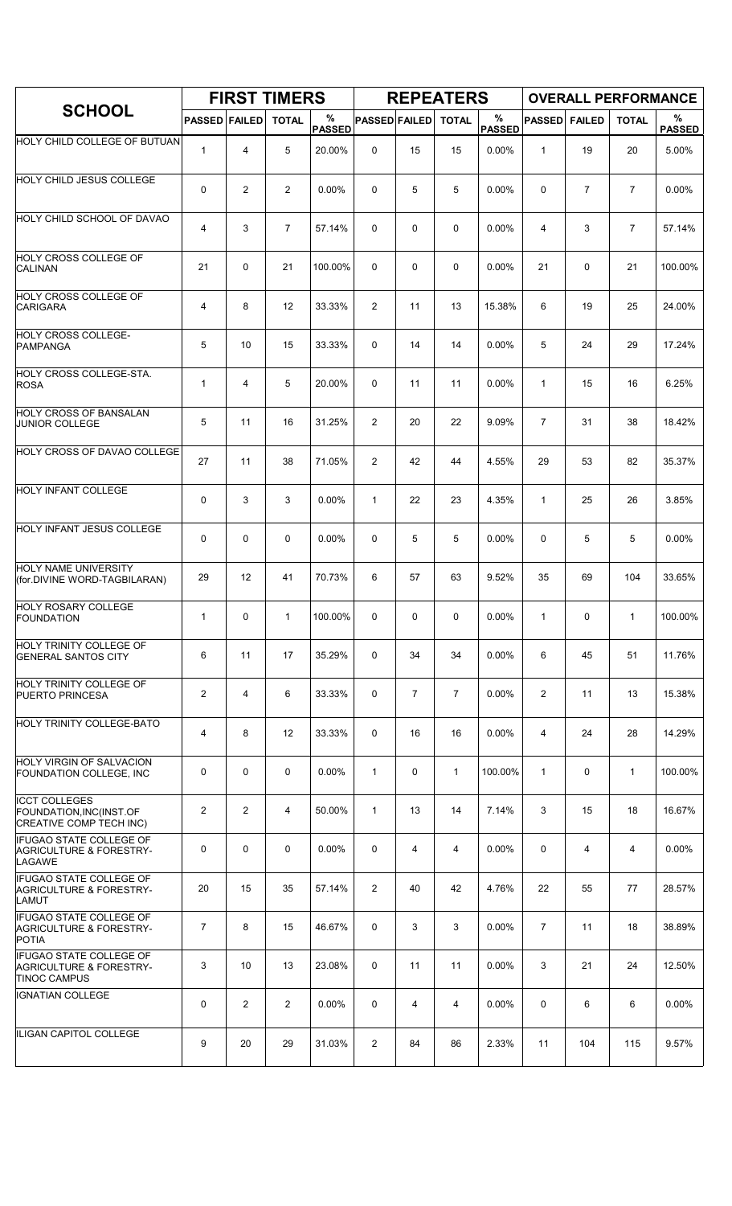| SCHOOL | FIRST TIMERS | | | | REPEATERS | | | | OVERALL PERFORMANCE | | | |
|---|---|---|---|---|---|---|---|---|---|---|---|---|
| | PASSED | FAILED | TOTAL | % PASSED | PASSED | FAILED | TOTAL | % PASSED | PASSED | FAILED | TOTAL | % PASSED |
| HOLY CHILD COLLEGE OF BUTUAN | 1 | 4 | 5 | 20.00% | 0 | 15 | 15 | 0.00% | 1 | 19 | 20 | 5.00% |
| HOLY CHILD JESUS COLLEGE | 0 | 2 | 2 | 0.00% | 0 | 5 | 5 | 0.00% | 0 | 7 | 7 | 0.00% |
| HOLY CHILD SCHOOL OF DAVAO | 4 | 3 | 7 | 57.14% | 0 | 0 | 0 | 0.00% | 4 | 3 | 7 | 57.14% |
| HOLY CROSS COLLEGE OF CALINAN | 21 | 0 | 21 | 100.00% | 0 | 0 | 0 | 0.00% | 21 | 0 | 21 | 100.00% |
| HOLY CROSS COLLEGE OF CARIGARA | 4 | 8 | 12 | 33.33% | 2 | 11 | 13 | 15.38% | 6 | 19 | 25 | 24.00% |
| HOLY CROSS COLLEGE-PAMPANGA | 5 | 10 | 15 | 33.33% | 0 | 14 | 14 | 0.00% | 5 | 24 | 29 | 17.24% |
| HOLY CROSS COLLEGE-STA. ROSA | 1 | 4 | 5 | 20.00% | 0 | 11 | 11 | 0.00% | 1 | 15 | 16 | 6.25% |
| HOLY CROSS OF BANSALAN JUNIOR COLLEGE | 5 | 11 | 16 | 31.25% | 2 | 20 | 22 | 9.09% | 7 | 31 | 38 | 18.42% |
| HOLY CROSS OF DAVAO COLLEGE | 27 | 11 | 38 | 71.05% | 2 | 42 | 44 | 4.55% | 29 | 53 | 82 | 35.37% |
| HOLY INFANT COLLEGE | 0 | 3 | 3 | 0.00% | 1 | 22 | 23 | 4.35% | 1 | 25 | 26 | 3.85% |
| HOLY INFANT JESUS COLLEGE | 0 | 0 | 0 | 0.00% | 0 | 5 | 5 | 0.00% | 0 | 5 | 5 | 0.00% |
| HOLY NAME UNIVERSITY (for.DIVINE WORD-TAGBILARAN) | 29 | 12 | 41 | 70.73% | 6 | 57 | 63 | 9.52% | 35 | 69 | 104 | 33.65% |
| HOLY ROSARY COLLEGE FOUNDATION | 1 | 0 | 1 | 100.00% | 0 | 0 | 0 | 0.00% | 1 | 0 | 1 | 100.00% |
| HOLY TRINITY COLLEGE OF GENERAL SANTOS CITY | 6 | 11 | 17 | 35.29% | 0 | 34 | 34 | 0.00% | 6 | 45 | 51 | 11.76% |
| HOLY TRINITY COLLEGE OF PUERTO PRINCESA | 2 | 4 | 6 | 33.33% | 0 | 7 | 7 | 0.00% | 2 | 11 | 13 | 15.38% |
| HOLY TRINITY COLLEGE-BATO | 4 | 8 | 12 | 33.33% | 0 | 16 | 16 | 0.00% | 4 | 24 | 28 | 14.29% |
| HOLY VIRGIN OF SALVACION FOUNDATION COLLEGE, INC | 0 | 0 | 0 | 0.00% | 1 | 0 | 1 | 100.00% | 1 | 0 | 1 | 100.00% |
| ICCT COLLEGES FOUNDATION,INC(INST.OF CREATIVE COMP TECH INC) | 2 | 2 | 4 | 50.00% | 1 | 13 | 14 | 7.14% | 3 | 15 | 18 | 16.67% |
| IFUGAO STATE COLLEGE OF AGRICULTURE & FORESTRY-LAGAWE | 0 | 0 | 0 | 0.00% | 0 | 4 | 4 | 0.00% | 0 | 4 | 4 | 0.00% |
| IFUGAO STATE COLLEGE OF AGRICULTURE & FORESTRY-LAMUT | 20 | 15 | 35 | 57.14% | 2 | 40 | 42 | 4.76% | 22 | 55 | 77 | 28.57% |
| IFUGAO STATE COLLEGE OF AGRICULTURE & FORESTRY-POTIA | 7 | 8 | 15 | 46.67% | 0 | 3 | 3 | 0.00% | 7 | 11 | 18 | 38.89% |
| IFUGAO STATE COLLEGE OF AGRICULTURE & FORESTRY-TINOC CAMPUS | 3 | 10 | 13 | 23.08% | 0 | 11 | 11 | 0.00% | 3 | 21 | 24 | 12.50% |
| IGNATIAN COLLEGE | 0 | 2 | 2 | 0.00% | 0 | 4 | 4 | 0.00% | 0 | 6 | 6 | 0.00% |
| ILIGAN CAPITOL COLLEGE | 9 | 20 | 29 | 31.03% | 2 | 84 | 86 | 2.33% | 11 | 104 | 115 | 9.57% |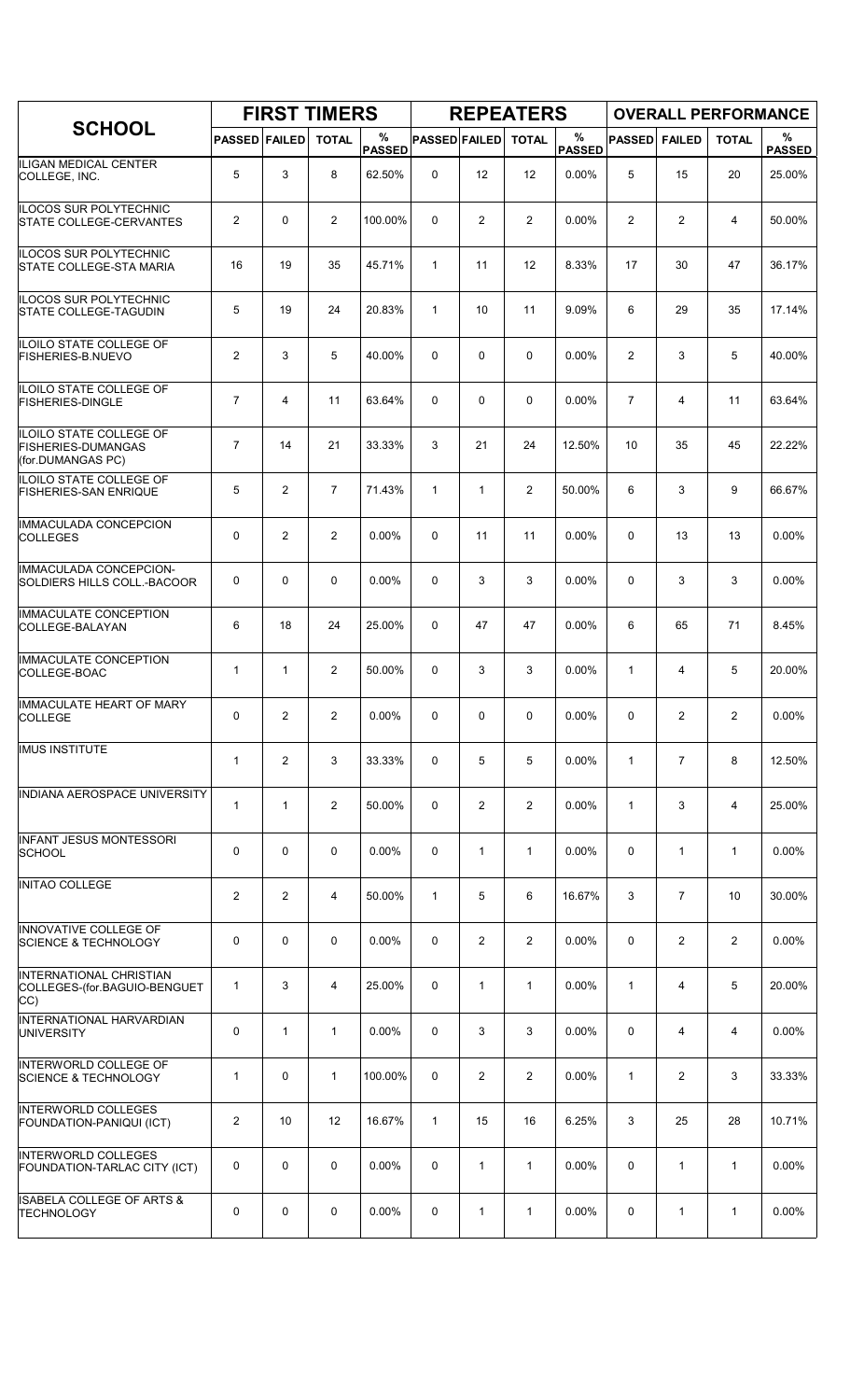| SCHOOL | FIRST TIMERS | | | | REPEATERS | | | | OVERALL PERFORMANCE | | | |
|---|---|---|---|---|---|---|---|---|---|---|---|---|
| | PASSED | FAILED | TOTAL | % PASSED | PASSED | FAILED | TOTAL | % PASSED | PASSED | FAILED | TOTAL | % PASSED |
| ILIGAN MEDICAL CENTER COLLEGE, INC. | 5 | 3 | 8 | 62.50% | 0 | 12 | 12 | 0.00% | 5 | 15 | 20 | 25.00% |
| ILOCOS SUR POLYTECHNIC STATE COLLEGE-CERVANTES | 2 | 0 | 2 | 100.00% | 0 | 2 | 2 | 0.00% | 2 | 2 | 4 | 50.00% |
| ILOCOS SUR POLYTECHNIC STATE COLLEGE-STA MARIA | 16 | 19 | 35 | 45.71% | 1 | 11 | 12 | 8.33% | 17 | 30 | 47 | 36.17% |
| ILOCOS SUR POLYTECHNIC STATE COLLEGE-TAGUDIN | 5 | 19 | 24 | 20.83% | 1 | 10 | 11 | 9.09% | 6 | 29 | 35 | 17.14% |
| ILOILO STATE COLLEGE OF FISHERIES-B.NUEVO | 2 | 3 | 5 | 40.00% | 0 | 0 | 0 | 0.00% | 2 | 3 | 5 | 40.00% |
| ILOILO STATE COLLEGE OF FISHERIES-DINGLE | 7 | 4 | 11 | 63.64% | 0 | 0 | 0 | 0.00% | 7 | 4 | 11 | 63.64% |
| ILOILO STATE COLLEGE OF FISHERIES-DUMANGAS (for.DUMANGAS PC) | 7 | 14 | 21 | 33.33% | 3 | 21 | 24 | 12.50% | 10 | 35 | 45 | 22.22% |
| ILOILO STATE COLLEGE OF FISHERIES-SAN ENRIQUE | 5 | 2 | 7 | 71.43% | 1 | 1 | 2 | 50.00% | 6 | 3 | 9 | 66.67% |
| IMMACULADA CONCEPCION COLLEGES | 0 | 2 | 2 | 0.00% | 0 | 11 | 11 | 0.00% | 0 | 13 | 13 | 0.00% |
| IMMACULADA CONCEPCION-SOLDIERS HILLS COLL.-BACOOR | 0 | 0 | 0 | 0.00% | 0 | 3 | 3 | 0.00% | 0 | 3 | 3 | 0.00% |
| IMMACULATE CONCEPTION COLLEGE-BALAYAN | 6 | 18 | 24 | 25.00% | 0 | 47 | 47 | 0.00% | 6 | 65 | 71 | 8.45% |
| IMMACULATE CONCEPTION COLLEGE-BOAC | 1 | 1 | 2 | 50.00% | 0 | 3 | 3 | 0.00% | 1 | 4 | 5 | 20.00% |
| IMMACULATE HEART OF MARY COLLEGE | 0 | 2 | 2 | 0.00% | 0 | 0 | 0 | 0.00% | 0 | 2 | 2 | 0.00% |
| IMUS INSTITUTE | 1 | 2 | 3 | 33.33% | 0 | 5 | 5 | 0.00% | 1 | 7 | 8 | 12.50% |
| INDIANA AEROSPACE UNIVERSITY | 1 | 1 | 2 | 50.00% | 0 | 2 | 2 | 0.00% | 1 | 3 | 4 | 25.00% |
| INFANT JESUS MONTESSORI SCHOOL | 0 | 0 | 0 | 0.00% | 0 | 1 | 1 | 0.00% | 0 | 1 | 1 | 0.00% |
| INITAO COLLEGE | 2 | 2 | 4 | 50.00% | 1 | 5 | 6 | 16.67% | 3 | 7 | 10 | 30.00% |
| INNOVATIVE COLLEGE OF SCIENCE & TECHNOLOGY | 0 | 0 | 0 | 0.00% | 0 | 2 | 2 | 0.00% | 0 | 2 | 2 | 0.00% |
| INTERNATIONAL CHRISTIAN COLLEGES-(for.BAGUIO-BENGUET CC) | 1 | 3 | 4 | 25.00% | 0 | 1 | 1 | 0.00% | 1 | 4 | 5 | 20.00% |
| INTERNATIONAL HARVARDIAN UNIVERSITY | 0 | 1 | 1 | 0.00% | 0 | 3 | 3 | 0.00% | 0 | 4 | 4 | 0.00% |
| INTERWORLD COLLEGE OF SCIENCE & TECHNOLOGY | 1 | 0 | 1 | 100.00% | 0 | 2 | 2 | 0.00% | 1 | 2 | 3 | 33.33% |
| INTERWORLD COLLEGES FOUNDATION-PANIQUI (ICT) | 2 | 10 | 12 | 16.67% | 1 | 15 | 16 | 6.25% | 3 | 25 | 28 | 10.71% |
| INTERWORLD COLLEGES FOUNDATION-TARLAC CITY (ICT) | 0 | 0 | 0 | 0.00% | 0 | 1 | 1 | 0.00% | 0 | 1 | 1 | 0.00% |
| ISABELA COLLEGE OF ARTS & TECHNOLOGY | 0 | 0 | 0 | 0.00% | 0 | 1 | 1 | 0.00% | 0 | 1 | 1 | 0.00% |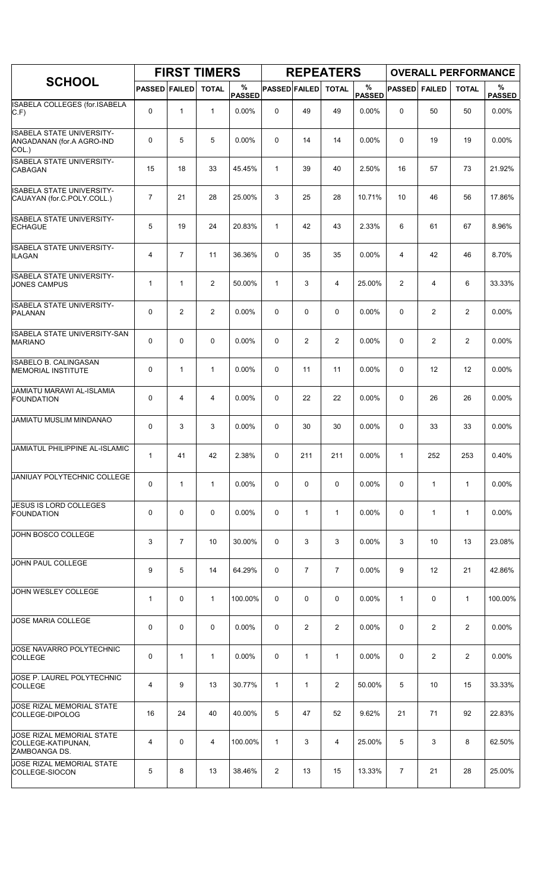| SCHOOL | FIRST TIMERS | | | | REPEATERS | | | | OVERALL PERFORMANCE | | | |
|---|---|---|---|---|---|---|---|---|---|---|---|---|
| | PASSED | FAILED | TOTAL | % PASSED | PASSED | FAILED | TOTAL | % PASSED | PASSED | FAILED | TOTAL | % PASSED |
| ISABELA COLLEGES (for.ISABELA C.F) | 0 | 1 | 1 | 0.00% | 0 | 49 | 49 | 0.00% | 0 | 50 | 50 | 0.00% |
| ISABELA STATE UNIVERSITY-ANGADANAN (for.A AGRO-IND COL.) | 0 | 5 | 5 | 0.00% | 0 | 14 | 14 | 0.00% | 0 | 19 | 19 | 0.00% |
| ISABELA STATE UNIVERSITY-CABAGAN | 15 | 18 | 33 | 45.45% | 1 | 39 | 40 | 2.50% | 16 | 57 | 73 | 21.92% |
| ISABELA STATE UNIVERSITY-CAUAYAN (for.C.POLY.COLL.) | 7 | 21 | 28 | 25.00% | 3 | 25 | 28 | 10.71% | 10 | 46 | 56 | 17.86% |
| ISABELA STATE UNIVERSITY-ECHAGUE | 5 | 19 | 24 | 20.83% | 1 | 42 | 43 | 2.33% | 6 | 61 | 67 | 8.96% |
| ISABELA STATE UNIVERSITY-ILAGAN | 4 | 7 | 11 | 36.36% | 0 | 35 | 35 | 0.00% | 4 | 42 | 46 | 8.70% |
| ISABELA STATE UNIVERSITY-JONES CAMPUS | 1 | 1 | 2 | 50.00% | 1 | 3 | 4 | 25.00% | 2 | 4 | 6 | 33.33% |
| ISABELA STATE UNIVERSITY-PALANAN | 0 | 2 | 2 | 0.00% | 0 | 0 | 0 | 0.00% | 0 | 2 | 2 | 0.00% |
| ISABELA STATE UNIVERSITY-SAN MARIANO | 0 | 0 | 0 | 0.00% | 0 | 2 | 2 | 0.00% | 0 | 2 | 2 | 0.00% |
| ISABELO B. CALINGASAN MEMORIAL INSTITUTE | 0 | 1 | 1 | 0.00% | 0 | 11 | 11 | 0.00% | 0 | 12 | 12 | 0.00% |
| JAMIATU MARAWI AL-ISLAMIA FOUNDATION | 0 | 4 | 4 | 0.00% | 0 | 22 | 22 | 0.00% | 0 | 26 | 26 | 0.00% |
| JAMIATU MUSLIM MINDANAO | 0 | 3 | 3 | 0.00% | 0 | 30 | 30 | 0.00% | 0 | 33 | 33 | 0.00% |
| JAMIATUL PHILIPPINE AL-ISLAMIC | 1 | 41 | 42 | 2.38% | 0 | 211 | 211 | 0.00% | 1 | 252 | 253 | 0.40% |
| JANIUAY POLYTECHNIC COLLEGE | 0 | 1 | 1 | 0.00% | 0 | 0 | 0 | 0.00% | 0 | 1 | 1 | 0.00% |
| JESUS IS LORD COLLEGES FOUNDATION | 0 | 0 | 0 | 0.00% | 0 | 1 | 1 | 0.00% | 0 | 1 | 1 | 0.00% |
| JOHN BOSCO COLLEGE | 3 | 7 | 10 | 30.00% | 0 | 3 | 3 | 0.00% | 3 | 10 | 13 | 23.08% |
| JOHN PAUL COLLEGE | 9 | 5 | 14 | 64.29% | 0 | 7 | 7 | 0.00% | 9 | 12 | 21 | 42.86% |
| JOHN WESLEY COLLEGE | 1 | 0 | 1 | 100.00% | 0 | 0 | 0 | 0.00% | 1 | 0 | 1 | 100.00% |
| JOSE MARIA COLLEGE | 0 | 0 | 0 | 0.00% | 0 | 2 | 2 | 0.00% | 0 | 2 | 2 | 0.00% |
| JOSE NAVARRO POLYTECHNIC COLLEGE | 0 | 1 | 1 | 0.00% | 0 | 1 | 1 | 0.00% | 0 | 2 | 2 | 0.00% |
| JOSE P. LAUREL POLYTECHNIC COLLEGE | 4 | 9 | 13 | 30.77% | 1 | 1 | 2 | 50.00% | 5 | 10 | 15 | 33.33% |
| JOSE RIZAL MEMORIAL STATE COLLEGE-DIPOLOG | 16 | 24 | 40 | 40.00% | 5 | 47 | 52 | 9.62% | 21 | 71 | 92 | 22.83% |
| JOSE RIZAL MEMORIAL STATE COLLEGE-KATIPUNAN, ZAMBOANGA DS. | 4 | 0 | 4 | 100.00% | 1 | 3 | 4 | 25.00% | 5 | 3 | 8 | 62.50% |
| JOSE RIZAL MEMORIAL STATE COLLEGE-SIOCON | 5 | 8 | 13 | 38.46% | 2 | 13 | 15 | 13.33% | 7 | 21 | 28 | 25.00% |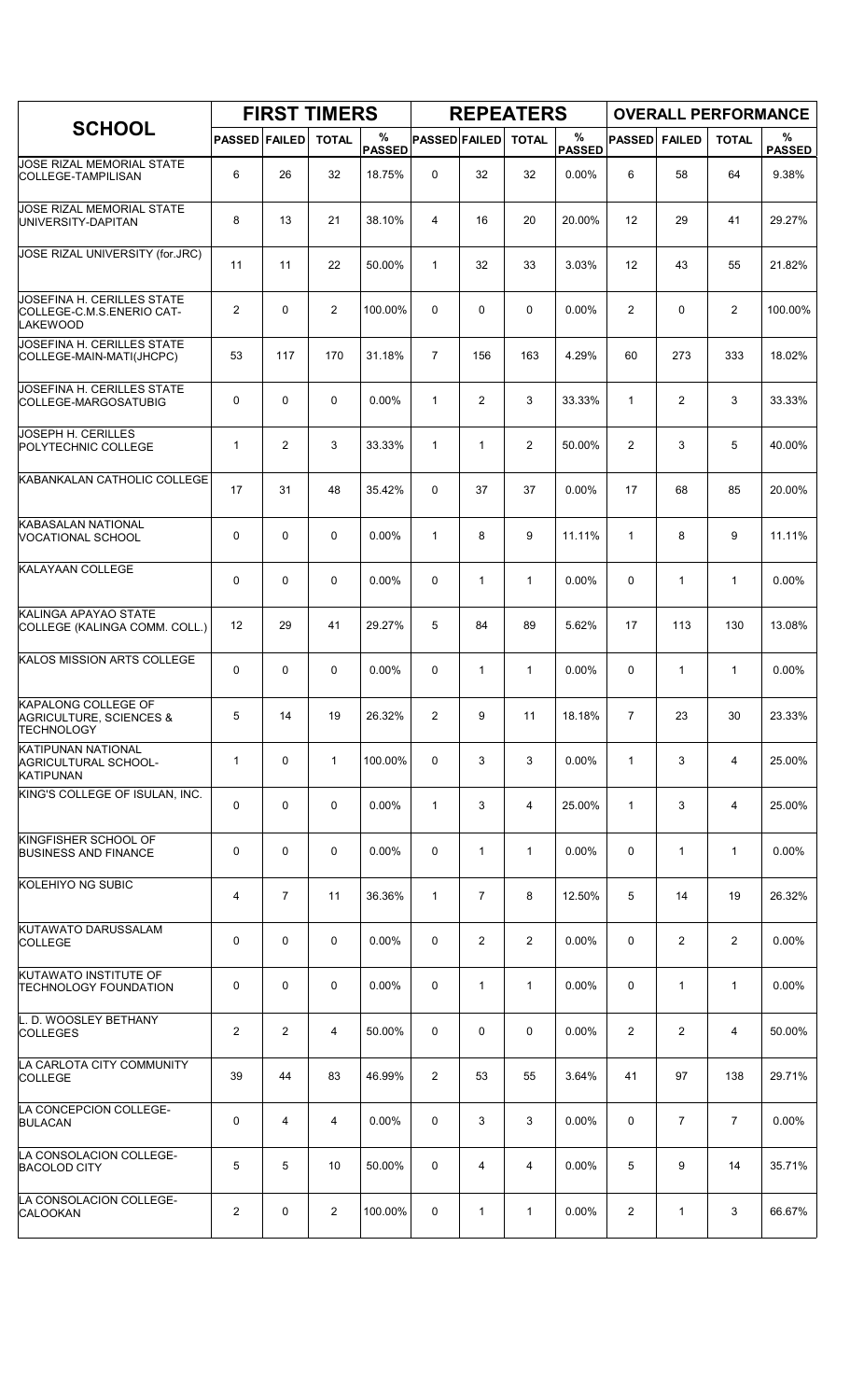| SCHOOL | FIRST TIMERS | | | | REPEATERS | | | | OVERALL PERFORMANCE | | | |
|---|---|---|---|---|---|---|---|---|---|---|---|---|
| | PASSED | FAILED | TOTAL | % PASSED | PASSED | FAILED | TOTAL | % PASSED | PASSED | FAILED | TOTAL | % PASSED |
| JOSE RIZAL MEMORIAL STATE COLLEGE-TAMPILISAN | 6 | 26 | 32 | 18.75% | 0 | 32 | 32 | 0.00% | 6 | 58 | 64 | 9.38% |
| JOSE RIZAL MEMORIAL STATE UNIVERSITY-DAPITAN | 8 | 13 | 21 | 38.10% | 4 | 16 | 20 | 20.00% | 12 | 29 | 41 | 29.27% |
| JOSE RIZAL UNIVERSITY (for.JRC) | 11 | 11 | 22 | 50.00% | 1 | 32 | 33 | 3.03% | 12 | 43 | 55 | 21.82% |
| JOSEFINA H. CERILLES STATE COLLEGE-C.M.S.ENERIO CAT-LAKEWOOD | 2 | 0 | 2 | 100.00% | 0 | 0 | 0 | 0.00% | 2 | 0 | 2 | 100.00% |
| JOSEFINA H. CERILLES STATE COLLEGE-MAIN-MATI(JHCPC) | 53 | 117 | 170 | 31.18% | 7 | 156 | 163 | 4.29% | 60 | 273 | 333 | 18.02% |
| JOSEFINA H. CERILLES STATE COLLEGE-MARGOSATUBIG | 0 | 0 | 0 | 0.00% | 1 | 2 | 3 | 33.33% | 1 | 2 | 3 | 33.33% |
| JOSEPH H. CERILLES POLYTECHNIC COLLEGE | 1 | 2 | 3 | 33.33% | 1 | 1 | 2 | 50.00% | 2 | 3 | 5 | 40.00% |
| KABANKALAN CATHOLIC COLLEGE | 17 | 31 | 48 | 35.42% | 0 | 37 | 37 | 0.00% | 17 | 68 | 85 | 20.00% |
| KABASALAN NATIONAL VOCATIONAL SCHOOL | 0 | 0 | 0 | 0.00% | 1 | 8 | 9 | 11.11% | 1 | 8 | 9 | 11.11% |
| KALAYAAN COLLEGE | 0 | 0 | 0 | 0.00% | 0 | 1 | 1 | 0.00% | 0 | 1 | 1 | 0.00% |
| KALINGA APAYAO STATE COLLEGE (KALINGA COMM. COLL.) | 12 | 29 | 41 | 29.27% | 5 | 84 | 89 | 5.62% | 17 | 113 | 130 | 13.08% |
| KALOS MISSION ARTS COLLEGE | 0 | 0 | 0 | 0.00% | 0 | 1 | 1 | 0.00% | 0 | 1 | 1 | 0.00% |
| KAPALONG COLLEGE OF AGRICULTURE, SCIENCES & TECHNOLOGY | 5 | 14 | 19 | 26.32% | 2 | 9 | 11 | 18.18% | 7 | 23 | 30 | 23.33% |
| KATIPUNAN NATIONAL AGRICULTURAL SCHOOL-KATIPUNAN | 1 | 0 | 1 | 100.00% | 0 | 3 | 3 | 0.00% | 1 | 3 | 4 | 25.00% |
| KING'S COLLEGE OF ISULAN, INC. | 0 | 0 | 0 | 0.00% | 1 | 3 | 4 | 25.00% | 1 | 3 | 4 | 25.00% |
| KINGFISHER SCHOOL OF BUSINESS AND FINANCE | 0 | 0 | 0 | 0.00% | 0 | 1 | 1 | 0.00% | 0 | 1 | 1 | 0.00% |
| KOLEHIYO NG SUBIC | 4 | 7 | 11 | 36.36% | 1 | 7 | 8 | 12.50% | 5 | 14 | 19 | 26.32% |
| KUTAWATO DARUSSALAM COLLEGE | 0 | 0 | 0 | 0.00% | 0 | 2 | 2 | 0.00% | 0 | 2 | 2 | 0.00% |
| KUTAWATO INSTITUTE OF TECHNOLOGY FOUNDATION | 0 | 0 | 0 | 0.00% | 0 | 1 | 1 | 0.00% | 0 | 1 | 1 | 0.00% |
| L. D. WOOSLEY BETHANY COLLEGES | 2 | 2 | 4 | 50.00% | 0 | 0 | 0 | 0.00% | 2 | 2 | 4 | 50.00% |
| LA CARLOTA CITY COMMUNITY COLLEGE | 39 | 44 | 83 | 46.99% | 2 | 53 | 55 | 3.64% | 41 | 97 | 138 | 29.71% |
| LA CONCEPCION COLLEGE-BULACAN | 0 | 4 | 4 | 0.00% | 0 | 3 | 3 | 0.00% | 0 | 7 | 7 | 0.00% |
| LA CONSOLACION COLLEGE-BACOLOD CITY | 5 | 5 | 10 | 50.00% | 0 | 4 | 4 | 0.00% | 5 | 9 | 14 | 35.71% |
| LA CONSOLACION COLLEGE-CALOOKAN | 2 | 0 | 2 | 100.00% | 0 | 1 | 1 | 0.00% | 2 | 1 | 3 | 66.67% |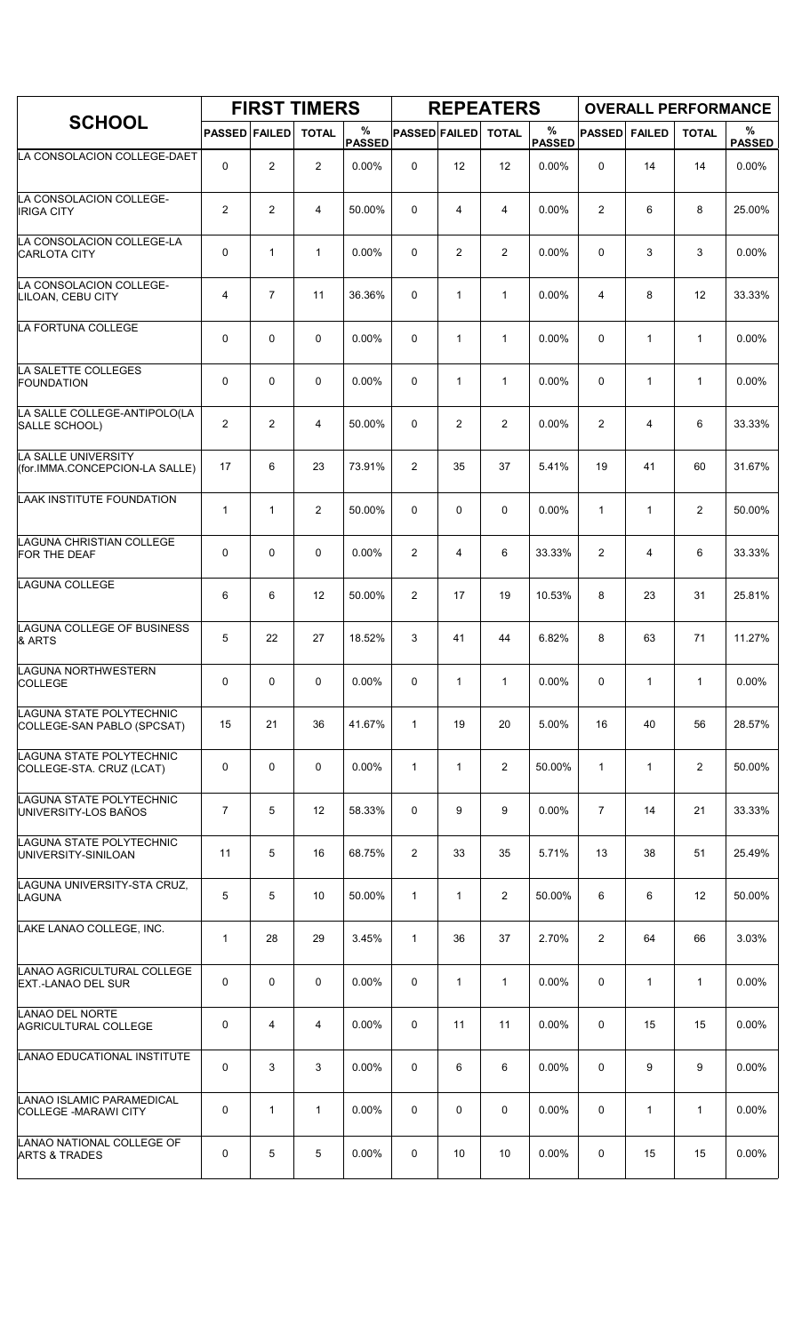| SCHOOL | FIRST TIMERS | | | | REPEATERS | | | | OVERALL PERFORMANCE | | | |
|---|---|---|---|---|---|---|---|---|---|---|---|---|
| | PASSED | FAILED | TOTAL | % PASSED | PASSED | FAILED | TOTAL | % PASSED | PASSED | FAILED | TOTAL | % PASSED |
| LA CONSOLACION COLLEGE-DAET | 0 | 2 | 2 | 0.00% | 0 | 12 | 12 | 0.00% | 0 | 14 | 14 | 0.00% |
| LA CONSOLACION COLLEGE-IRIGA CITY | 2 | 2 | 4 | 50.00% | 0 | 4 | 4 | 0.00% | 2 | 6 | 8 | 25.00% |
| LA CONSOLACION COLLEGE-LA CARLOTA CITY | 0 | 1 | 1 | 0.00% | 0 | 2 | 2 | 0.00% | 0 | 3 | 3 | 0.00% |
| LA CONSOLACION COLLEGE-LILOAN, CEBU CITY | 4 | 7 | 11 | 36.36% | 0 | 1 | 1 | 0.00% | 4 | 8 | 12 | 33.33% |
| LA FORTUNA COLLEGE | 0 | 0 | 0 | 0.00% | 0 | 1 | 1 | 0.00% | 0 | 1 | 1 | 0.00% |
| LA SALETTE COLLEGES FOUNDATION | 0 | 0 | 0 | 0.00% | 0 | 1 | 1 | 0.00% | 0 | 1 | 1 | 0.00% |
| LA SALLE COLLEGE-ANTIPOLO(LA SALLE SCHOOL) | 2 | 2 | 4 | 50.00% | 0 | 2 | 2 | 0.00% | 2 | 4 | 6 | 33.33% |
| LA SALLE UNIVERSITY (for.IMMA.CONCEPCION-LA SALLE) | 17 | 6 | 23 | 73.91% | 2 | 35 | 37 | 5.41% | 19 | 41 | 60 | 31.67% |
| LAAK INSTITUTE FOUNDATION | 1 | 1 | 2 | 50.00% | 0 | 0 | 0 | 0.00% | 1 | 1 | 2 | 50.00% |
| LAGUNA CHRISTIAN COLLEGE FOR THE DEAF | 0 | 0 | 0 | 0.00% | 2 | 4 | 6 | 33.33% | 2 | 4 | 6 | 33.33% |
| LAGUNA COLLEGE | 6 | 6 | 12 | 50.00% | 2 | 17 | 19 | 10.53% | 8 | 23 | 31 | 25.81% |
| LAGUNA COLLEGE OF BUSINESS & ARTS | 5 | 22 | 27 | 18.52% | 3 | 41 | 44 | 6.82% | 8 | 63 | 71 | 11.27% |
| LAGUNA NORTHWESTERN COLLEGE | 0 | 0 | 0 | 0.00% | 0 | 1 | 1 | 0.00% | 0 | 1 | 1 | 0.00% |
| LAGUNA STATE POLYTECHNIC COLLEGE-SAN PABLO (SPCSAT) | 15 | 21 | 36 | 41.67% | 1 | 19 | 20 | 5.00% | 16 | 40 | 56 | 28.57% |
| LAGUNA STATE POLYTECHNIC COLLEGE-STA. CRUZ (LCAT) | 0 | 0 | 0 | 0.00% | 1 | 1 | 2 | 50.00% | 1 | 1 | 2 | 50.00% |
| LAGUNA STATE POLYTECHNIC UNIVERSITY-LOS BAÑOS | 7 | 5 | 12 | 58.33% | 0 | 9 | 9 | 0.00% | 7 | 14 | 21 | 33.33% |
| LAGUNA STATE POLYTECHNIC UNIVERSITY-SINILOAN | 11 | 5 | 16 | 68.75% | 2 | 33 | 35 | 5.71% | 13 | 38 | 51 | 25.49% |
| LAGUNA UNIVERSITY-STA CRUZ, LAGUNA | 5 | 5 | 10 | 50.00% | 1 | 1 | 2 | 50.00% | 6 | 6 | 12 | 50.00% |
| LAKE LANAO COLLEGE, INC. | 1 | 28 | 29 | 3.45% | 1 | 36 | 37 | 2.70% | 2 | 64 | 66 | 3.03% |
| LANAO AGRICULTURAL COLLEGE EXT.-LANAO DEL SUR | 0 | 0 | 0 | 0.00% | 0 | 1 | 1 | 0.00% | 0 | 1 | 1 | 0.00% |
| LANAO DEL NORTE AGRICULTURAL COLLEGE | 0 | 4 | 4 | 0.00% | 0 | 11 | 11 | 0.00% | 0 | 15 | 15 | 0.00% |
| LANAO EDUCATIONAL INSTITUTE | 0 | 3 | 3 | 0.00% | 0 | 6 | 6 | 0.00% | 0 | 9 | 9 | 0.00% |
| LANAO ISLAMIC PARAMEDICAL COLLEGE -MARAWI CITY | 0 | 1 | 1 | 0.00% | 0 | 0 | 0 | 0.00% | 0 | 1 | 1 | 0.00% |
| LANAO NATIONAL COLLEGE OF ARTS & TRADES | 0 | 5 | 5 | 0.00% | 0 | 10 | 10 | 0.00% | 0 | 15 | 15 | 0.00% |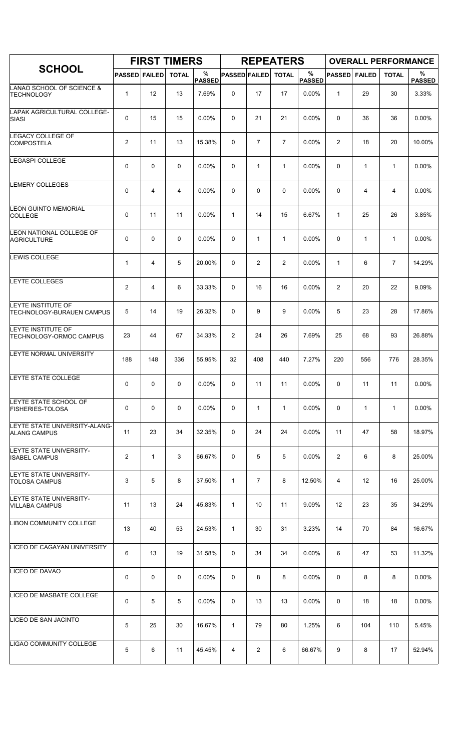| SCHOOL | FIRST TIMERS | | | | REPEATERS | | | | OVERALL PERFORMANCE | | | |
|---|---|---|---|---|---|---|---|---|---|---|---|---|
| | PASSED | FAILED | TOTAL | % PASSED | PASSED | FAILED | TOTAL | % PASSED | PASSED | FAILED | TOTAL | % PASSED |
| LANAO SCHOOL OF SCIENCE & TECHNOLOGY | 1 | 12 | 13 | 7.69% | 0 | 17 | 17 | 0.00% | 1 | 29 | 30 | 3.33% |
| LAPAK AGRICULTURAL COLLEGE-SIASI | 0 | 15 | 15 | 0.00% | 0 | 21 | 21 | 0.00% | 0 | 36 | 36 | 0.00% |
| LEGACY COLLEGE OF COMPOSTELA | 2 | 11 | 13 | 15.38% | 0 | 7 | 7 | 0.00% | 2 | 18 | 20 | 10.00% |
| LEGASPI COLLEGE | 0 | 0 | 0 | 0.00% | 0 | 1 | 1 | 0.00% | 0 | 1 | 1 | 0.00% |
| LEMERY COLLEGES | 0 | 4 | 4 | 0.00% | 0 | 0 | 0 | 0.00% | 0 | 4 | 4 | 0.00% |
| LEON GUINTO MEMORIAL COLLEGE | 0 | 11 | 11 | 0.00% | 1 | 14 | 15 | 6.67% | 1 | 25 | 26 | 3.85% |
| LEON NATIONAL COLLEGE OF AGRICULTURE | 0 | 0 | 0 | 0.00% | 0 | 1 | 1 | 0.00% | 0 | 1 | 1 | 0.00% |
| LEWIS COLLEGE | 1 | 4 | 5 | 20.00% | 0 | 2 | 2 | 0.00% | 1 | 6 | 7 | 14.29% |
| LEYTE COLLEGES | 2 | 4 | 6 | 33.33% | 0 | 16 | 16 | 0.00% | 2 | 20 | 22 | 9.09% |
| LEYTE INSTITUTE OF TECHNOLOGY-BURAUEN CAMPUS | 5 | 14 | 19 | 26.32% | 0 | 9 | 9 | 0.00% | 5 | 23 | 28 | 17.86% |
| LEYTE INSTITUTE OF TECHNOLOGY-ORMOC CAMPUS | 23 | 44 | 67 | 34.33% | 2 | 24 | 26 | 7.69% | 25 | 68 | 93 | 26.88% |
| LEYTE NORMAL UNIVERSITY | 188 | 148 | 336 | 55.95% | 32 | 408 | 440 | 7.27% | 220 | 556 | 776 | 28.35% |
| LEYTE STATE COLLEGE | 0 | 0 | 0 | 0.00% | 0 | 11 | 11 | 0.00% | 0 | 11 | 11 | 0.00% |
| LEYTE STATE SCHOOL OF FISHERIES-TOLOSA | 0 | 0 | 0 | 0.00% | 0 | 1 | 1 | 0.00% | 0 | 1 | 1 | 0.00% |
| LEYTE STATE UNIVERSITY-ALANG-ALANG CAMPUS | 11 | 23 | 34 | 32.35% | 0 | 24 | 24 | 0.00% | 11 | 47 | 58 | 18.97% |
| LEYTE STATE UNIVERSITY-ISABEL CAMPUS | 2 | 1 | 3 | 66.67% | 0 | 5 | 5 | 0.00% | 2 | 6 | 8 | 25.00% |
| LEYTE STATE UNIVERSITY-TOLOSA CAMPUS | 3 | 5 | 8 | 37.50% | 1 | 7 | 8 | 12.50% | 4 | 12 | 16 | 25.00% |
| LEYTE STATE UNIVERSITY-VILLABA CAMPUS | 11 | 13 | 24 | 45.83% | 1 | 10 | 11 | 9.09% | 12 | 23 | 35 | 34.29% |
| LIBON COMMUNITY COLLEGE | 13 | 40 | 53 | 24.53% | 1 | 30 | 31 | 3.23% | 14 | 70 | 84 | 16.67% |
| LICEO DE CAGAYAN UNIVERSITY | 6 | 13 | 19 | 31.58% | 0 | 34 | 34 | 0.00% | 6 | 47 | 53 | 11.32% |
| LICEO DE DAVAO | 0 | 0 | 0 | 0.00% | 0 | 8 | 8 | 0.00% | 0 | 8 | 8 | 0.00% |
| LICEO DE MASBATE COLLEGE | 0 | 5 | 5 | 0.00% | 0 | 13 | 13 | 0.00% | 0 | 18 | 18 | 0.00% |
| LICEO DE SAN JACINTO | 5 | 25 | 30 | 16.67% | 1 | 79 | 80 | 1.25% | 6 | 104 | 110 | 5.45% |
| LIGAO COMMUNITY COLLEGE | 5 | 6 | 11 | 45.45% | 4 | 2 | 6 | 66.67% | 9 | 8 | 17 | 52.94% |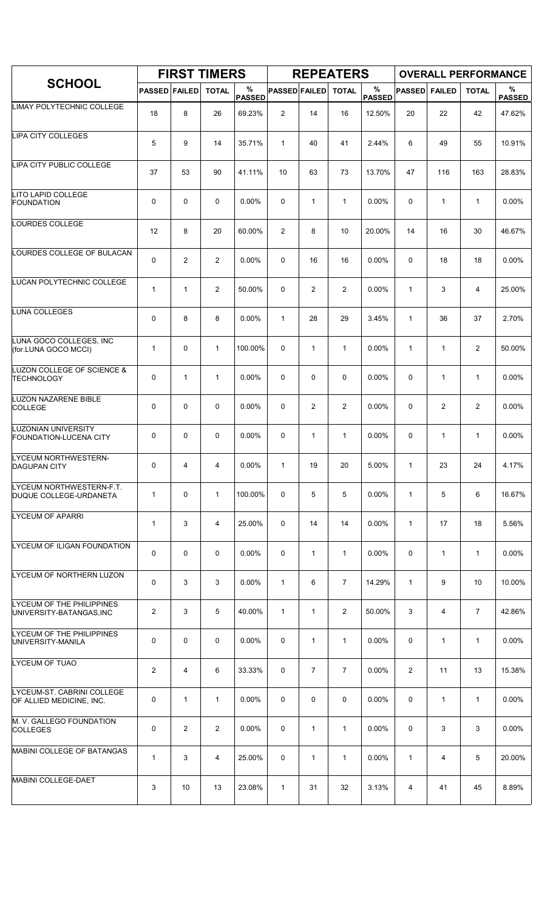| SCHOOL | FIRST TIMERS | | | | REPEATERS | | | | OVERALL PERFORMANCE | | | |
|---|---|---|---|---|---|---|---|---|---|---|---|---|
| | PASSED | FAILED | TOTAL | % PASSED | PASSED | FAILED | TOTAL | % PASSED | PASSED | FAILED | TOTAL | % PASSED |
| LIMAY POLYTECHNIC COLLEGE | 18 | 8 | 26 | 69.23% | 2 | 14 | 16 | 12.50% | 20 | 22 | 42 | 47.62% |
| LIPA CITY COLLEGES | 5 | 9 | 14 | 35.71% | 1 | 40 | 41 | 2.44% | 6 | 49 | 55 | 10.91% |
| LIPA CITY PUBLIC COLLEGE | 37 | 53 | 90 | 41.11% | 10 | 63 | 73 | 13.70% | 47 | 116 | 163 | 28.83% |
| LITO LAPID COLLEGE FOUNDATION | 0 | 0 | 0 | 0.00% | 0 | 1 | 1 | 0.00% | 0 | 1 | 1 | 0.00% |
| LOURDES COLLEGE | 12 | 8 | 20 | 60.00% | 2 | 8 | 10 | 20.00% | 14 | 16 | 30 | 46.67% |
| LOURDES COLLEGE OF BULACAN | 0 | 2 | 2 | 0.00% | 0 | 16 | 16 | 0.00% | 0 | 18 | 18 | 0.00% |
| LUCAN POLYTECHNIC COLLEGE | 1 | 1 | 2 | 50.00% | 0 | 2 | 2 | 0.00% | 1 | 3 | 4 | 25.00% |
| LUNA COLLEGES | 0 | 8 | 8 | 0.00% | 1 | 28 | 29 | 3.45% | 1 | 36 | 37 | 2.70% |
| LUNA GOCO COLLEGES, INC (for.LUNA GOCO MCCI) | 1 | 0 | 1 | 100.00% | 0 | 1 | 1 | 0.00% | 1 | 1 | 2 | 50.00% |
| LUZON COLLEGE OF SCIENCE & TECHNOLOGY | 0 | 1 | 1 | 0.00% | 0 | 0 | 0 | 0.00% | 0 | 1 | 1 | 0.00% |
| LUZON NAZARENE BIBLE COLLEGE | 0 | 0 | 0 | 0.00% | 0 | 2 | 2 | 0.00% | 0 | 2 | 2 | 0.00% |
| LUZONIAN UNIVERSITY FOUNDATION-LUCENA CITY | 0 | 0 | 0 | 0.00% | 0 | 1 | 1 | 0.00% | 0 | 1 | 1 | 0.00% |
| LYCEUM NORTHWESTERN-DAGUPAN CITY | 0 | 4 | 4 | 0.00% | 1 | 19 | 20 | 5.00% | 1 | 23 | 24 | 4.17% |
| LYCEUM NORTHWESTERN-F.T. DUQUE COLLEGE-URDANETA | 1 | 0 | 1 | 100.00% | 0 | 5 | 5 | 0.00% | 1 | 5 | 6 | 16.67% |
| LYCEUM OF APARRI | 1 | 3 | 4 | 25.00% | 0 | 14 | 14 | 0.00% | 1 | 17 | 18 | 5.56% |
| LYCEUM OF ILIGAN FOUNDATION | 0 | 0 | 0 | 0.00% | 0 | 1 | 1 | 0.00% | 0 | 1 | 1 | 0.00% |
| LYCEUM OF NORTHERN LUZON | 0 | 3 | 3 | 0.00% | 1 | 6 | 7 | 14.29% | 1 | 9 | 10 | 10.00% |
| LYCEUM OF THE PHILIPPINES UNIVERSITY-BATANGAS,INC | 2 | 3 | 5 | 40.00% | 1 | 1 | 2 | 50.00% | 3 | 4 | 7 | 42.86% |
| LYCEUM OF THE PHILIPPINES UNIVERSITY-MANILA | 0 | 0 | 0 | 0.00% | 0 | 1 | 1 | 0.00% | 0 | 1 | 1 | 0.00% |
| LYCEUM OF TUAO | 2 | 4 | 6 | 33.33% | 0 | 7 | 7 | 0.00% | 2 | 11 | 13 | 15.38% |
| LYCEUM-ST. CABRINI COLLEGE OF ALLIED MEDICINE, INC. | 0 | 1 | 1 | 0.00% | 0 | 0 | 0 | 0.00% | 0 | 1 | 1 | 0.00% |
| M. V. GALLEGO FOUNDATION COLLEGES | 0 | 2 | 2 | 0.00% | 0 | 1 | 1 | 0.00% | 0 | 3 | 3 | 0.00% |
| MABINI COLLEGE OF BATANGAS | 1 | 3 | 4 | 25.00% | 0 | 1 | 1 | 0.00% | 1 | 4 | 5 | 20.00% |
| MABINI COLLEGE-DAET | 3 | 10 | 13 | 23.08% | 1 | 31 | 32 | 3.13% | 4 | 41 | 45 | 8.89% |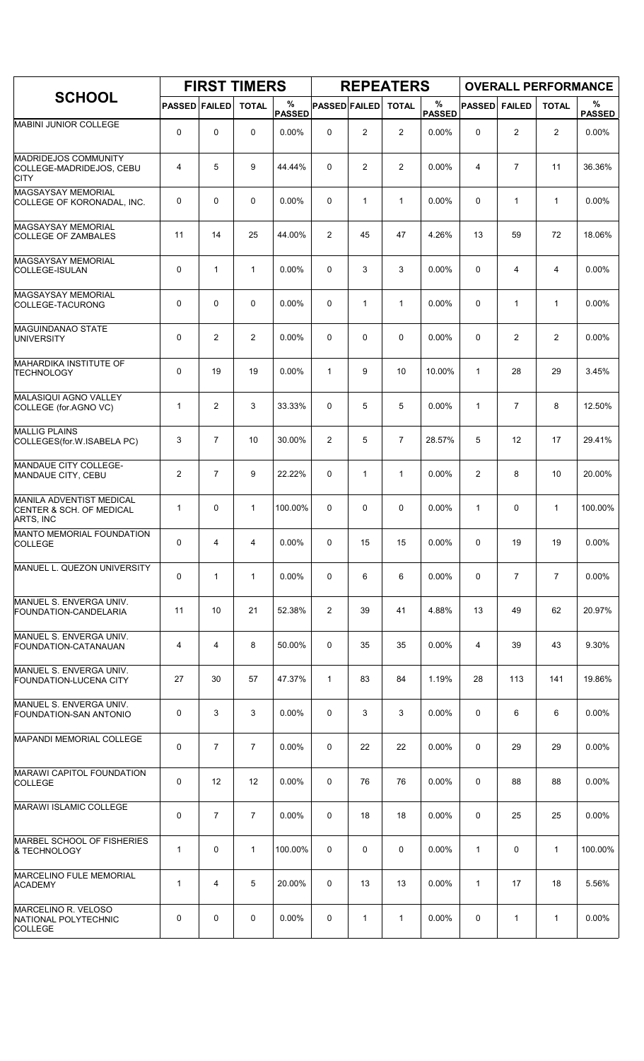| SCHOOL | FIRST TIMERS | | | | REPEATERS | | | | OVERALL PERFORMANCE | | | |
|---|---|---|---|---|---|---|---|---|---|---|---|---|
| | PASSED | FAILED | TOTAL | % PASSED | PASSED | FAILED | TOTAL | % PASSED | PASSED | FAILED | TOTAL | % PASSED |
| MABINI JUNIOR COLLEGE | 0 | 0 | 0 | 0.00% | 0 | 2 | 2 | 0.00% | 0 | 2 | 2 | 0.00% |
| MADRIDEJOS COMMUNITY COLLEGE-MADRIDEJOS, CEBU CITY | 4 | 5 | 9 | 44.44% | 0 | 2 | 2 | 0.00% | 4 | 7 | 11 | 36.36% |
| MAGSAYSAY MEMORIAL COLLEGE OF KORONADAL, INC. | 0 | 0 | 0 | 0.00% | 0 | 1 | 1 | 0.00% | 0 | 1 | 1 | 0.00% |
| MAGSAYSAY MEMORIAL COLLEGE OF ZAMBALES | 11 | 14 | 25 | 44.00% | 2 | 45 | 47 | 4.26% | 13 | 59 | 72 | 18.06% |
| MAGSAYSAY MEMORIAL COLLEGE-ISULAN | 0 | 1 | 1 | 0.00% | 0 | 3 | 3 | 0.00% | 0 | 4 | 4 | 0.00% |
| MAGSAYSAY MEMORIAL COLLEGE-TACURONG | 0 | 0 | 0 | 0.00% | 0 | 1 | 1 | 0.00% | 0 | 1 | 1 | 0.00% |
| MAGUINDANAO STATE UNIVERSITY | 0 | 2 | 2 | 0.00% | 0 | 0 | 0 | 0.00% | 0 | 2 | 2 | 0.00% |
| MAHARDIKA INSTITUTE OF TECHNOLOGY | 0 | 19 | 19 | 0.00% | 1 | 9 | 10 | 10.00% | 1 | 28 | 29 | 3.45% |
| MALASIQUI AGNO VALLEY COLLEGE (for.AGNO VC) | 1 | 2 | 3 | 33.33% | 0 | 5 | 5 | 0.00% | 1 | 7 | 8 | 12.50% |
| MALLIG PLAINS COLLEGES(for.W.ISABELA PC) | 3 | 7 | 10 | 30.00% | 2 | 5 | 7 | 28.57% | 5 | 12 | 17 | 29.41% |
| MANDAUE CITY COLLEGE-MANDAUE CITY, CEBU | 2 | 7 | 9 | 22.22% | 0 | 1 | 1 | 0.00% | 2 | 8 | 10 | 20.00% |
| MANILA ADVENTIST MEDICAL CENTER & SCH. OF MEDICAL ARTS, INC | 1 | 0 | 1 | 100.00% | 0 | 0 | 0 | 0.00% | 1 | 0 | 1 | 100.00% |
| MANTO MEMORIAL FOUNDATION COLLEGE | 0 | 4 | 4 | 0.00% | 0 | 15 | 15 | 0.00% | 0 | 19 | 19 | 0.00% |
| MANUEL L. QUEZON UNIVERSITY | 0 | 1 | 1 | 0.00% | 0 | 6 | 6 | 0.00% | 0 | 7 | 7 | 0.00% |
| MANUEL S. ENVERGA UNIV. FOUNDATION-CANDELARIA | 11 | 10 | 21 | 52.38% | 2 | 39 | 41 | 4.88% | 13 | 49 | 62 | 20.97% |
| MANUEL S. ENVERGA UNIV. FOUNDATION-CATANAUAN | 4 | 4 | 8 | 50.00% | 0 | 35 | 35 | 0.00% | 4 | 39 | 43 | 9.30% |
| MANUEL S. ENVERGA UNIV. FOUNDATION-LUCENA CITY | 27 | 30 | 57 | 47.37% | 1 | 83 | 84 | 1.19% | 28 | 113 | 141 | 19.86% |
| MANUEL S. ENVERGA UNIV. FOUNDATION-SAN ANTONIO | 0 | 3 | 3 | 0.00% | 0 | 3 | 3 | 0.00% | 0 | 6 | 6 | 0.00% |
| MAPANDI MEMORIAL COLLEGE | 0 | 7 | 7 | 0.00% | 0 | 22 | 22 | 0.00% | 0 | 29 | 29 | 0.00% |
| MARAWI CAPITOL FOUNDATION COLLEGE | 0 | 12 | 12 | 0.00% | 0 | 76 | 76 | 0.00% | 0 | 88 | 88 | 0.00% |
| MARAWI ISLAMIC COLLEGE | 0 | 7 | 7 | 0.00% | 0 | 18 | 18 | 0.00% | 0 | 25 | 25 | 0.00% |
| MARBEL SCHOOL OF FISHERIES & TECHNOLOGY | 1 | 0 | 1 | 100.00% | 0 | 0 | 0 | 0.00% | 1 | 0 | 1 | 100.00% |
| MARCELINO FULE MEMORIAL ACADEMY | 1 | 4 | 5 | 20.00% | 0 | 13 | 13 | 0.00% | 1 | 17 | 18 | 5.56% |
| MARCELINO R. VELOSO NATIONAL POLYTECHNIC COLLEGE | 0 | 0 | 0 | 0.00% | 0 | 1 | 1 | 0.00% | 0 | 1 | 1 | 0.00% |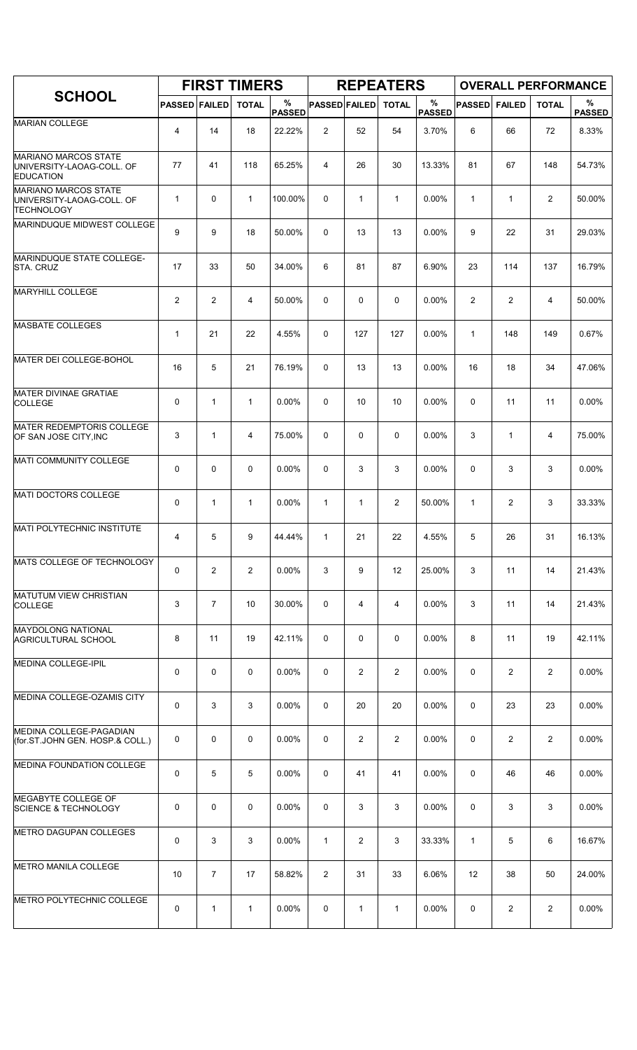| SCHOOL | FIRST TIMERS | | | | REPEATERS | | | | OVERALL PERFORMANCE | | | |
|---|---|---|---|---|---|---|---|---|---|---|---|---|
| | PASSED | FAILED | TOTAL | % PASSED | PASSED | FAILED | TOTAL | % PASSED | PASSED | FAILED | TOTAL | % PASSED |
| MARIAN COLLEGE | 4 | 14 | 18 | 22.22% | 2 | 52 | 54 | 3.70% | 6 | 66 | 72 | 8.33% |
| MARIANO MARCOS STATE UNIVERSITY-LAOAG-COLL. OF EDUCATION | 77 | 41 | 118 | 65.25% | 4 | 26 | 30 | 13.33% | 81 | 67 | 148 | 54.73% |
| MARIANO MARCOS STATE UNIVERSITY-LAOAG-COLL. OF TECHNOLOGY | 1 | 0 | 1 | 100.00% | 0 | 1 | 1 | 0.00% | 1 | 1 | 2 | 50.00% |
| MARINDUQUE MIDWEST COLLEGE | 9 | 9 | 18 | 50.00% | 0 | 13 | 13 | 0.00% | 9 | 22 | 31 | 29.03% |
| MARINDUQUE STATE COLLEGE-STA. CRUZ | 17 | 33 | 50 | 34.00% | 6 | 81 | 87 | 6.90% | 23 | 114 | 137 | 16.79% |
| MARYHILL COLLEGE | 2 | 2 | 4 | 50.00% | 0 | 0 | 0 | 0.00% | 2 | 2 | 4 | 50.00% |
| MASBATE COLLEGES | 1 | 21 | 22 | 4.55% | 0 | 127 | 127 | 0.00% | 1 | 148 | 149 | 0.67% |
| MATER DEI COLLEGE-BOHOL | 16 | 5 | 21 | 76.19% | 0 | 13 | 13 | 0.00% | 16 | 18 | 34 | 47.06% |
| MATER DIVINAE GRATIAE COLLEGE | 0 | 1 | 1 | 0.00% | 0 | 10 | 10 | 0.00% | 0 | 11 | 11 | 0.00% |
| MATER REDEMPTORIS COLLEGE OF SAN JOSE CITY,INC | 3 | 1 | 4 | 75.00% | 0 | 0 | 0 | 0.00% | 3 | 1 | 4 | 75.00% |
| MATI COMMUNITY COLLEGE | 0 | 0 | 0 | 0.00% | 0 | 3 | 3 | 0.00% | 0 | 3 | 3 | 0.00% |
| MATI DOCTORS COLLEGE | 0 | 1 | 1 | 0.00% | 1 | 1 | 2 | 50.00% | 1 | 2 | 3 | 33.33% |
| MATI POLYTECHNIC INSTITUTE | 4 | 5 | 9 | 44.44% | 1 | 21 | 22 | 4.55% | 5 | 26 | 31 | 16.13% |
| MATS COLLEGE OF TECHNOLOGY | 0 | 2 | 2 | 0.00% | 3 | 9 | 12 | 25.00% | 3 | 11 | 14 | 21.43% |
| MATUTUM VIEW CHRISTIAN COLLEGE | 3 | 7 | 10 | 30.00% | 0 | 4 | 4 | 0.00% | 3 | 11 | 14 | 21.43% |
| MAYDOLONG NATIONAL AGRICULTURAL SCHOOL | 8 | 11 | 19 | 42.11% | 0 | 0 | 0 | 0.00% | 8 | 11 | 19 | 42.11% |
| MEDINA COLLEGE-IPIL | 0 | 0 | 0 | 0.00% | 0 | 2 | 2 | 0.00% | 0 | 2 | 2 | 0.00% |
| MEDINA COLLEGE-OZAMIS CITY | 0 | 3 | 3 | 0.00% | 0 | 20 | 20 | 0.00% | 0 | 23 | 23 | 0.00% |
| MEDINA COLLEGE-PAGADIAN (for.ST.JOHN GEN. HOSP.& COLL.) | 0 | 0 | 0 | 0.00% | 0 | 2 | 2 | 0.00% | 0 | 2 | 2 | 0.00% |
| MEDINA FOUNDATION COLLEGE | 0 | 5 | 5 | 0.00% | 0 | 41 | 41 | 0.00% | 0 | 46 | 46 | 0.00% |
| MEGABYTE COLLEGE OF SCIENCE & TECHNOLOGY | 0 | 0 | 0 | 0.00% | 0 | 3 | 3 | 0.00% | 0 | 3 | 3 | 0.00% |
| METRO DAGUPAN COLLEGES | 0 | 3 | 3 | 0.00% | 1 | 2 | 3 | 33.33% | 1 | 5 | 6 | 16.67% |
| METRO MANILA COLLEGE | 10 | 7 | 17 | 58.82% | 2 | 31 | 33 | 6.06% | 12 | 38 | 50 | 24.00% |
| METRO POLYTECHNIC COLLEGE | 0 | 1 | 1 | 0.00% | 0 | 1 | 1 | 0.00% | 0 | 2 | 2 | 0.00% |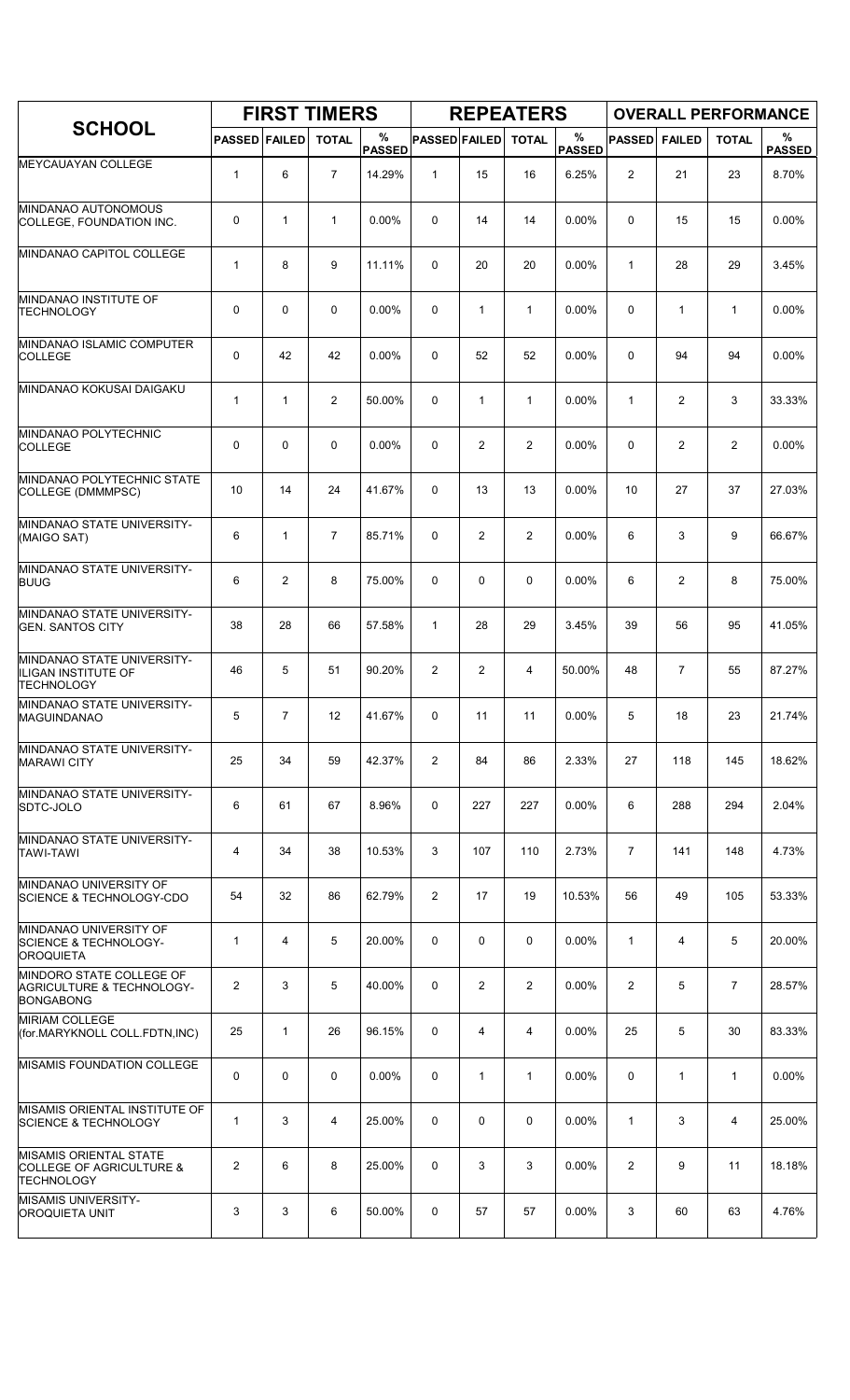| SCHOOL | FIRST TIMERS | | | | REPEATERS | | | | OVERALL PERFORMANCE | | | |
|---|---|---|---|---|---|---|---|---|---|---|---|---|
| | PASSED | FAILED | TOTAL | % PASSED | PASSED | FAILED | TOTAL | % PASSED | PASSED | FAILED | TOTAL | % PASSED |
| MEYCAUAYAN COLLEGE | 1 | 6 | 7 | 14.29% | 1 | 15 | 16 | 6.25% | 2 | 21 | 23 | 8.70% |
| MINDANAO AUTONOMOUS COLLEGE, FOUNDATION INC. | 0 | 1 | 1 | 0.00% | 0 | 14 | 14 | 0.00% | 0 | 15 | 15 | 0.00% |
| MINDANAO CAPITOL COLLEGE | 1 | 8 | 9 | 11.11% | 0 | 20 | 20 | 0.00% | 1 | 28 | 29 | 3.45% |
| MINDANAO INSTITUTE OF TECHNOLOGY | 0 | 0 | 0 | 0.00% | 0 | 1 | 1 | 0.00% | 0 | 1 | 1 | 0.00% |
| MINDANAO ISLAMIC COMPUTER COLLEGE | 0 | 42 | 42 | 0.00% | 0 | 52 | 52 | 0.00% | 0 | 94 | 94 | 0.00% |
| MINDANAO KOKUSAI DAIGAKU | 1 | 1 | 2 | 50.00% | 0 | 1 | 1 | 0.00% | 1 | 2 | 3 | 33.33% |
| MINDANAO POLYTECHNIC COLLEGE | 0 | 0 | 0 | 0.00% | 0 | 2 | 2 | 0.00% | 0 | 2 | 2 | 0.00% |
| MINDANAO POLYTECHNIC STATE COLLEGE (DMMMPSC) | 10 | 14 | 24 | 41.67% | 0 | 13 | 13 | 0.00% | 10 | 27 | 37 | 27.03% |
| MINDANAO STATE UNIVERSITY-(MAIGO SAT) | 6 | 1 | 7 | 85.71% | 0 | 2 | 2 | 0.00% | 6 | 3 | 9 | 66.67% |
| MINDANAO STATE UNIVERSITY-BUUG | 6 | 2 | 8 | 75.00% | 0 | 0 | 0 | 0.00% | 6 | 2 | 8 | 75.00% |
| MINDANAO STATE UNIVERSITY-GEN. SANTOS CITY | 38 | 28 | 66 | 57.58% | 1 | 28 | 29 | 3.45% | 39 | 56 | 95 | 41.05% |
| MINDANAO STATE UNIVERSITY-ILIGAN INSTITUTE OF TECHNOLOGY | 46 | 5 | 51 | 90.20% | 2 | 2 | 4 | 50.00% | 48 | 7 | 55 | 87.27% |
| MINDANAO STATE UNIVERSITY-MAGUINDANAO | 5 | 7 | 12 | 41.67% | 0 | 11 | 11 | 0.00% | 5 | 18 | 23 | 21.74% |
| MINDANAO STATE UNIVERSITY-MARAWI CITY | 25 | 34 | 59 | 42.37% | 2 | 84 | 86 | 2.33% | 27 | 118 | 145 | 18.62% |
| MINDANAO STATE UNIVERSITY-SDTC-JOLO | 6 | 61 | 67 | 8.96% | 0 | 227 | 227 | 0.00% | 6 | 288 | 294 | 2.04% |
| MINDANAO STATE UNIVERSITY-TAWI-TAWI | 4 | 34 | 38 | 10.53% | 3 | 107 | 110 | 2.73% | 7 | 141 | 148 | 4.73% |
| MINDANAO UNIVERSITY OF SCIENCE & TECHNOLOGY-CDO | 54 | 32 | 86 | 62.79% | 2 | 17 | 19 | 10.53% | 56 | 49 | 105 | 53.33% |
| MINDANAO UNIVERSITY OF SCIENCE & TECHNOLOGY-OROQUIETA | 1 | 4 | 5 | 20.00% | 0 | 0 | 0 | 0.00% | 1 | 4 | 5 | 20.00% |
| MINDORO STATE COLLEGE OF AGRICULTURE & TECHNOLOGY-BONGABONG | 2 | 3 | 5 | 40.00% | 0 | 2 | 2 | 0.00% | 2 | 5 | 7 | 28.57% |
| MIRIAM COLLEGE (for.MARYKNOLL COLL.FDTN,INC) | 25 | 1 | 26 | 96.15% | 0 | 4 | 4 | 0.00% | 25 | 5 | 30 | 83.33% |
| MISAMIS FOUNDATION COLLEGE | 0 | 0 | 0 | 0.00% | 0 | 1 | 1 | 0.00% | 0 | 1 | 1 | 0.00% |
| MISAMIS ORIENTAL INSTITUTE OF SCIENCE & TECHNOLOGY | 1 | 3 | 4 | 25.00% | 0 | 0 | 0 | 0.00% | 1 | 3 | 4 | 25.00% |
| MISAMIS ORIENTAL STATE COLLEGE OF AGRICULTURE & TECHNOLOGY | 2 | 6 | 8 | 25.00% | 0 | 3 | 3 | 0.00% | 2 | 9 | 11 | 18.18% |
| MISAMIS UNIVERSITY-OROQUIETA UNIT | 3 | 3 | 6 | 50.00% | 0 | 57 | 57 | 0.00% | 3 | 60 | 63 | 4.76% |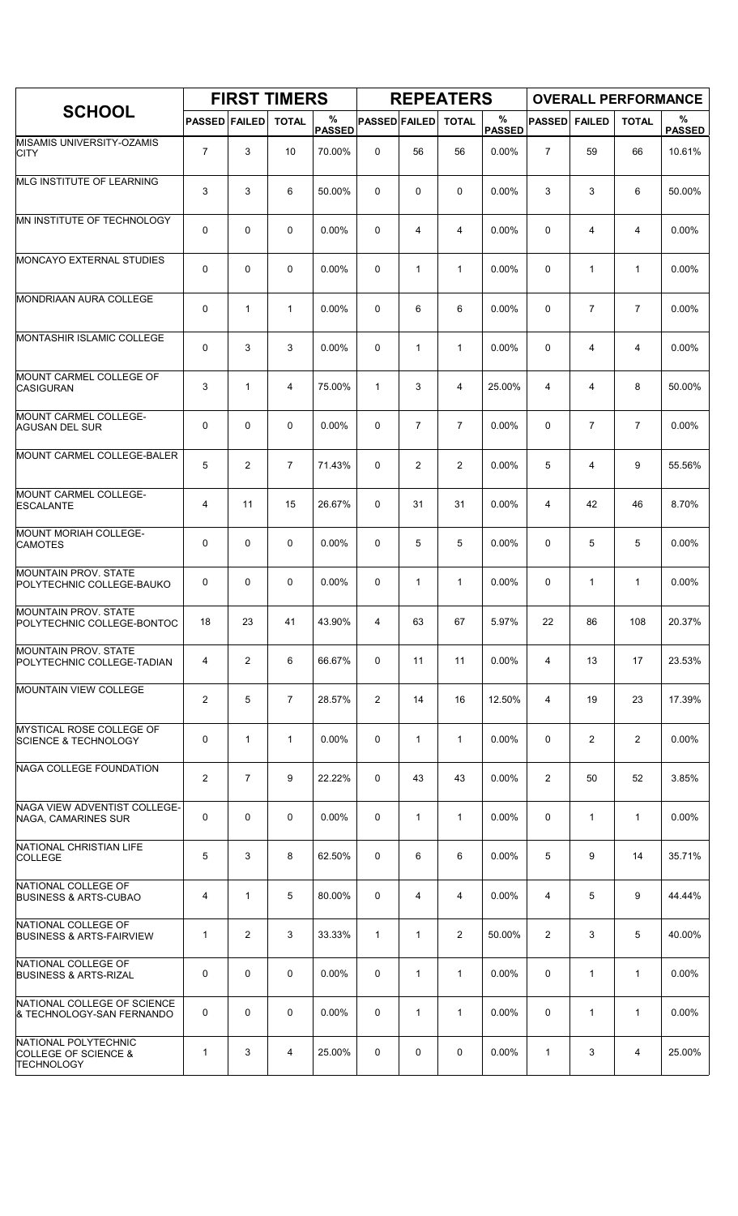| SCHOOL | FIRST TIMERS | | | | REPEATERS | | | | OVERALL PERFORMANCE | | | |
|---|---|---|---|---|---|---|---|---|---|---|---|---|
| | PASSED | FAILED | TOTAL | % PASSED | PASSED | FAILED | TOTAL | % PASSED | PASSED | FAILED | TOTAL | % PASSED |
| MISAMIS UNIVERSITY-OZAMIS CITY | 7 | 3 | 10 | 70.00% | 0 | 56 | 56 | 0.00% | 7 | 59 | 66 | 10.61% |
| MLG INSTITUTE OF LEARNING | 3 | 3 | 6 | 50.00% | 0 | 0 | 0 | 0.00% | 3 | 3 | 6 | 50.00% |
| MN INSTITUTE OF TECHNOLOGY | 0 | 0 | 0 | 0.00% | 0 | 4 | 4 | 0.00% | 0 | 4 | 4 | 0.00% |
| MONCAYO EXTERNAL STUDIES | 0 | 0 | 0 | 0.00% | 0 | 1 | 1 | 0.00% | 0 | 1 | 1 | 0.00% |
| MONDRIAAN AURA COLLEGE | 0 | 1 | 1 | 0.00% | 0 | 6 | 6 | 0.00% | 0 | 7 | 7 | 0.00% |
| MONTASHIR ISLAMIC COLLEGE | 0 | 3 | 3 | 0.00% | 0 | 1 | 1 | 0.00% | 0 | 4 | 4 | 0.00% |
| MOUNT CARMEL COLLEGE OF CASIGURAN | 3 | 1 | 4 | 75.00% | 1 | 3 | 4 | 25.00% | 4 | 4 | 8 | 50.00% |
| MOUNT CARMEL COLLEGE-AGUSAN DEL SUR | 0 | 0 | 0 | 0.00% | 0 | 7 | 7 | 0.00% | 0 | 7 | 7 | 0.00% |
| MOUNT CARMEL COLLEGE-BALER | 5 | 2 | 7 | 71.43% | 0 | 2 | 2 | 0.00% | 5 | 4 | 9 | 55.56% |
| MOUNT CARMEL COLLEGE-ESCALANTE | 4 | 11 | 15 | 26.67% | 0 | 31 | 31 | 0.00% | 4 | 42 | 46 | 8.70% |
| MOUNT MORIAH COLLEGE-CAMOTES | 0 | 0 | 0 | 0.00% | 0 | 5 | 5 | 0.00% | 0 | 5 | 5 | 0.00% |
| MOUNTAIN PROV. STATE POLYTECHNIC COLLEGE-BAUKO | 0 | 0 | 0 | 0.00% | 0 | 1 | 1 | 0.00% | 0 | 1 | 1 | 0.00% |
| MOUNTAIN PROV. STATE POLYTECHNIC COLLEGE-BONTOC | 18 | 23 | 41 | 43.90% | 4 | 63 | 67 | 5.97% | 22 | 86 | 108 | 20.37% |
| MOUNTAIN PROV. STATE POLYTECHNIC COLLEGE-TADIAN | 4 | 2 | 6 | 66.67% | 0 | 11 | 11 | 0.00% | 4 | 13 | 17 | 23.53% |
| MOUNTAIN VIEW COLLEGE | 2 | 5 | 7 | 28.57% | 2 | 14 | 16 | 12.50% | 4 | 19 | 23 | 17.39% |
| MYSTICAL ROSE COLLEGE OF SCIENCE & TECHNOLOGY | 0 | 1 | 1 | 0.00% | 0 | 1 | 1 | 0.00% | 0 | 2 | 2 | 0.00% |
| NAGA COLLEGE FOUNDATION | 2 | 7 | 9 | 22.22% | 0 | 43 | 43 | 0.00% | 2 | 50 | 52 | 3.85% |
| NAGA VIEW ADVENTIST COLLEGE-NAGA, CAMARINES SUR | 0 | 0 | 0 | 0.00% | 0 | 1 | 1 | 0.00% | 0 | 1 | 1 | 0.00% |
| NATIONAL CHRISTIAN LIFE COLLEGE | 5 | 3 | 8 | 62.50% | 0 | 6 | 6 | 0.00% | 5 | 9 | 14 | 35.71% |
| NATIONAL COLLEGE OF BUSINESS & ARTS-CUBAO | 4 | 1 | 5 | 80.00% | 0 | 4 | 4 | 0.00% | 4 | 5 | 9 | 44.44% |
| NATIONAL COLLEGE OF BUSINESS & ARTS-FAIRVIEW | 1 | 2 | 3 | 33.33% | 1 | 1 | 2 | 50.00% | 2 | 3 | 5 | 40.00% |
| NATIONAL COLLEGE OF BUSINESS & ARTS-RIZAL | 0 | 0 | 0 | 0.00% | 0 | 1 | 1 | 0.00% | 0 | 1 | 1 | 0.00% |
| NATIONAL COLLEGE OF SCIENCE & TECHNOLOGY-SAN FERNANDO | 0 | 0 | 0 | 0.00% | 0 | 1 | 1 | 0.00% | 0 | 1 | 1 | 0.00% |
| NATIONAL POLYTECHNIC COLLEGE OF SCIENCE & TECHNOLOGY | 1 | 3 | 4 | 25.00% | 0 | 0 | 0 | 0.00% | 1 | 3 | 4 | 25.00% |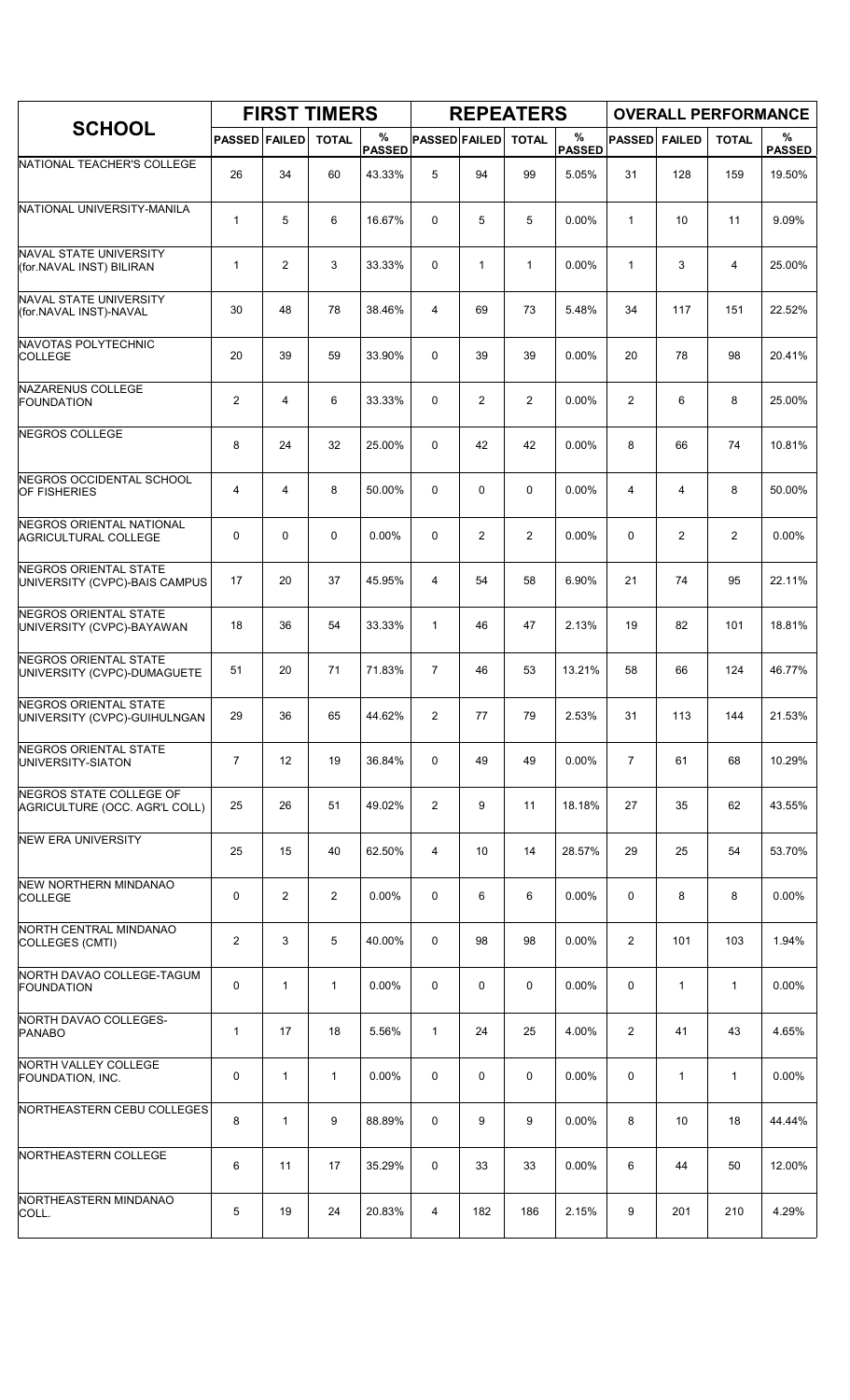| SCHOOL | FIRST TIMERS | | | | REPEATERS | | | | OVERALL PERFORMANCE | | | |
|---|---|---|---|---|---|---|---|---|---|---|---|---|
| | PASSED | FAILED | TOTAL | % PASSED | PASSED | FAILED | TOTAL | % PASSED | PASSED | FAILED | TOTAL | % PASSED |
| NATIONAL TEACHER'S COLLEGE | 26 | 34 | 60 | 43.33% | 5 | 94 | 99 | 5.05% | 31 | 128 | 159 | 19.50% |
| NATIONAL UNIVERSITY-MANILA | 1 | 5 | 6 | 16.67% | 0 | 5 | 5 | 0.00% | 1 | 10 | 11 | 9.09% |
| NAVAL STATE UNIVERSITY (for.NAVAL INST) BILIRAN | 1 | 2 | 3 | 33.33% | 0 | 1 | 1 | 0.00% | 1 | 3 | 4 | 25.00% |
| NAVAL STATE UNIVERSITY (for.NAVAL INST)-NAVAL | 30 | 48 | 78 | 38.46% | 4 | 69 | 73 | 5.48% | 34 | 117 | 151 | 22.52% |
| NAVOTAS POLYTECHNIC COLLEGE | 20 | 39 | 59 | 33.90% | 0 | 39 | 39 | 0.00% | 20 | 78 | 98 | 20.41% |
| NAZARENUS COLLEGE FOUNDATION | 2 | 4 | 6 | 33.33% | 0 | 2 | 2 | 0.00% | 2 | 6 | 8 | 25.00% |
| NEGROS COLLEGE | 8 | 24 | 32 | 25.00% | 0 | 42 | 42 | 0.00% | 8 | 66 | 74 | 10.81% |
| NEGROS OCCIDENTAL SCHOOL OF FISHERIES | 4 | 4 | 8 | 50.00% | 0 | 0 | 0 | 0.00% | 4 | 4 | 8 | 50.00% |
| NEGROS ORIENTAL NATIONAL AGRICULTURAL COLLEGE | 0 | 0 | 0 | 0.00% | 0 | 2 | 2 | 0.00% | 0 | 2 | 2 | 0.00% |
| NEGROS ORIENTAL STATE UNIVERSITY (CVPC)-BAIS CAMPUS | 17 | 20 | 37 | 45.95% | 4 | 54 | 58 | 6.90% | 21 | 74 | 95 | 22.11% |
| NEGROS ORIENTAL STATE UNIVERSITY (CVPC)-BAYAWAN | 18 | 36 | 54 | 33.33% | 1 | 46 | 47 | 2.13% | 19 | 82 | 101 | 18.81% |
| NEGROS ORIENTAL STATE UNIVERSITY (CVPC)-DUMAGUETE | 51 | 20 | 71 | 71.83% | 7 | 46 | 53 | 13.21% | 58 | 66 | 124 | 46.77% |
| NEGROS ORIENTAL STATE UNIVERSITY (CVPC)-GUIHULNGAN | 29 | 36 | 65 | 44.62% | 2 | 77 | 79 | 2.53% | 31 | 113 | 144 | 21.53% |
| NEGROS ORIENTAL STATE UNIVERSITY-SIATON | 7 | 12 | 19 | 36.84% | 0 | 49 | 49 | 0.00% | 7 | 61 | 68 | 10.29% |
| NEGROS STATE COLLEGE OF AGRICULTURE (OCC. AGR'L COLL) | 25 | 26 | 51 | 49.02% | 2 | 9 | 11 | 18.18% | 27 | 35 | 62 | 43.55% |
| NEW ERA UNIVERSITY | 25 | 15 | 40 | 62.50% | 4 | 10 | 14 | 28.57% | 29 | 25 | 54 | 53.70% |
| NEW NORTHERN MINDANAO COLLEGE | 0 | 2 | 2 | 0.00% | 0 | 6 | 6 | 0.00% | 0 | 8 | 8 | 0.00% |
| NORTH CENTRAL MINDANAO COLLEGES (CMTI) | 2 | 3 | 5 | 40.00% | 0 | 98 | 98 | 0.00% | 2 | 101 | 103 | 1.94% |
| NORTH DAVAO COLLEGE-TAGUM FOUNDATION | 0 | 1 | 1 | 0.00% | 0 | 0 | 0 | 0.00% | 0 | 1 | 1 | 0.00% |
| NORTH DAVAO COLLEGES-PANABO | 1 | 17 | 18 | 5.56% | 1 | 24 | 25 | 4.00% | 2 | 41 | 43 | 4.65% |
| NORTH VALLEY COLLEGE FOUNDATION, INC. | 0 | 1 | 1 | 0.00% | 0 | 0 | 0 | 0.00% | 0 | 1 | 1 | 0.00% |
| NORTHEASTERN CEBU COLLEGES | 8 | 1 | 9 | 88.89% | 0 | 9 | 9 | 0.00% | 8 | 10 | 18 | 44.44% |
| NORTHEASTERN COLLEGE | 6 | 11 | 17 | 35.29% | 0 | 33 | 33 | 0.00% | 6 | 44 | 50 | 12.00% |
| NORTHEASTERN MINDANAO COLL. | 5 | 19 | 24 | 20.83% | 4 | 182 | 186 | 2.15% | 9 | 201 | 210 | 4.29% |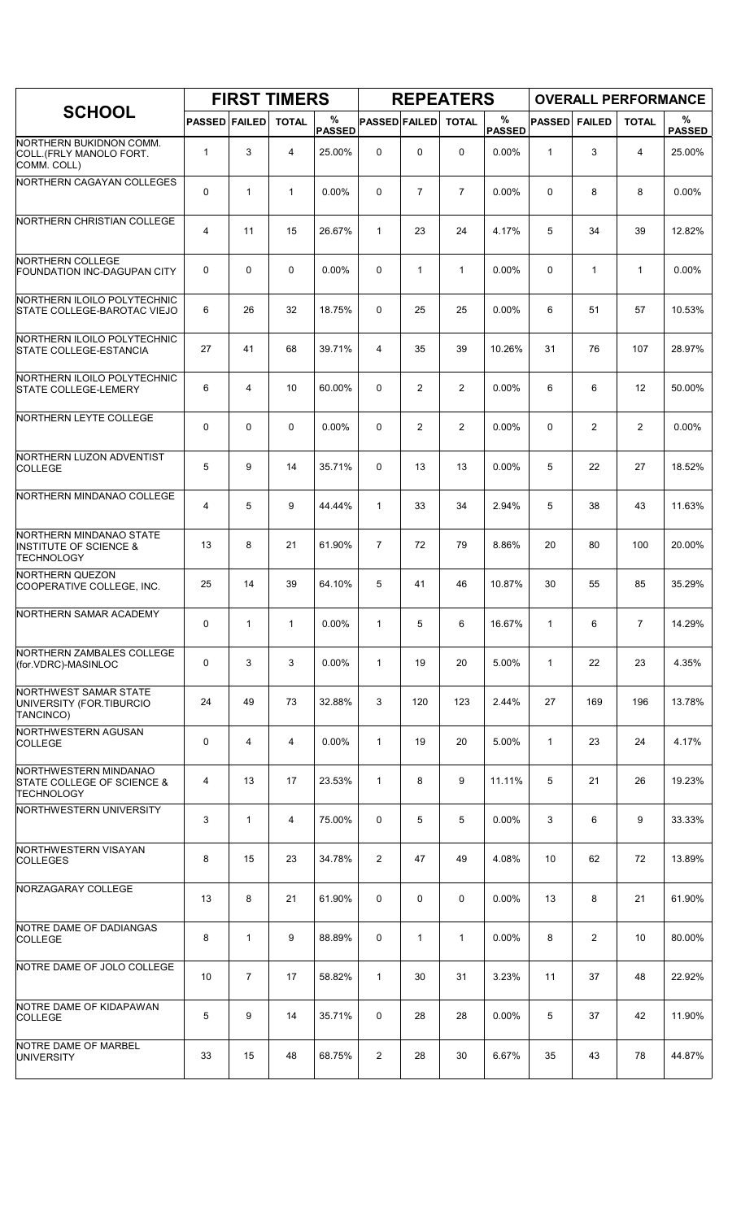| SCHOOL | FIRST TIMERS | | | | REPEATERS | | | | OVERALL PERFORMANCE | | | |
|---|---|---|---|---|---|---|---|---|---|---|---|---|
| | PASSED | FAILED | TOTAL | % PASSED | PASSED | FAILED | TOTAL | % PASSED | PASSED | FAILED | TOTAL | % PASSED |
| NORTHERN BUKIDNON COMM. COLL.(FRLY MANOLO FORT. COMM. COLL) | 1 | 3 | 4 | 25.00% | 0 | 0 | 0 | 0.00% | 1 | 3 | 4 | 25.00% |
| NORTHERN CAGAYAN COLLEGES | 0 | 1 | 1 | 0.00% | 0 | 7 | 7 | 0.00% | 0 | 8 | 8 | 0.00% |
| NORTHERN CHRISTIAN COLLEGE | 4 | 11 | 15 | 26.67% | 1 | 23 | 24 | 4.17% | 5 | 34 | 39 | 12.82% |
| NORTHERN COLLEGE FOUNDATION INC-DAGUPAN CITY | 0 | 0 | 0 | 0.00% | 0 | 1 | 1 | 0.00% | 0 | 1 | 1 | 0.00% |
| NORTHERN ILOILO POLYTECHNIC STATE COLLEGE-BAROTAC VIEJO | 6 | 26 | 32 | 18.75% | 0 | 25 | 25 | 0.00% | 6 | 51 | 57 | 10.53% |
| NORTHERN ILOILO POLYTECHNIC STATE COLLEGE-ESTANCIA | 27 | 41 | 68 | 39.71% | 4 | 35 | 39 | 10.26% | 31 | 76 | 107 | 28.97% |
| NORTHERN ILOILO POLYTECHNIC STATE COLLEGE-LEMERY | 6 | 4 | 10 | 60.00% | 0 | 2 | 2 | 0.00% | 6 | 6 | 12 | 50.00% |
| NORTHERN LEYTE COLLEGE | 0 | 0 | 0 | 0.00% | 0 | 2 | 2 | 0.00% | 0 | 2 | 2 | 0.00% |
| NORTHERN LUZON ADVENTIST COLLEGE | 5 | 9 | 14 | 35.71% | 0 | 13 | 13 | 0.00% | 5 | 22 | 27 | 18.52% |
| NORTHERN MINDANAO COLLEGE | 4 | 5 | 9 | 44.44% | 1 | 33 | 34 | 2.94% | 5 | 38 | 43 | 11.63% |
| NORTHERN MINDANAO STATE INSTITUTE OF SCIENCE & TECHNOLOGY | 13 | 8 | 21 | 61.90% | 7 | 72 | 79 | 8.86% | 20 | 80 | 100 | 20.00% |
| NORTHERN QUEZON COOPERATIVE COLLEGE, INC. | 25 | 14 | 39 | 64.10% | 5 | 41 | 46 | 10.87% | 30 | 55 | 85 | 35.29% |
| NORTHERN SAMAR ACADEMY | 0 | 1 | 1 | 0.00% | 1 | 5 | 6 | 16.67% | 1 | 6 | 7 | 14.29% |
| NORTHERN ZAMBALES COLLEGE (for.VDRC)-MASINLOC | 0 | 3 | 3 | 0.00% | 1 | 19 | 20 | 5.00% | 1 | 22 | 23 | 4.35% |
| NORTHWEST SAMAR STATE UNIVERSITY (FOR.TIBURCIO TANCINCO) | 24 | 49 | 73 | 32.88% | 3 | 120 | 123 | 2.44% | 27 | 169 | 196 | 13.78% |
| NORTHWESTERN AGUSAN COLLEGE | 0 | 4 | 4 | 0.00% | 1 | 19 | 20 | 5.00% | 1 | 23 | 24 | 4.17% |
| NORTHWESTERN MINDANAO STATE COLLEGE OF SCIENCE & TECHNOLOGY | 4 | 13 | 17 | 23.53% | 1 | 8 | 9 | 11.11% | 5 | 21 | 26 | 19.23% |
| NORTHWESTERN UNIVERSITY | 3 | 1 | 4 | 75.00% | 0 | 5 | 5 | 0.00% | 3 | 6 | 9 | 33.33% |
| NORTHWESTERN VISAYAN COLLEGES | 8 | 15 | 23 | 34.78% | 2 | 47 | 49 | 4.08% | 10 | 62 | 72 | 13.89% |
| NORZAGARAY COLLEGE | 13 | 8 | 21 | 61.90% | 0 | 0 | 0 | 0.00% | 13 | 8 | 21 | 61.90% |
| NOTRE DAME OF DADIANGAS COLLEGE | 8 | 1 | 9 | 88.89% | 0 | 1 | 1 | 0.00% | 8 | 2 | 10 | 80.00% |
| NOTRE DAME OF JOLO COLLEGE | 10 | 7 | 17 | 58.82% | 1 | 30 | 31 | 3.23% | 11 | 37 | 48 | 22.92% |
| NOTRE DAME OF KIDAPAWAN COLLEGE | 5 | 9 | 14 | 35.71% | 0 | 28 | 28 | 0.00% | 5 | 37 | 42 | 11.90% |
| NOTRE DAME OF MARBEL UNIVERSITY | 33 | 15 | 48 | 68.75% | 2 | 28 | 30 | 6.67% | 35 | 43 | 78 | 44.87% |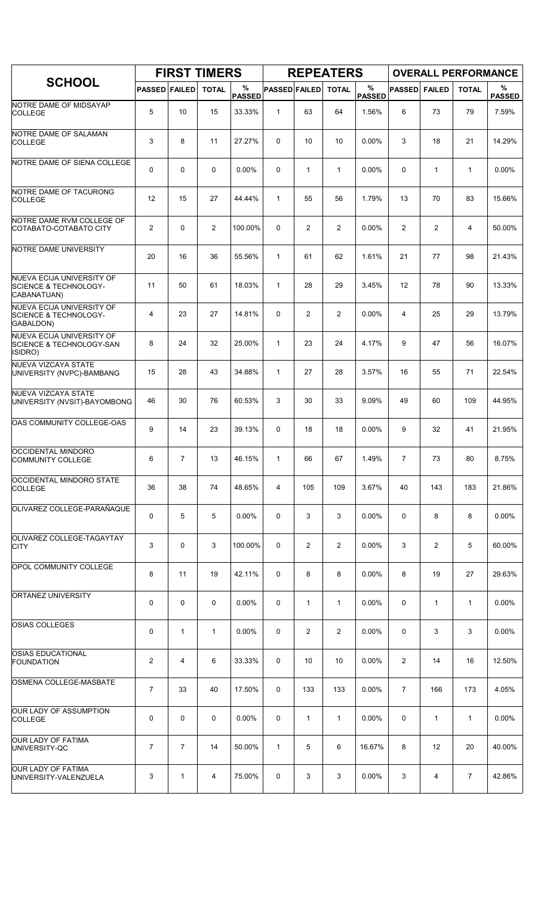| SCHOOL | FIRST TIMERS | | | | REPEATERS | | | | OVERALL PERFORMANCE | | | |
|---|---|---|---|---|---|---|---|---|---|---|---|---|
| | PASSED | FAILED | TOTAL | % PASSED | PASSED | FAILED | TOTAL | % PASSED | PASSED | FAILED | TOTAL | % PASSED |
| NOTRE DAME OF MIDSAYAP COLLEGE | 5 | 10 | 15 | 33.33% | 1 | 63 | 64 | 1.56% | 6 | 73 | 79 | 7.59% |
| NOTRE DAME OF SALAMAN COLLEGE | 3 | 8 | 11 | 27.27% | 0 | 10 | 10 | 0.00% | 3 | 18 | 21 | 14.29% |
| NOTRE DAME OF SIENA COLLEGE | 0 | 0 | 0 | 0.00% | 0 | 1 | 1 | 0.00% | 0 | 1 | 1 | 0.00% |
| NOTRE DAME OF TACURONG COLLEGE | 12 | 15 | 27 | 44.44% | 1 | 55 | 56 | 1.79% | 13 | 70 | 83 | 15.66% |
| NOTRE DAME RVM COLLEGE OF COTABATO-COTABATO CITY | 2 | 0 | 2 | 100.00% | 0 | 2 | 2 | 0.00% | 2 | 2 | 4 | 50.00% |
| NOTRE DAME UNIVERSITY | 20 | 16 | 36 | 55.56% | 1 | 61 | 62 | 1.61% | 21 | 77 | 98 | 21.43% |
| NUEVA ECIJA UNIVERSITY OF SCIENCE & TECHNOLOGY-CABANATUAN) | 11 | 50 | 61 | 18.03% | 1 | 28 | 29 | 3.45% | 12 | 78 | 90 | 13.33% |
| NUEVA ECIJA UNIVERSITY OF SCIENCE & TECHNOLOGY-GABALDON) | 4 | 23 | 27 | 14.81% | 0 | 2 | 2 | 0.00% | 4 | 25 | 29 | 13.79% |
| NUEVA ECIJA UNIVERSITY OF SCIENCE & TECHNOLOGY-SAN ISIDRO) | 8 | 24 | 32 | 25.00% | 1 | 23 | 24 | 4.17% | 9 | 47 | 56 | 16.07% |
| NUEVA VIZCAYA STATE UNIVERSITY (NVPC)-BAMBANG | 15 | 28 | 43 | 34.88% | 1 | 27 | 28 | 3.57% | 16 | 55 | 71 | 22.54% |
| NUEVA VIZCAYA STATE UNIVERSITY (NVSIT)-BAYOMBONG | 46 | 30 | 76 | 60.53% | 3 | 30 | 33 | 9.09% | 49 | 60 | 109 | 44.95% |
| OAS COMMUNITY COLLEGE-OAS | 9 | 14 | 23 | 39.13% | 0 | 18 | 18 | 0.00% | 9 | 32 | 41 | 21.95% |
| OCCIDENTAL MINDORO COMMUNITY COLLEGE | 6 | 7 | 13 | 46.15% | 1 | 66 | 67 | 1.49% | 7 | 73 | 80 | 8.75% |
| OCCIDENTAL MINDORO STATE COLLEGE | 36 | 38 | 74 | 48.65% | 4 | 105 | 109 | 3.67% | 40 | 143 | 183 | 21.86% |
| OLIVAREZ COLLEGE-PARAÑAQUE | 0 | 5 | 5 | 0.00% | 0 | 3 | 3 | 0.00% | 0 | 8 | 8 | 0.00% |
| OLIVAREZ COLLEGE-TAGAYTAY CITY | 3 | 0 | 3 | 100.00% | 0 | 2 | 2 | 0.00% | 3 | 2 | 5 | 60.00% |
| OPOL COMMUNITY COLLEGE | 8 | 11 | 19 | 42.11% | 0 | 8 | 8 | 0.00% | 8 | 19 | 27 | 29.63% |
| ORTANEZ UNIVERSITY | 0 | 0 | 0 | 0.00% | 0 | 1 | 1 | 0.00% | 0 | 1 | 1 | 0.00% |
| OSIAS COLLEGES | 0 | 1 | 1 | 0.00% | 0 | 2 | 2 | 0.00% | 0 | 3 | 3 | 0.00% |
| OSIAS EDUCATIONAL FOUNDATION | 2 | 4 | 6 | 33.33% | 0 | 10 | 10 | 0.00% | 2 | 14 | 16 | 12.50% |
| OSMENA COLLEGE-MASBATE | 7 | 33 | 40 | 17.50% | 0 | 133 | 133 | 0.00% | 7 | 166 | 173 | 4.05% |
| OUR LADY OF ASSUMPTION COLLEGE | 0 | 0 | 0 | 0.00% | 0 | 1 | 1 | 0.00% | 0 | 1 | 1 | 0.00% |
| OUR LADY OF FATIMA UNIVERSITY-QC | 7 | 7 | 14 | 50.00% | 1 | 5 | 6 | 16.67% | 8 | 12 | 20 | 40.00% |
| OUR LADY OF FATIMA UNIVERSITY-VALENZUELA | 3 | 1 | 4 | 75.00% | 0 | 3 | 3 | 0.00% | 3 | 4 | 7 | 42.86% |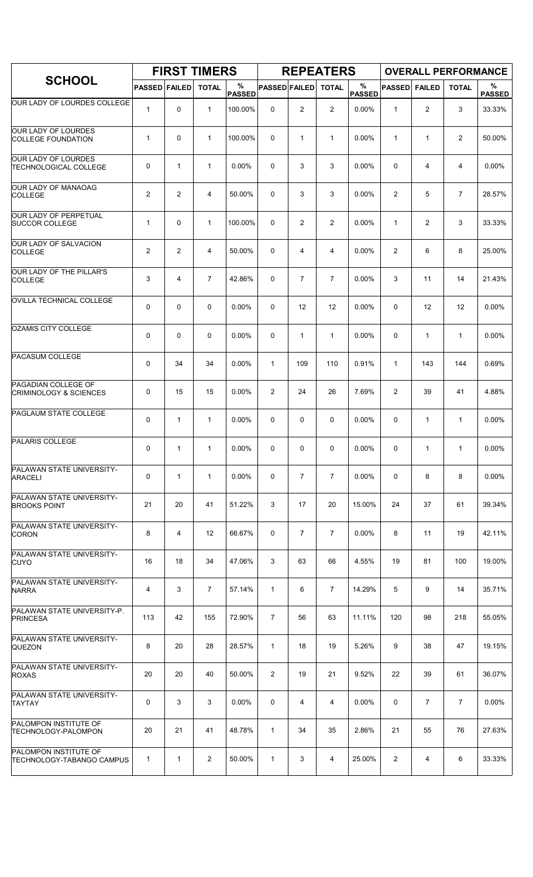| SCHOOL | FIRST TIMERS | | | | REPEATERS | | | | OVERALL PERFORMANCE | | | |
|---|---|---|---|---|---|---|---|---|---|---|---|---|
| | PASSED | FAILED | TOTAL | % PASSED | PASSED | FAILED | TOTAL | % PASSED | PASSED | FAILED | TOTAL | % PASSED |
| OUR LADY OF LOURDES COLLEGE | 1 | 0 | 1 | 100.00% | 0 | 2 | 2 | 0.00% | 1 | 2 | 3 | 33.33% |
| OUR LADY OF LOURDES COLLEGE FOUNDATION | 1 | 0 | 1 | 100.00% | 0 | 1 | 1 | 0.00% | 1 | 1 | 2 | 50.00% |
| OUR LADY OF LOURDES TECHNOLOGICAL COLLEGE | 0 | 1 | 1 | 0.00% | 0 | 3 | 3 | 0.00% | 0 | 4 | 4 | 0.00% |
| OUR LADY OF MANAOAG COLLEGE | 2 | 2 | 4 | 50.00% | 0 | 3 | 3 | 0.00% | 2 | 5 | 7 | 28.57% |
| OUR LADY OF PERPETUAL SUCCOR COLLEGE | 1 | 0 | 1 | 100.00% | 0 | 2 | 2 | 0.00% | 1 | 2 | 3 | 33.33% |
| OUR LADY OF SALVACION COLLEGE | 2 | 2 | 4 | 50.00% | 0 | 4 | 4 | 0.00% | 2 | 6 | 8 | 25.00% |
| OUR LADY OF THE PILLAR'S COLLEGE | 3 | 4 | 7 | 42.86% | 0 | 7 | 7 | 0.00% | 3 | 11 | 14 | 21.43% |
| OVILLA TECHNICAL COLLEGE | 0 | 0 | 0 | 0.00% | 0 | 12 | 12 | 0.00% | 0 | 12 | 12 | 0.00% |
| OZAMIS CITY COLLEGE | 0 | 0 | 0 | 0.00% | 0 | 1 | 1 | 0.00% | 0 | 1 | 1 | 0.00% |
| PACASUM COLLEGE | 0 | 34 | 34 | 0.00% | 1 | 109 | 110 | 0.91% | 1 | 143 | 144 | 0.69% |
| PAGADIAN COLLEGE OF CRIMINOLOGY & SCIENCES | 0 | 15 | 15 | 0.00% | 2 | 24 | 26 | 7.69% | 2 | 39 | 41 | 4.88% |
| PAGLAUM STATE COLLEGE | 0 | 1 | 1 | 0.00% | 0 | 0 | 0 | 0.00% | 0 | 1 | 1 | 0.00% |
| PALARIS COLLEGE | 0 | 1 | 1 | 0.00% | 0 | 0 | 0 | 0.00% | 0 | 1 | 1 | 0.00% |
| PALAWAN STATE UNIVERSITY-ARACELI | 0 | 1 | 1 | 0.00% | 0 | 7 | 7 | 0.00% | 0 | 8 | 8 | 0.00% |
| PALAWAN STATE UNIVERSITY-BROOKS POINT | 21 | 20 | 41 | 51.22% | 3 | 17 | 20 | 15.00% | 24 | 37 | 61 | 39.34% |
| PALAWAN STATE UNIVERSITY-CORON | 8 | 4 | 12 | 66.67% | 0 | 7 | 7 | 0.00% | 8 | 11 | 19 | 42.11% |
| PALAWAN STATE UNIVERSITY-CUYO | 16 | 18 | 34 | 47.06% | 3 | 63 | 66 | 4.55% | 19 | 81 | 100 | 19.00% |
| PALAWAN STATE UNIVERSITY-NARRA | 4 | 3 | 7 | 57.14% | 1 | 6 | 7 | 14.29% | 5 | 9 | 14 | 35.71% |
| PALAWAN STATE UNIVERSITY-P. PRINCESA | 113 | 42 | 155 | 72.90% | 7 | 56 | 63 | 11.11% | 120 | 98 | 218 | 55.05% |
| PALAWAN STATE UNIVERSITY-QUEZON | 8 | 20 | 28 | 28.57% | 1 | 18 | 19 | 5.26% | 9 | 38 | 47 | 19.15% |
| PALAWAN STATE UNIVERSITY-ROXAS | 20 | 20 | 40 | 50.00% | 2 | 19 | 21 | 9.52% | 22 | 39 | 61 | 36.07% |
| PALAWAN STATE UNIVERSITY-TAYTAY | 0 | 3 | 3 | 0.00% | 0 | 4 | 4 | 0.00% | 0 | 7 | 7 | 0.00% |
| PALOMPON INSTITUTE OF TECHNOLOGY-PALOMPON | 20 | 21 | 41 | 48.78% | 1 | 34 | 35 | 2.86% | 21 | 55 | 76 | 27.63% |
| PALOMPON INSTITUTE OF TECHNOLOGY-TABANGO CAMPUS | 1 | 1 | 2 | 50.00% | 1 | 3 | 4 | 25.00% | 2 | 4 | 6 | 33.33% |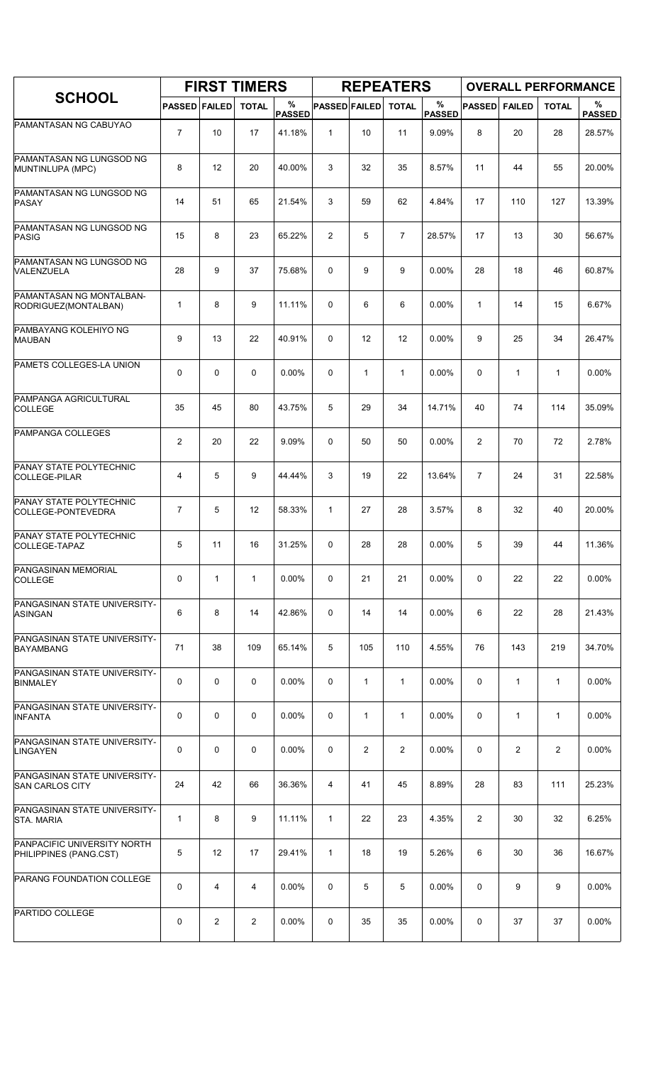| SCHOOL | FIRST TIMERS | | | | REPEATERS | | | | OVERALL PERFORMANCE | | | |
|---|---|---|---|---|---|---|---|---|---|---|---|---|
| | PASSED | FAILED | TOTAL | % PASSED | PASSED | FAILED | TOTAL | % PASSED | PASSED | FAILED | TOTAL | % PASSED |
| PAMANTASAN NG CABUYAO | 7 | 10 | 17 | 41.18% | 1 | 10 | 11 | 9.09% | 8 | 20 | 28 | 28.57% |
| PAMANTASAN NG LUNGSOD NG MUNTINLUPA (MPC) | 8 | 12 | 20 | 40.00% | 3 | 32 | 35 | 8.57% | 11 | 44 | 55 | 20.00% |
| PAMANTASAN NG LUNGSOD NG PASAY | 14 | 51 | 65 | 21.54% | 3 | 59 | 62 | 4.84% | 17 | 110 | 127 | 13.39% |
| PAMANTASAN NG LUNGSOD NG PASIG | 15 | 8 | 23 | 65.22% | 2 | 5 | 7 | 28.57% | 17 | 13 | 30 | 56.67% |
| PAMANTASAN NG LUNGSOD NG VALENZUELA | 28 | 9 | 37 | 75.68% | 0 | 9 | 9 | 0.00% | 28 | 18 | 46 | 60.87% |
| PAMANTASAN NG MONTALBAN-RODRIGUEZ(MONTALBAN) | 1 | 8 | 9 | 11.11% | 0 | 6 | 6 | 0.00% | 1 | 14 | 15 | 6.67% |
| PAMBAYANG KOLEHIYO NG MAUBAN | 9 | 13 | 22 | 40.91% | 0 | 12 | 12 | 0.00% | 9 | 25 | 34 | 26.47% |
| PAMETS COLLEGES-LA UNION | 0 | 0 | 0 | 0.00% | 0 | 1 | 1 | 0.00% | 0 | 1 | 1 | 0.00% |
| PAMPANGA AGRICULTURAL COLLEGE | 35 | 45 | 80 | 43.75% | 5 | 29 | 34 | 14.71% | 40 | 74 | 114 | 35.09% |
| PAMPANGA COLLEGES | 2 | 20 | 22 | 9.09% | 0 | 50 | 50 | 0.00% | 2 | 70 | 72 | 2.78% |
| PANAY STATE POLYTECHNIC COLLEGE-PILAR | 4 | 5 | 9 | 44.44% | 3 | 19 | 22 | 13.64% | 7 | 24 | 31 | 22.58% |
| PANAY STATE POLYTECHNIC COLLEGE-PONTEVEDRA | 7 | 5 | 12 | 58.33% | 1 | 27 | 28 | 3.57% | 8 | 32 | 40 | 20.00% |
| PANAY STATE POLYTECHNIC COLLEGE-TAPAZ | 5 | 11 | 16 | 31.25% | 0 | 28 | 28 | 0.00% | 5 | 39 | 44 | 11.36% |
| PANGASINAN MEMORIAL COLLEGE | 0 | 1 | 1 | 0.00% | 0 | 21 | 21 | 0.00% | 0 | 22 | 22 | 0.00% |
| PANGASINAN STATE UNIVERSITY-ASINGAN | 6 | 8 | 14 | 42.86% | 0 | 14 | 14 | 0.00% | 6 | 22 | 28 | 21.43% |
| PANGASINAN STATE UNIVERSITY-BAYAMBANG | 71 | 38 | 109 | 65.14% | 5 | 105 | 110 | 4.55% | 76 | 143 | 219 | 34.70% |
| PANGASINAN STATE UNIVERSITY-BINMALEY | 0 | 0 | 0 | 0.00% | 0 | 1 | 1 | 0.00% | 0 | 1 | 1 | 0.00% |
| PANGASINAN STATE UNIVERSITY-INFANTA | 0 | 0 | 0 | 0.00% | 0 | 1 | 1 | 0.00% | 0 | 1 | 1 | 0.00% |
| PANGASINAN STATE UNIVERSITY-LINGAYEN | 0 | 0 | 0 | 0.00% | 0 | 2 | 2 | 0.00% | 0 | 2 | 2 | 0.00% |
| PANGASINAN STATE UNIVERSITY-SAN CARLOS CITY | 24 | 42 | 66 | 36.36% | 4 | 41 | 45 | 8.89% | 28 | 83 | 111 | 25.23% |
| PANGASINAN STATE UNIVERSITY-STA. MARIA | 1 | 8 | 9 | 11.11% | 1 | 22 | 23 | 4.35% | 2 | 30 | 32 | 6.25% |
| PANPACIFIC UNIVERSITY NORTH PHILIPPINES (PANG.CST) | 5 | 12 | 17 | 29.41% | 1 | 18 | 19 | 5.26% | 6 | 30 | 36 | 16.67% |
| PARANG FOUNDATION COLLEGE | 0 | 4 | 4 | 0.00% | 0 | 5 | 5 | 0.00% | 0 | 9 | 9 | 0.00% |
| PARTIDO COLLEGE | 0 | 2 | 2 | 0.00% | 0 | 35 | 35 | 0.00% | 0 | 37 | 37 | 0.00% |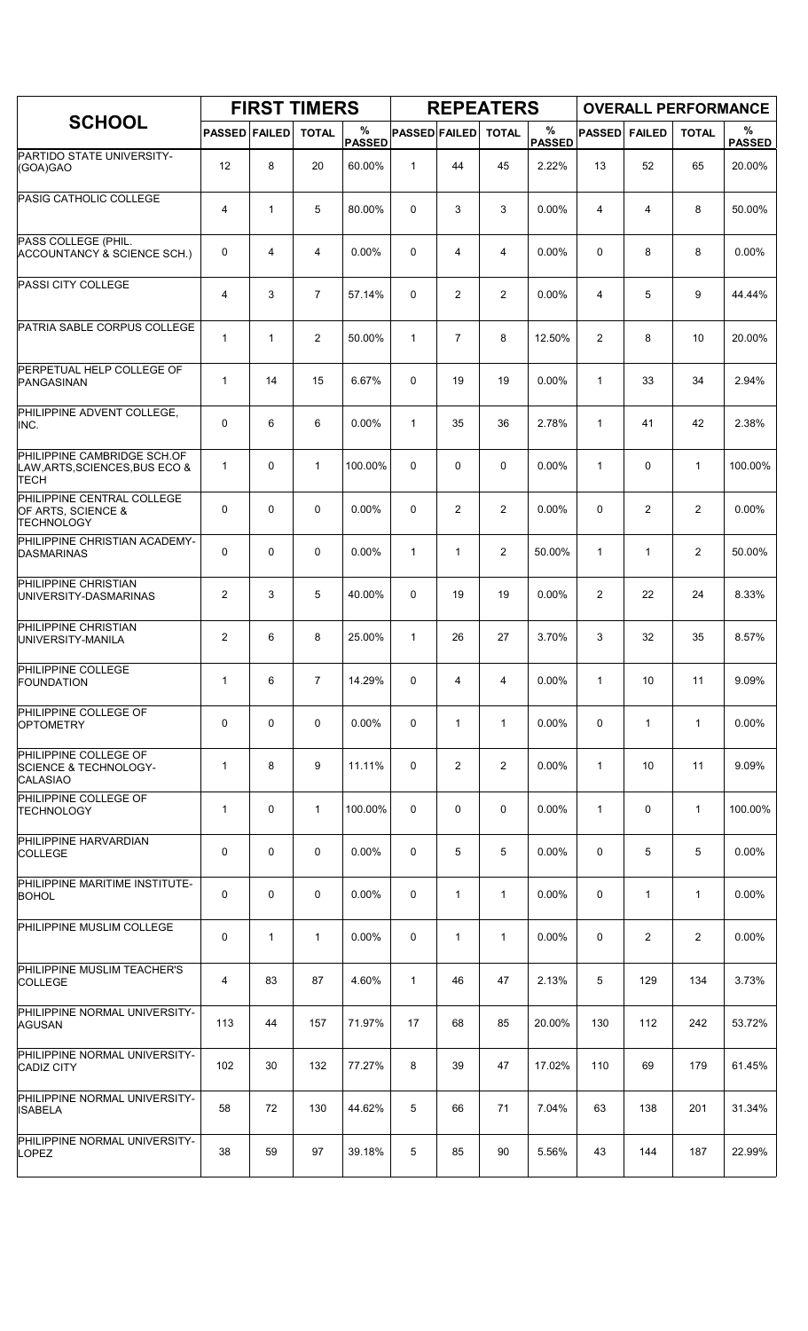| SCHOOL | FIRST TIMERS | | | | REPEATERS | | | | OVERALL PERFORMANCE | | | |
|---|---|---|---|---|---|---|---|---|---|---|---|---|
| | PASSED | FAILED | TOTAL | % PASSED | PASSED | FAILED | TOTAL | % PASSED | PASSED | FAILED | TOTAL | % PASSED |
| PARTIDO STATE UNIVERSITY-(GOA)GAO | 12 | 8 | 20 | 60.00% | 1 | 44 | 45 | 2.22% | 13 | 52 | 65 | 20.00% |
| PASIG CATHOLIC COLLEGE | 4 | 1 | 5 | 80.00% | 0 | 3 | 3 | 0.00% | 4 | 4 | 8 | 50.00% |
| PASS COLLEGE (PHIL. ACCOUNTANCY & SCIENCE SCH.) | 0 | 4 | 4 | 0.00% | 0 | 4 | 4 | 0.00% | 0 | 8 | 8 | 0.00% |
| PASSI CITY COLLEGE | 4 | 3 | 7 | 57.14% | 0 | 2 | 2 | 0.00% | 4 | 5 | 9 | 44.44% |
| PATRIA SABLE CORPUS COLLEGE | 1 | 1 | 2 | 50.00% | 1 | 7 | 8 | 12.50% | 2 | 8 | 10 | 20.00% |
| PERPETUAL HELP COLLEGE OF PANGASINAN | 1 | 14 | 15 | 6.67% | 0 | 19 | 19 | 0.00% | 1 | 33 | 34 | 2.94% |
| PHILIPPINE ADVENT COLLEGE, INC. | 0 | 6 | 6 | 0.00% | 1 | 35 | 36 | 2.78% | 1 | 41 | 42 | 2.38% |
| PHILIPPINE CAMBRIDGE SCH.OF LAW,ARTS,SCIENCES,BUS ECO & TECH | 1 | 0 | 1 | 100.00% | 0 | 0 | 0 | 0.00% | 1 | 0 | 1 | 100.00% |
| PHILIPPINE CENTRAL COLLEGE OF ARTS, SCIENCE & TECHNOLOGY | 0 | 0 | 0 | 0.00% | 0 | 2 | 2 | 0.00% | 0 | 2 | 2 | 0.00% |
| PHILIPPINE CHRISTIAN ACADEMY-DASMARINAS | 0 | 0 | 0 | 0.00% | 1 | 1 | 2 | 50.00% | 1 | 1 | 2 | 50.00% |
| PHILIPPINE CHRISTIAN UNIVERSITY-DASMARINAS | 2 | 3 | 5 | 40.00% | 0 | 19 | 19 | 0.00% | 2 | 22 | 24 | 8.33% |
| PHILIPPINE CHRISTIAN UNIVERSITY-MANILA | 2 | 6 | 8 | 25.00% | 1 | 26 | 27 | 3.70% | 3 | 32 | 35 | 8.57% |
| PHILIPPINE COLLEGE FOUNDATION | 1 | 6 | 7 | 14.29% | 0 | 4 | 4 | 0.00% | 1 | 10 | 11 | 9.09% |
| PHILIPPINE COLLEGE OF OPTOMETRY | 0 | 0 | 0 | 0.00% | 0 | 1 | 1 | 0.00% | 0 | 1 | 1 | 0.00% |
| PHILIPPINE COLLEGE OF SCIENCE & TECHNOLOGY-CALASIAO | 1 | 8 | 9 | 11.11% | 0 | 2 | 2 | 0.00% | 1 | 10 | 11 | 9.09% |
| PHILIPPINE COLLEGE OF TECHNOLOGY | 1 | 0 | 1 | 100.00% | 0 | 0 | 0 | 0.00% | 1 | 0 | 1 | 100.00% |
| PHILIPPINE HARVARDIAN COLLEGE | 0 | 0 | 0 | 0.00% | 0 | 5 | 5 | 0.00% | 0 | 5 | 5 | 0.00% |
| PHILIPPINE MARITIME INSTITUTE-BOHOL | 0 | 0 | 0 | 0.00% | 0 | 1 | 1 | 0.00% | 0 | 1 | 1 | 0.00% |
| PHILIPPINE MUSLIM COLLEGE | 0 | 1 | 1 | 0.00% | 0 | 1 | 1 | 0.00% | 0 | 2 | 2 | 0.00% |
| PHILIPPINE MUSLIM TEACHER'S COLLEGE | 4 | 83 | 87 | 4.60% | 1 | 46 | 47 | 2.13% | 5 | 129 | 134 | 3.73% |
| PHILIPPINE NORMAL UNIVERSITY-AGUSAN | 113 | 44 | 157 | 71.97% | 17 | 68 | 85 | 20.00% | 130 | 112 | 242 | 53.72% |
| PHILIPPINE NORMAL UNIVERSITY-CADIZ CITY | 102 | 30 | 132 | 77.27% | 8 | 39 | 47 | 17.02% | 110 | 69 | 179 | 61.45% |
| PHILIPPINE NORMAL UNIVERSITY-ISABELA | 58 | 72 | 130 | 44.62% | 5 | 66 | 71 | 7.04% | 63 | 138 | 201 | 31.34% |
| PHILIPPINE NORMAL UNIVERSITY-LOPEZ | 38 | 59 | 97 | 39.18% | 5 | 85 | 90 | 5.56% | 43 | 144 | 187 | 22.99% |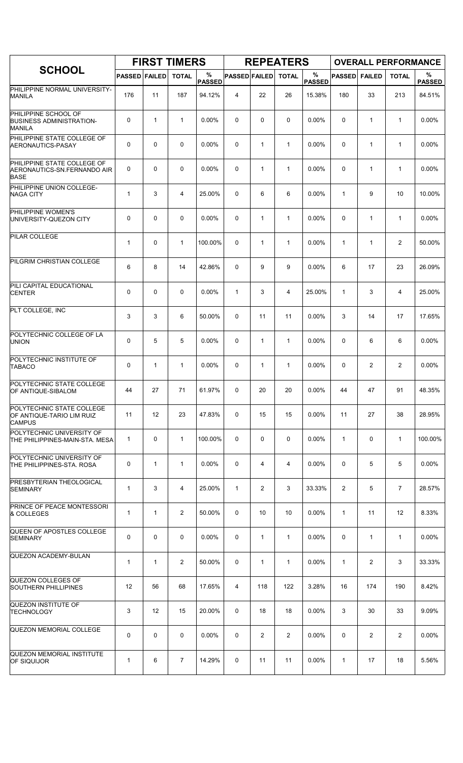| SCHOOL | FIRST TIMERS | | | | REPEATERS | | | | OVERALL PERFORMANCE | | | |
|---|---|---|---|---|---|---|---|---|---|---|---|---|
| | PASSED | FAILED | TOTAL | % PASSED | PASSED | FAILED | TOTAL | % PASSED | PASSED | FAILED | TOTAL | % PASSED |
| PHILIPPINE NORMAL UNIVERSITY-MANILA | 176 | 11 | 187 | 94.12% | 4 | 22 | 26 | 15.38% | 180 | 33 | 213 | 84.51% |
| PHILIPPINE SCHOOL OF BUSINESS ADMINISTRATION-MANILA | 0 | 1 | 1 | 0.00% | 0 | 0 | 0 | 0.00% | 0 | 1 | 1 | 0.00% |
| PHILIPPINE STATE COLLEGE OF AERONAUTICS-PASAY | 0 | 0 | 0 | 0.00% | 0 | 1 | 1 | 0.00% | 0 | 1 | 1 | 0.00% |
| PHILIPPINE STATE COLLEGE OF AERONAUTICS-SN.FERNANDO AIR BASE | 0 | 0 | 0 | 0.00% | 0 | 1 | 1 | 0.00% | 0 | 1 | 1 | 0.00% |
| PHILIPPINE UNION COLLEGE-NAGA CITY | 1 | 3 | 4 | 25.00% | 0 | 6 | 6 | 0.00% | 1 | 9 | 10 | 10.00% |
| PHILIPPINE WOMEN'S UNIVERSITY-QUEZON CITY | 0 | 0 | 0 | 0.00% | 0 | 1 | 1 | 0.00% | 0 | 1 | 1 | 0.00% |
| PILAR COLLEGE | 1 | 0 | 1 | 100.00% | 0 | 1 | 1 | 0.00% | 1 | 1 | 2 | 50.00% |
| PILGRIM CHRISTIAN COLLEGE | 6 | 8 | 14 | 42.86% | 0 | 9 | 9 | 0.00% | 6 | 17 | 23 | 26.09% |
| PILI CAPITAL EDUCATIONAL CENTER | 0 | 0 | 0 | 0.00% | 1 | 3 | 4 | 25.00% | 1 | 3 | 4 | 25.00% |
| PLT COLLEGE, INC | 3 | 3 | 6 | 50.00% | 0 | 11 | 11 | 0.00% | 3 | 14 | 17 | 17.65% |
| POLYTECHNIC COLLEGE OF LA UNION | 0 | 5 | 5 | 0.00% | 0 | 1 | 1 | 0.00% | 0 | 6 | 6 | 0.00% |
| POLYTECHNIC INSTITUTE OF TABACO | 0 | 1 | 1 | 0.00% | 0 | 1 | 1 | 0.00% | 0 | 2 | 2 | 0.00% |
| POLYTECHNIC STATE COLLEGE OF ANTIQUE-SIBALOM | 44 | 27 | 71 | 61.97% | 0 | 20 | 20 | 0.00% | 44 | 47 | 91 | 48.35% |
| POLYTECHNIC STATE COLLEGE OF ANTIQUE-TARIO LIM RUIZ CAMPUS | 11 | 12 | 23 | 47.83% | 0 | 15 | 15 | 0.00% | 11 | 27 | 38 | 28.95% |
| POLYTECHNIC UNIVERSITY OF THE PHILIPPINES-MAIN-STA. MESA | 1 | 0 | 1 | 100.00% | 0 | 0 | 0 | 0.00% | 1 | 0 | 1 | 100.00% |
| POLYTECHNIC UNIVERSITY OF THE PHILIPPINES-STA. ROSA | 0 | 1 | 1 | 0.00% | 0 | 4 | 4 | 0.00% | 0 | 5 | 5 | 0.00% |
| PRESBYTERIAN THEOLOGICAL SEMINARY | 1 | 3 | 4 | 25.00% | 1 | 2 | 3 | 33.33% | 2 | 5 | 7 | 28.57% |
| PRINCE OF PEACE MONTESSORI & COLLEGES | 1 | 1 | 2 | 50.00% | 0 | 10 | 10 | 0.00% | 1 | 11 | 12 | 8.33% |
| QUEEN OF APOSTLES COLLEGE SEMINARY | 0 | 0 | 0 | 0.00% | 0 | 1 | 1 | 0.00% | 0 | 1 | 1 | 0.00% |
| QUEZON ACADEMY-BULAN | 1 | 1 | 2 | 50.00% | 0 | 1 | 1 | 0.00% | 1 | 2 | 3 | 33.33% |
| QUEZON COLLEGES OF SOUTHERN PHILLIPINES | 12 | 56 | 68 | 17.65% | 4 | 118 | 122 | 3.28% | 16 | 174 | 190 | 8.42% |
| QUEZON INSTITUTE OF TECHNOLOGY | 3 | 12 | 15 | 20.00% | 0 | 18 | 18 | 0.00% | 3 | 30 | 33 | 9.09% |
| QUEZON MEMORIAL COLLEGE | 0 | 0 | 0 | 0.00% | 0 | 2 | 2 | 0.00% | 0 | 2 | 2 | 0.00% |
| QUEZON MEMORIAL INSTITUTE OF SIQUIJOR | 1 | 6 | 7 | 14.29% | 0 | 11 | 11 | 0.00% | 1 | 17 | 18 | 5.56% |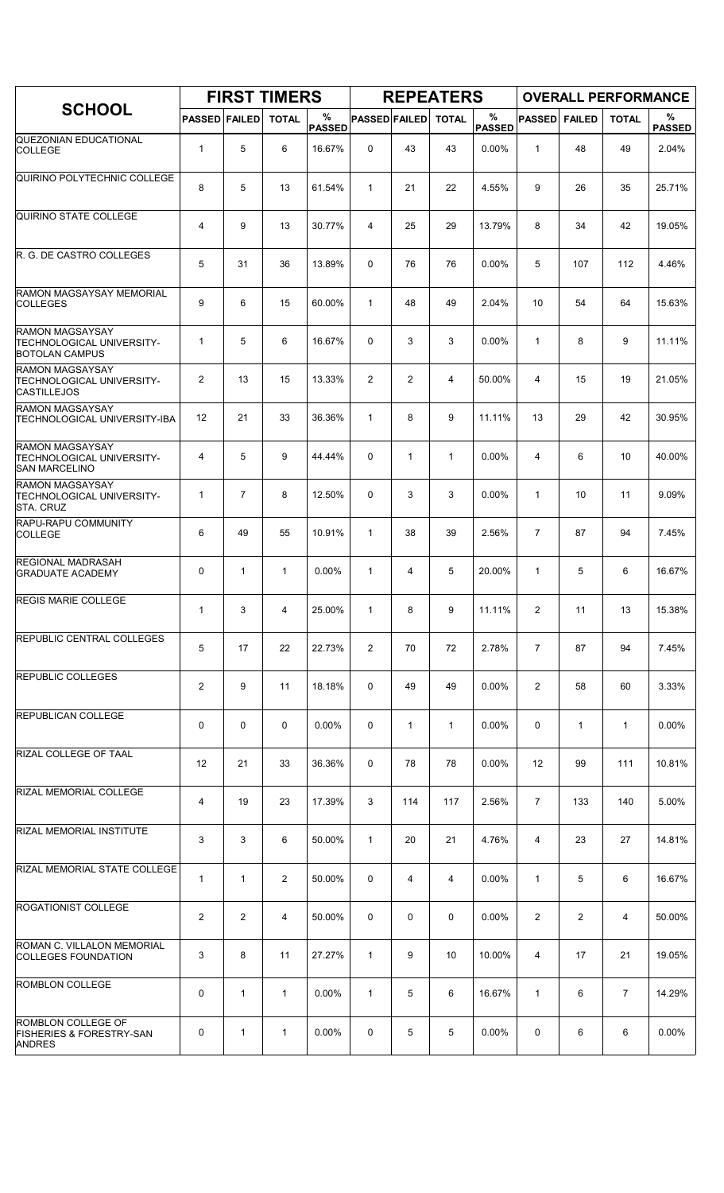| SCHOOL | FIRST TIMERS | | | | REPEATERS | | | | OVERALL PERFORMANCE | | | |
|---|---|---|---|---|---|---|---|---|---|---|---|---|
| | PASSED | FAILED | TOTAL | % PASSED | PASSED | FAILED | TOTAL | % PASSED | PASSED | FAILED | TOTAL | % PASSED |
| QUEZONIAN EDUCATIONAL COLLEGE | 1 | 5 | 6 | 16.67% | 0 | 43 | 43 | 0.00% | 1 | 48 | 49 | 2.04% |
| QUIRINO POLYTECHNIC COLLEGE | 8 | 5 | 13 | 61.54% | 1 | 21 | 22 | 4.55% | 9 | 26 | 35 | 25.71% |
| QUIRINO STATE COLLEGE | 4 | 9 | 13 | 30.77% | 4 | 25 | 29 | 13.79% | 8 | 34 | 42 | 19.05% |
| R. G. DE CASTRO COLLEGES | 5 | 31 | 36 | 13.89% | 0 | 76 | 76 | 0.00% | 5 | 107 | 112 | 4.46% |
| RAMON MAGSAYSAY MEMORIAL COLLEGES | 9 | 6 | 15 | 60.00% | 1 | 48 | 49 | 2.04% | 10 | 54 | 64 | 15.63% |
| RAMON MAGSAYSAY TECHNOLOGICAL UNIVERSITY-BOTOLAN CAMPUS | 1 | 5 | 6 | 16.67% | 0 | 3 | 3 | 0.00% | 1 | 8 | 9 | 11.11% |
| RAMON MAGSAYSAY TECHNOLOGICAL UNIVERSITY-CASTILLEJOS | 2 | 13 | 15 | 13.33% | 2 | 2 | 4 | 50.00% | 4 | 15 | 19 | 21.05% |
| RAMON MAGSAYSAY TECHNOLOGICAL UNIVERSITY-IBA | 12 | 21 | 33 | 36.36% | 1 | 8 | 9 | 11.11% | 13 | 29 | 42 | 30.95% |
| RAMON MAGSAYSAY TECHNOLOGICAL UNIVERSITY-SAN MARCELINO | 4 | 5 | 9 | 44.44% | 0 | 1 | 1 | 0.00% | 4 | 6 | 10 | 40.00% |
| RAMON MAGSAYSAY TECHNOLOGICAL UNIVERSITY-STA. CRUZ | 1 | 7 | 8 | 12.50% | 0 | 3 | 3 | 0.00% | 1 | 10 | 11 | 9.09% |
| RAPU-RAPU COMMUNITY COLLEGE | 6 | 49 | 55 | 10.91% | 1 | 38 | 39 | 2.56% | 7 | 87 | 94 | 7.45% |
| REGIONAL MADRASAH GRADUATE ACADEMY | 0 | 1 | 1 | 0.00% | 1 | 4 | 5 | 20.00% | 1 | 5 | 6 | 16.67% |
| REGIS MARIE COLLEGE | 1 | 3 | 4 | 25.00% | 1 | 8 | 9 | 11.11% | 2 | 11 | 13 | 15.38% |
| REPUBLIC CENTRAL COLLEGES | 5 | 17 | 22 | 22.73% | 2 | 70 | 72 | 2.78% | 7 | 87 | 94 | 7.45% |
| REPUBLIC COLLEGES | 2 | 9 | 11 | 18.18% | 0 | 49 | 49 | 0.00% | 2 | 58 | 60 | 3.33% |
| REPUBLICAN COLLEGE | 0 | 0 | 0 | 0.00% | 0 | 1 | 1 | 0.00% | 0 | 1 | 1 | 0.00% |
| RIZAL COLLEGE OF TAAL | 12 | 21 | 33 | 36.36% | 0 | 78 | 78 | 0.00% | 12 | 99 | 111 | 10.81% |
| RIZAL MEMORIAL COLLEGE | 4 | 19 | 23 | 17.39% | 3 | 114 | 117 | 2.56% | 7 | 133 | 140 | 5.00% |
| RIZAL MEMORIAL INSTITUTE | 3 | 3 | 6 | 50.00% | 1 | 20 | 21 | 4.76% | 4 | 23 | 27 | 14.81% |
| RIZAL MEMORIAL STATE COLLEGE | 1 | 1 | 2 | 50.00% | 0 | 4 | 4 | 0.00% | 1 | 5 | 6 | 16.67% |
| ROGATIONIST COLLEGE | 2 | 2 | 4 | 50.00% | 0 | 0 | 0 | 0.00% | 2 | 2 | 4 | 50.00% |
| ROMAN C. VILLALON MEMORIAL COLLEGES FOUNDATION | 3 | 8 | 11 | 27.27% | 1 | 9 | 10 | 10.00% | 4 | 17 | 21 | 19.05% |
| ROMBLON COLLEGE | 0 | 1 | 1 | 0.00% | 1 | 5 | 6 | 16.67% | 1 | 6 | 7 | 14.29% |
| ROMBLON COLLEGE OF FISHERIES & FORESTRY-SAN ANDRES | 0 | 1 | 1 | 0.00% | 0 | 5 | 5 | 0.00% | 0 | 6 | 6 | 0.00% |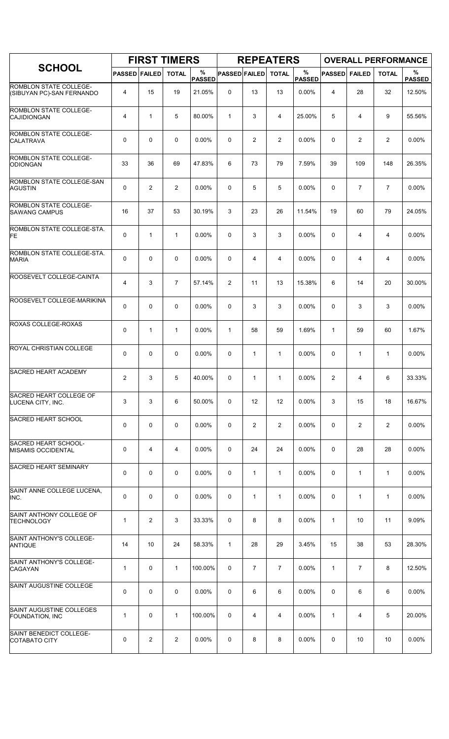| SCHOOL | FIRST TIMERS | | | | REPEATERS | | | | OVERALL PERFORMANCE | | | |
|---|---|---|---|---|---|---|---|---|---|---|---|---|
| | PASSED | FAILED | TOTAL | % PASSED | PASSED | FAILED | TOTAL | % PASSED | PASSED | FAILED | TOTAL | % PASSED |
| ROMBLON STATE COLLEGE-(SIBUYAN PC)-SAN FERNANDO | 4 | 15 | 19 | 21.05% | 0 | 13 | 13 | 0.00% | 4 | 28 | 32 | 12.50% |
| ROMBLON STATE COLLEGE-CAJIDIONGAN | 4 | 1 | 5 | 80.00% | 1 | 3 | 4 | 25.00% | 5 | 4 | 9 | 55.56% |
| ROMBLON STATE COLLEGE-CALATRAVA | 0 | 0 | 0 | 0.00% | 0 | 2 | 2 | 0.00% | 0 | 2 | 2 | 0.00% |
| ROMBLON STATE COLLEGE-ODIONGAN | 33 | 36 | 69 | 47.83% | 6 | 73 | 79 | 7.59% | 39 | 109 | 148 | 26.35% |
| ROMBLON STATE COLLEGE-SAN AGUSTIN | 0 | 2 | 2 | 0.00% | 0 | 5 | 5 | 0.00% | 0 | 7 | 7 | 0.00% |
| ROMBLON STATE COLLEGE-SAWANG CAMPUS | 16 | 37 | 53 | 30.19% | 3 | 23 | 26 | 11.54% | 19 | 60 | 79 | 24.05% |
| ROMBLON STATE COLLEGE-STA. FE | 0 | 1 | 1 | 0.00% | 0 | 3 | 3 | 0.00% | 0 | 4 | 4 | 0.00% |
| ROMBLON STATE COLLEGE-STA. MARIA | 0 | 0 | 0 | 0.00% | 0 | 4 | 4 | 0.00% | 0 | 4 | 4 | 0.00% |
| ROOSEVELT COLLEGE-CAINTA | 4 | 3 | 7 | 57.14% | 2 | 11 | 13 | 15.38% | 6 | 14 | 20 | 30.00% |
| ROOSEVELT COLLEGE-MARIKINA | 0 | 0 | 0 | 0.00% | 0 | 3 | 3 | 0.00% | 0 | 3 | 3 | 0.00% |
| ROXAS COLLEGE-ROXAS | 0 | 1 | 1 | 0.00% | 1 | 58 | 59 | 1.69% | 1 | 59 | 60 | 1.67% |
| ROYAL CHRISTIAN COLLEGE | 0 | 0 | 0 | 0.00% | 0 | 1 | 1 | 0.00% | 0 | 1 | 1 | 0.00% |
| SACRED HEART ACADEMY | 2 | 3 | 5 | 40.00% | 0 | 1 | 1 | 0.00% | 2 | 4 | 6 | 33.33% |
| SACRED HEART COLLEGE OF LUCENA CITY, INC. | 3 | 3 | 6 | 50.00% | 0 | 12 | 12 | 0.00% | 3 | 15 | 18 | 16.67% |
| SACRED HEART SCHOOL | 0 | 0 | 0 | 0.00% | 0 | 2 | 2 | 0.00% | 0 | 2 | 2 | 0.00% |
| SACRED HEART SCHOOL-MISAMIS OCCIDENTAL | 0 | 4 | 4 | 0.00% | 0 | 24 | 24 | 0.00% | 0 | 28 | 28 | 0.00% |
| SACRED HEART SEMINARY | 0 | 0 | 0 | 0.00% | 0 | 1 | 1 | 0.00% | 0 | 1 | 1 | 0.00% |
| SAINT ANNE COLLEGE LUCENA, INC. | 0 | 0 | 0 | 0.00% | 0 | 1 | 1 | 0.00% | 0 | 1 | 1 | 0.00% |
| SAINT ANTHONY COLLEGE OF TECHNOLOGY | 1 | 2 | 3 | 33.33% | 0 | 8 | 8 | 0.00% | 1 | 10 | 11 | 9.09% |
| SAINT ANTHONY'S COLLEGE-ANTIQUE | 14 | 10 | 24 | 58.33% | 1 | 28 | 29 | 3.45% | 15 | 38 | 53 | 28.30% |
| SAINT ANTHONY'S COLLEGE-CAGAYAN | 1 | 0 | 1 | 100.00% | 0 | 7 | 7 | 0.00% | 1 | 7 | 8 | 12.50% |
| SAINT AUGUSTINE COLLEGE | 0 | 0 | 0 | 0.00% | 0 | 6 | 6 | 0.00% | 0 | 6 | 6 | 0.00% |
| SAINT AUGUSTINE COLLEGES FOUNDATION, INC | 1 | 0 | 1 | 100.00% | 0 | 4 | 4 | 0.00% | 1 | 4 | 5 | 20.00% |
| SAINT BENEDICT COLLEGE-COTABATO CITY | 0 | 2 | 2 | 0.00% | 0 | 8 | 8 | 0.00% | 0 | 10 | 10 | 0.00% |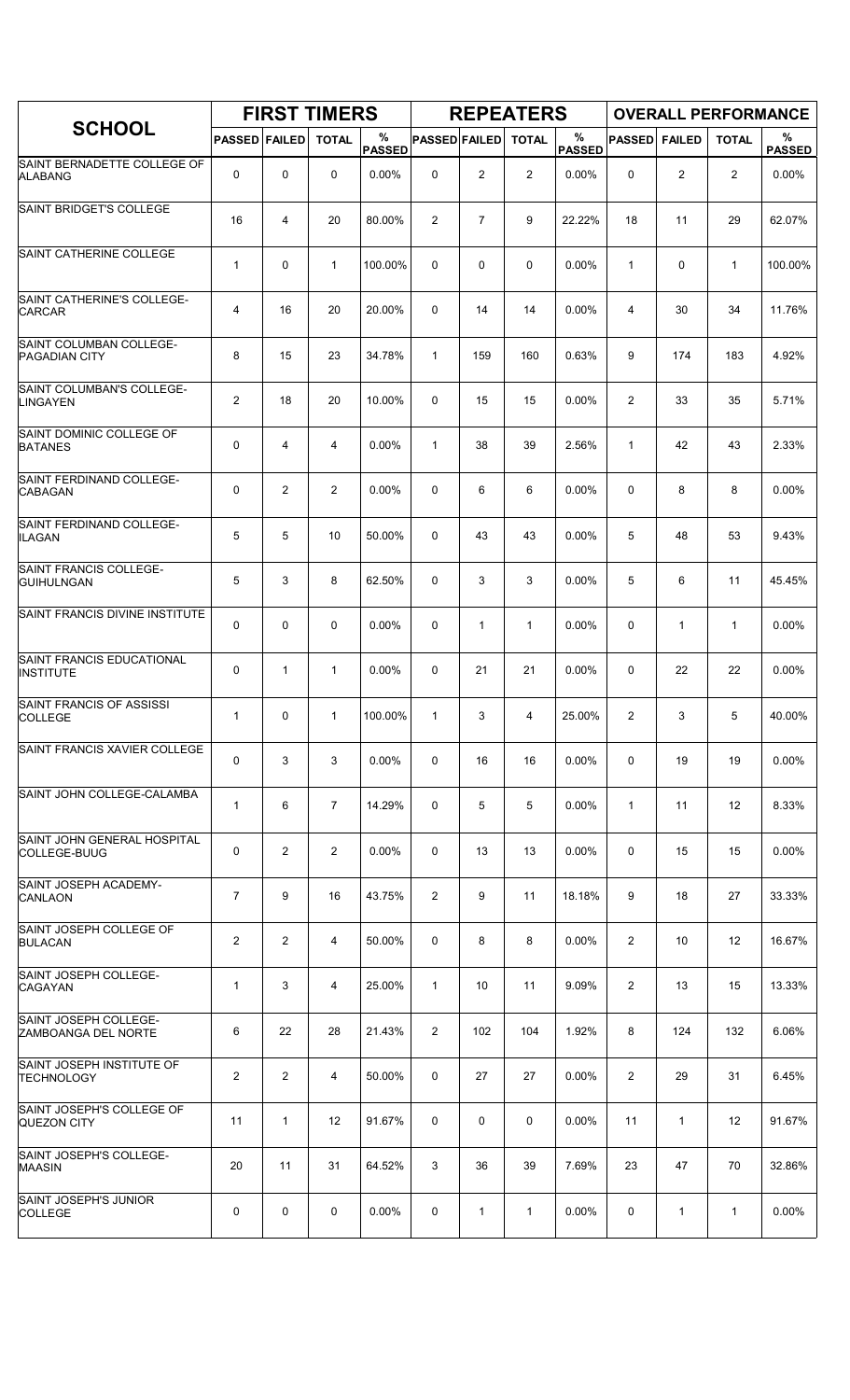| SCHOOL | FIRST TIMERS | | | | REPEATERS | | | | OVERALL PERFORMANCE | | | |
|---|---|---|---|---|---|---|---|---|---|---|---|---|
| | PASSED | FAILED | TOTAL | % PASSED | PASSED | FAILED | TOTAL | % PASSED | PASSED | FAILED | TOTAL | % PASSED |
| SAINT BERNADETTE COLLEGE OF ALABANG | 0 | 0 | 0 | 0.00% | 0 | 2 | 2 | 0.00% | 0 | 2 | 2 | 0.00% |
| SAINT BRIDGET'S COLLEGE | 16 | 4 | 20 | 80.00% | 2 | 7 | 9 | 22.22% | 18 | 11 | 29 | 62.07% |
| SAINT CATHERINE COLLEGE | 1 | 0 | 1 | 100.00% | 0 | 0 | 0 | 0.00% | 1 | 0 | 1 | 100.00% |
| SAINT CATHERINE'S COLLEGE-CARCAR | 4 | 16 | 20 | 20.00% | 0 | 14 | 14 | 0.00% | 4 | 30 | 34 | 11.76% |
| SAINT COLUMBAN COLLEGE-PAGADIAN CITY | 8 | 15 | 23 | 34.78% | 1 | 159 | 160 | 0.63% | 9 | 174 | 183 | 4.92% |
| SAINT COLUMBAN'S COLLEGE-LINGAYEN | 2 | 18 | 20 | 10.00% | 0 | 15 | 15 | 0.00% | 2 | 33 | 35 | 5.71% |
| SAINT DOMINIC COLLEGE OF BATANES | 0 | 4 | 4 | 0.00% | 1 | 38 | 39 | 2.56% | 1 | 42 | 43 | 2.33% |
| SAINT FERDINAND COLLEGE-CABAGAN | 0 | 2 | 2 | 0.00% | 0 | 6 | 6 | 0.00% | 0 | 8 | 8 | 0.00% |
| SAINT FERDINAND COLLEGE-ILAGAN | 5 | 5 | 10 | 50.00% | 0 | 43 | 43 | 0.00% | 5 | 48 | 53 | 9.43% |
| SAINT FRANCIS COLLEGE-GUIHULNGAN | 5 | 3 | 8 | 62.50% | 0 | 3 | 3 | 0.00% | 5 | 6 | 11 | 45.45% |
| SAINT FRANCIS DIVINE INSTITUTE | 0 | 0 | 0 | 0.00% | 0 | 1 | 1 | 0.00% | 0 | 1 | 1 | 0.00% |
| SAINT FRANCIS EDUCATIONAL INSTITUTE | 0 | 1 | 1 | 0.00% | 0 | 21 | 21 | 0.00% | 0 | 22 | 22 | 0.00% |
| SAINT FRANCIS OF ASSISSI COLLEGE | 1 | 0 | 1 | 100.00% | 1 | 3 | 4 | 25.00% | 2 | 3 | 5 | 40.00% |
| SAINT FRANCIS XAVIER COLLEGE | 0 | 3 | 3 | 0.00% | 0 | 16 | 16 | 0.00% | 0 | 19 | 19 | 0.00% |
| SAINT JOHN COLLEGE-CALAMBA | 1 | 6 | 7 | 14.29% | 0 | 5 | 5 | 0.00% | 1 | 11 | 12 | 8.33% |
| SAINT JOHN GENERAL HOSPITAL COLLEGE-BUUG | 0 | 2 | 2 | 0.00% | 0 | 13 | 13 | 0.00% | 0 | 15 | 15 | 0.00% |
| SAINT JOSEPH ACADEMY-CANLAON | 7 | 9 | 16 | 43.75% | 2 | 9 | 11 | 18.18% | 9 | 18 | 27 | 33.33% |
| SAINT JOSEPH COLLEGE OF BULACAN | 2 | 2 | 4 | 50.00% | 0 | 8 | 8 | 0.00% | 2 | 10 | 12 | 16.67% |
| SAINT JOSEPH COLLEGE-CAGAYAN | 1 | 3 | 4 | 25.00% | 1 | 10 | 11 | 9.09% | 2 | 13 | 15 | 13.33% |
| SAINT JOSEPH COLLEGE-ZAMBOANGA DEL NORTE | 6 | 22 | 28 | 21.43% | 2 | 102 | 104 | 1.92% | 8 | 124 | 132 | 6.06% |
| SAINT JOSEPH INSTITUTE OF TECHNOLOGY | 2 | 2 | 4 | 50.00% | 0 | 27 | 27 | 0.00% | 2 | 29 | 31 | 6.45% |
| SAINT JOSEPH'S COLLEGE OF QUEZON CITY | 11 | 1 | 12 | 91.67% | 0 | 0 | 0 | 0.00% | 11 | 1 | 12 | 91.67% |
| SAINT JOSEPH'S COLLEGE-MAASIN | 20 | 11 | 31 | 64.52% | 3 | 36 | 39 | 7.69% | 23 | 47 | 70 | 32.86% |
| SAINT JOSEPH'S JUNIOR COLLEGE | 0 | 0 | 0 | 0.00% | 0 | 1 | 1 | 0.00% | 0 | 1 | 1 | 0.00% |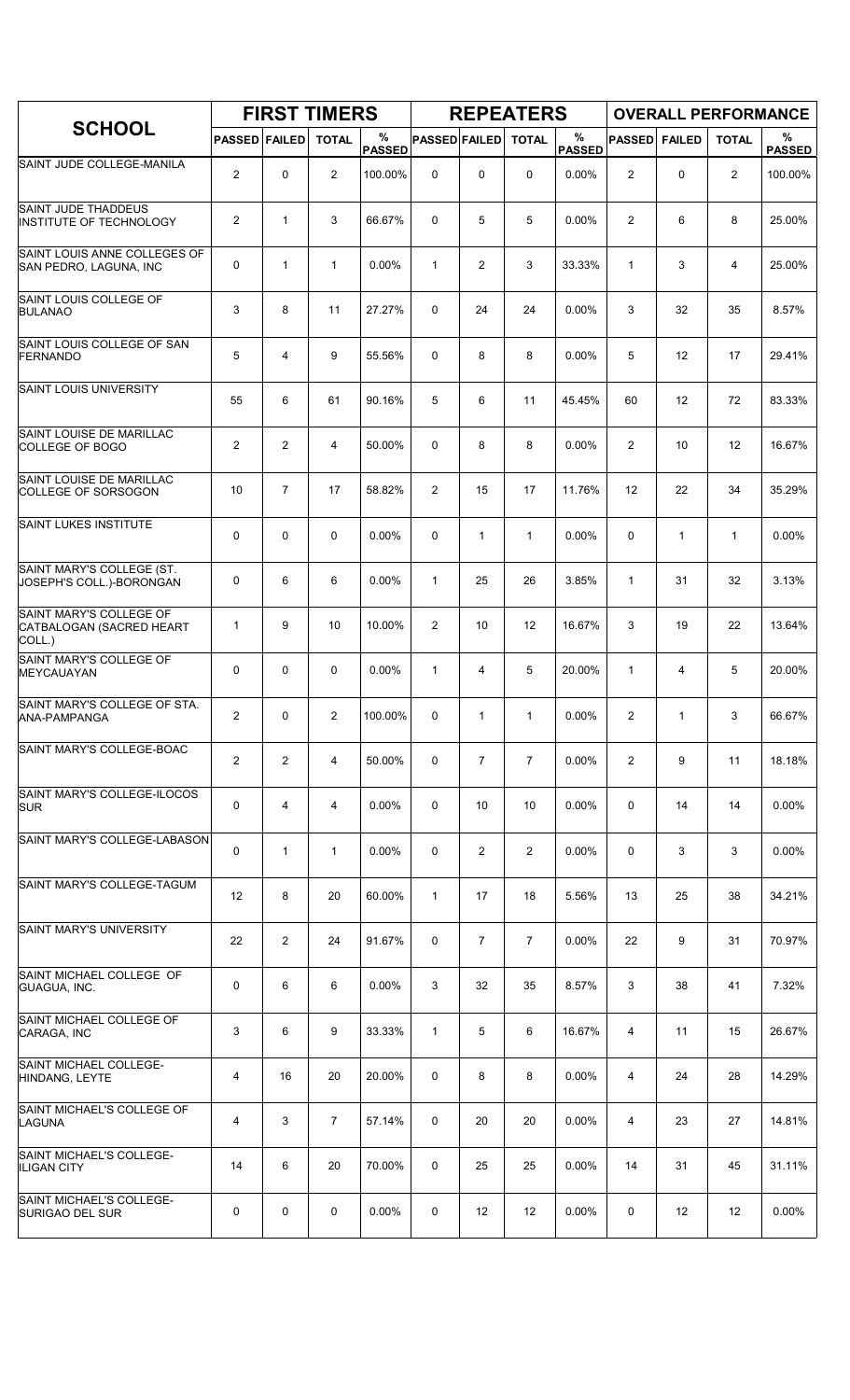| SCHOOL | FIRST TIMERS | | | | REPEATERS | | | | OVERALL PERFORMANCE | | | |
|---|---|---|---|---|---|---|---|---|---|---|---|---|
| | PASSED | FAILED | TOTAL | % PASSED | PASSED | FAILED | TOTAL | % PASSED | PASSED | FAILED | TOTAL | % PASSED |
| SAINT JUDE COLLEGE-MANILA | 2 | 0 | 2 | 100.00% | 0 | 0 | 0 | 0.00% | 2 | 0 | 2 | 100.00% |
| SAINT JUDE THADDEUS INSTITUTE OF TECHNOLOGY | 2 | 1 | 3 | 66.67% | 0 | 5 | 5 | 0.00% | 2 | 6 | 8 | 25.00% |
| SAINT LOUIS ANNE COLLEGES OF SAN PEDRO, LAGUNA, INC | 0 | 1 | 1 | 0.00% | 1 | 2 | 3 | 33.33% | 1 | 3 | 4 | 25.00% |
| SAINT LOUIS COLLEGE OF BULANAO | 3 | 8 | 11 | 27.27% | 0 | 24 | 24 | 0.00% | 3 | 32 | 35 | 8.57% |
| SAINT LOUIS COLLEGE OF SAN FERNANDO | 5 | 4 | 9 | 55.56% | 0 | 8 | 8 | 0.00% | 5 | 12 | 17 | 29.41% |
| SAINT LOUIS UNIVERSITY | 55 | 6 | 61 | 90.16% | 5 | 6 | 11 | 45.45% | 60 | 12 | 72 | 83.33% |
| SAINT LOUISE DE MARILLAC COLLEGE OF BOGO | 2 | 2 | 4 | 50.00% | 0 | 8 | 8 | 0.00% | 2 | 10 | 12 | 16.67% |
| SAINT LOUISE DE MARILLAC COLLEGE OF SORSOGON | 10 | 7 | 17 | 58.82% | 2 | 15 | 17 | 11.76% | 12 | 22 | 34 | 35.29% |
| SAINT LUKES INSTITUTE | 0 | 0 | 0 | 0.00% | 0 | 1 | 1 | 0.00% | 0 | 1 | 1 | 0.00% |
| SAINT MARY'S COLLEGE (ST. JOSEPH'S COLL.)-BORONGAN | 0 | 6 | 6 | 0.00% | 1 | 25 | 26 | 3.85% | 1 | 31 | 32 | 3.13% |
| SAINT MARY'S COLLEGE OF CATBALOGAN (SACRED HEART COLL.) | 1 | 9 | 10 | 10.00% | 2 | 10 | 12 | 16.67% | 3 | 19 | 22 | 13.64% |
| SAINT MARY'S COLLEGE OF MEYCAUAYAN | 0 | 0 | 0 | 0.00% | 1 | 4 | 5 | 20.00% | 1 | 4 | 5 | 20.00% |
| SAINT MARY'S COLLEGE OF STA. ANA-PAMPANGA | 2 | 0 | 2 | 100.00% | 0 | 1 | 1 | 0.00% | 2 | 1 | 3 | 66.67% |
| SAINT MARY'S COLLEGE-BOAC | 2 | 2 | 4 | 50.00% | 0 | 7 | 7 | 0.00% | 2 | 9 | 11 | 18.18% |
| SAINT MARY'S COLLEGE-ILOCOS SUR | 0 | 4 | 4 | 0.00% | 0 | 10 | 10 | 0.00% | 0 | 14 | 14 | 0.00% |
| SAINT MARY'S COLLEGE-LABASON | 0 | 1 | 1 | 0.00% | 0 | 2 | 2 | 0.00% | 0 | 3 | 3 | 0.00% |
| SAINT MARY'S COLLEGE-TAGUM | 12 | 8 | 20 | 60.00% | 1 | 17 | 18 | 5.56% | 13 | 25 | 38 | 34.21% |
| SAINT MARY'S UNIVERSITY | 22 | 2 | 24 | 91.67% | 0 | 7 | 7 | 0.00% | 22 | 9 | 31 | 70.97% |
| SAINT MICHAEL COLLEGE OF GUAGUA, INC. | 0 | 6 | 6 | 0.00% | 3 | 32 | 35 | 8.57% | 3 | 38 | 41 | 7.32% |
| SAINT MICHAEL COLLEGE OF CARAGA, INC | 3 | 6 | 9 | 33.33% | 1 | 5 | 6 | 16.67% | 4 | 11 | 15 | 26.67% |
| SAINT MICHAEL COLLEGE-HINDANG, LEYTE | 4 | 16 | 20 | 20.00% | 0 | 8 | 8 | 0.00% | 4 | 24 | 28 | 14.29% |
| SAINT MICHAEL'S COLLEGE OF LAGUNA | 4 | 3 | 7 | 57.14% | 0 | 20 | 20 | 0.00% | 4 | 23 | 27 | 14.81% |
| SAINT MICHAEL'S COLLEGE-ILIGAN CITY | 14 | 6 | 20 | 70.00% | 0 | 25 | 25 | 0.00% | 14 | 31 | 45 | 31.11% |
| SAINT MICHAEL'S COLLEGE-SURIGAO DEL SUR | 0 | 0 | 0 | 0.00% | 0 | 12 | 12 | 0.00% | 0 | 12 | 12 | 0.00% |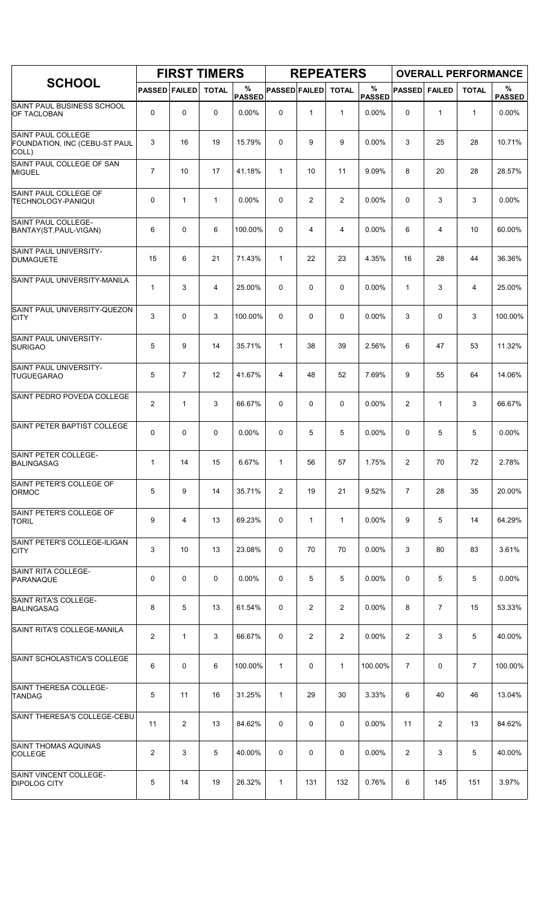| SCHOOL | FIRST TIMERS | | | | REPEATERS | | | | OVERALL PERFORMANCE | | | |
|---|---|---|---|---|---|---|---|---|---|---|---|---|
| | PASSED | FAILED | TOTAL | % PASSED | PASSED | FAILED | TOTAL | % PASSED | PASSED | FAILED | TOTAL | % PASSED |
| SAINT PAUL BUSINESS SCHOOL OF TACLOBAN | 0 | 0 | 0 | 0.00% | 0 | 1 | 1 | 0.00% | 0 | 1 | 1 | 0.00% |
| SAINT PAUL COLLEGE FOUNDATION, INC (CEBU-ST PAUL COLL) | 3 | 16 | 19 | 15.79% | 0 | 9 | 9 | 0.00% | 3 | 25 | 28 | 10.71% |
| SAINT PAUL COLLEGE OF SAN MIGUEL | 7 | 10 | 17 | 41.18% | 1 | 10 | 11 | 9.09% | 8 | 20 | 28 | 28.57% |
| SAINT PAUL COLLEGE OF TECHNOLOGY-PANIQUI | 0 | 1 | 1 | 0.00% | 0 | 2 | 2 | 0.00% | 0 | 3 | 3 | 0.00% |
| SAINT PAUL COLLEGE-BANTAY(ST.PAUL-VIGAN) | 6 | 0 | 6 | 100.00% | 0 | 4 | 4 | 0.00% | 6 | 4 | 10 | 60.00% |
| SAINT PAUL UNIVERSITY-DUMAGUETE | 15 | 6 | 21 | 71.43% | 1 | 22 | 23 | 4.35% | 16 | 28 | 44 | 36.36% |
| SAINT PAUL UNIVERSITY-MANILA | 1 | 3 | 4 | 25.00% | 0 | 0 | 0 | 0.00% | 1 | 3 | 4 | 25.00% |
| SAINT PAUL UNIVERSITY-QUEZON CITY | 3 | 0 | 3 | 100.00% | 0 | 0 | 0 | 0.00% | 3 | 0 | 3 | 100.00% |
| SAINT PAUL UNIVERSITY-SURIGAO | 5 | 9 | 14 | 35.71% | 1 | 38 | 39 | 2.56% | 6 | 47 | 53 | 11.32% |
| SAINT PAUL UNIVERSITY-TUGUEGARAO | 5 | 7 | 12 | 41.67% | 4 | 48 | 52 | 7.69% | 9 | 55 | 64 | 14.06% |
| SAINT PEDRO POVEDA COLLEGE | 2 | 1 | 3 | 66.67% | 0 | 0 | 0 | 0.00% | 2 | 1 | 3 | 66.67% |
| SAINT PETER BAPTIST COLLEGE | 0 | 0 | 0 | 0.00% | 0 | 5 | 5 | 0.00% | 0 | 5 | 5 | 0.00% |
| SAINT PETER COLLEGE-BALINGASAG | 1 | 14 | 15 | 6.67% | 1 | 56 | 57 | 1.75% | 2 | 70 | 72 | 2.78% |
| SAINT PETER'S COLLEGE OF ORMOC | 5 | 9 | 14 | 35.71% | 2 | 19 | 21 | 9.52% | 7 | 28 | 35 | 20.00% |
| SAINT PETER'S COLLEGE OF TORIL | 9 | 4 | 13 | 69.23% | 0 | 1 | 1 | 0.00% | 9 | 5 | 14 | 64.29% |
| SAINT PETER'S COLLEGE-ILIGAN CITY | 3 | 10 | 13 | 23.08% | 0 | 70 | 70 | 0.00% | 3 | 80 | 83 | 3.61% |
| SAINT RITA COLLEGE-PARANAQUE | 0 | 0 | 0 | 0.00% | 0 | 5 | 5 | 0.00% | 0 | 5 | 5 | 0.00% |
| SAINT RITA'S COLLEGE-BALINGASAG | 8 | 5 | 13 | 61.54% | 0 | 2 | 2 | 0.00% | 8 | 7 | 15 | 53.33% |
| SAINT RITA'S COLLEGE-MANILA | 2 | 1 | 3 | 66.67% | 0 | 2 | 2 | 0.00% | 2 | 3 | 5 | 40.00% |
| SAINT SCHOLASTICA'S COLLEGE | 6 | 0 | 6 | 100.00% | 1 | 0 | 1 | 100.00% | 7 | 0 | 7 | 100.00% |
| SAINT THERESA COLLEGE-TANDAG | 5 | 11 | 16 | 31.25% | 1 | 29 | 30 | 3.33% | 6 | 40 | 46 | 13.04% |
| SAINT THERESA'S COLLEGE-CEBU | 11 | 2 | 13 | 84.62% | 0 | 0 | 0 | 0.00% | 11 | 2 | 13 | 84.62% |
| SAINT THOMAS AQUINAS COLLEGE | 2 | 3 | 5 | 40.00% | 0 | 0 | 0 | 0.00% | 2 | 3 | 5 | 40.00% |
| SAINT VINCENT COLLEGE-DIPOLOG CITY | 5 | 14 | 19 | 26.32% | 1 | 131 | 132 | 0.76% | 6 | 145 | 151 | 3.97% |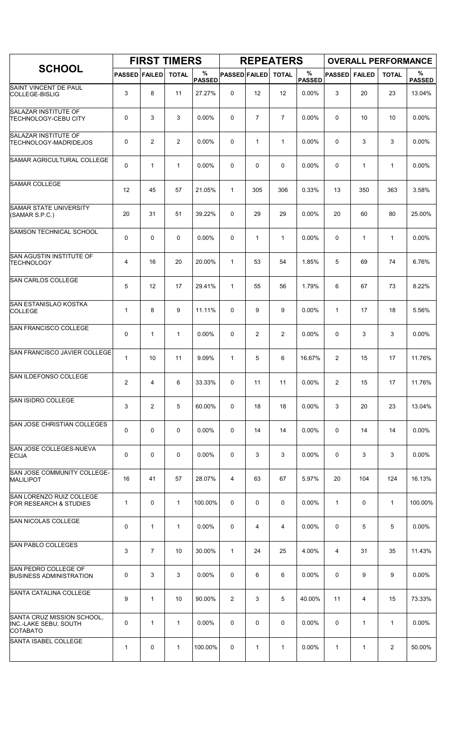| SCHOOL | FIRST TIMERS | | | | REPEATERS | | | | OVERALL PERFORMANCE | | | |
|---|---|---|---|---|---|---|---|---|---|---|---|---|
| | PASSED | FAILED | TOTAL | % PASSED | PASSED | FAILED | TOTAL | % PASSED | PASSED | FAILED | TOTAL | % PASSED |
| SAINT VINCENT DE PAUL COLLEGE-BISLIG | 3 | 8 | 11 | 27.27% | 0 | 12 | 12 | 0.00% | 3 | 20 | 23 | 13.04% |
| SALAZAR INSTITUTE OF TECHNOLOGY-CEBU CITY | 0 | 3 | 3 | 0.00% | 0 | 7 | 7 | 0.00% | 0 | 10 | 10 | 0.00% |
| SALAZAR INSTITUTE OF TECHNOLOGY-MADRIDEJOS | 0 | 2 | 2 | 0.00% | 0 | 1 | 1 | 0.00% | 0 | 3 | 3 | 0.00% |
| SAMAR AGRICULTURAL COLLEGE | 0 | 1 | 1 | 0.00% | 0 | 0 | 0 | 0.00% | 0 | 1 | 1 | 0.00% |
| SAMAR COLLEGE | 12 | 45 | 57 | 21.05% | 1 | 305 | 306 | 0.33% | 13 | 350 | 363 | 3.58% |
| SAMAR STATE UNIVERSITY (SAMAR S.P.C.) | 20 | 31 | 51 | 39.22% | 0 | 29 | 29 | 0.00% | 20 | 60 | 80 | 25.00% |
| SAMSON TECHNICAL SCHOOL | 0 | 0 | 0 | 0.00% | 0 | 1 | 1 | 0.00% | 0 | 1 | 1 | 0.00% |
| SAN AGUSTIN INSTITUTE OF TECHNOLOGY | 4 | 16 | 20 | 20.00% | 1 | 53 | 54 | 1.85% | 5 | 69 | 74 | 6.76% |
| SAN CARLOS COLLEGE | 5 | 12 | 17 | 29.41% | 1 | 55 | 56 | 1.79% | 6 | 67 | 73 | 8.22% |
| SAN ESTANISLAO KOSTKA COLLEGE | 1 | 8 | 9 | 11.11% | 0 | 9 | 9 | 0.00% | 1 | 17 | 18 | 5.56% |
| SAN FRANCISCO COLLEGE | 0 | 1 | 1 | 0.00% | 0 | 2 | 2 | 0.00% | 0 | 3 | 3 | 0.00% |
| SAN FRANCISCO JAVIER COLLEGE | 1 | 10 | 11 | 9.09% | 1 | 5 | 6 | 16.67% | 2 | 15 | 17 | 11.76% |
| SAN ILDEFONSO COLLEGE | 2 | 4 | 6 | 33.33% | 0 | 11 | 11 | 0.00% | 2 | 15 | 17 | 11.76% |
| SAN ISIDRO COLLEGE | 3 | 2 | 5 | 60.00% | 0 | 18 | 18 | 0.00% | 3 | 20 | 23 | 13.04% |
| SAN JOSE CHRISTIAN COLLEGES | 0 | 0 | 0 | 0.00% | 0 | 14 | 14 | 0.00% | 0 | 14 | 14 | 0.00% |
| SAN JOSE COLLEGES-NUEVA ECIJA | 0 | 0 | 0 | 0.00% | 0 | 3 | 3 | 0.00% | 0 | 3 | 3 | 0.00% |
| SAN JOSE COMMUNITY COLLEGE-MALILIPOT | 16 | 41 | 57 | 28.07% | 4 | 63 | 67 | 5.97% | 20 | 104 | 124 | 16.13% |
| SAN LORENZO RUIZ COLLEGE FOR RESEARCH & STUDIES | 1 | 0 | 1 | 100.00% | 0 | 0 | 0 | 0.00% | 1 | 0 | 1 | 100.00% |
| SAN NICOLAS COLLEGE | 0 | 1 | 1 | 0.00% | 0 | 4 | 4 | 0.00% | 0 | 5 | 5 | 0.00% |
| SAN PABLO COLLEGES | 3 | 7 | 10 | 30.00% | 1 | 24 | 25 | 4.00% | 4 | 31 | 35 | 11.43% |
| SAN PEDRO COLLEGE OF BUSINESS ADMINISTRATION | 0 | 3 | 3 | 0.00% | 0 | 6 | 6 | 0.00% | 0 | 9 | 9 | 0.00% |
| SANTA CATALINA COLLEGE | 9 | 1 | 10 | 90.00% | 2 | 3 | 5 | 40.00% | 11 | 4 | 15 | 73.33% |
| SANTA CRUZ MISSION SCHOOL, INC.-LAKE SEBU, SOUTH COTABATO | 0 | 1 | 1 | 0.00% | 0 | 0 | 0 | 0.00% | 0 | 1 | 1 | 0.00% |
| SANTA ISABEL COLLEGE | 1 | 0 | 1 | 100.00% | 0 | 1 | 1 | 0.00% | 1 | 1 | 2 | 50.00% |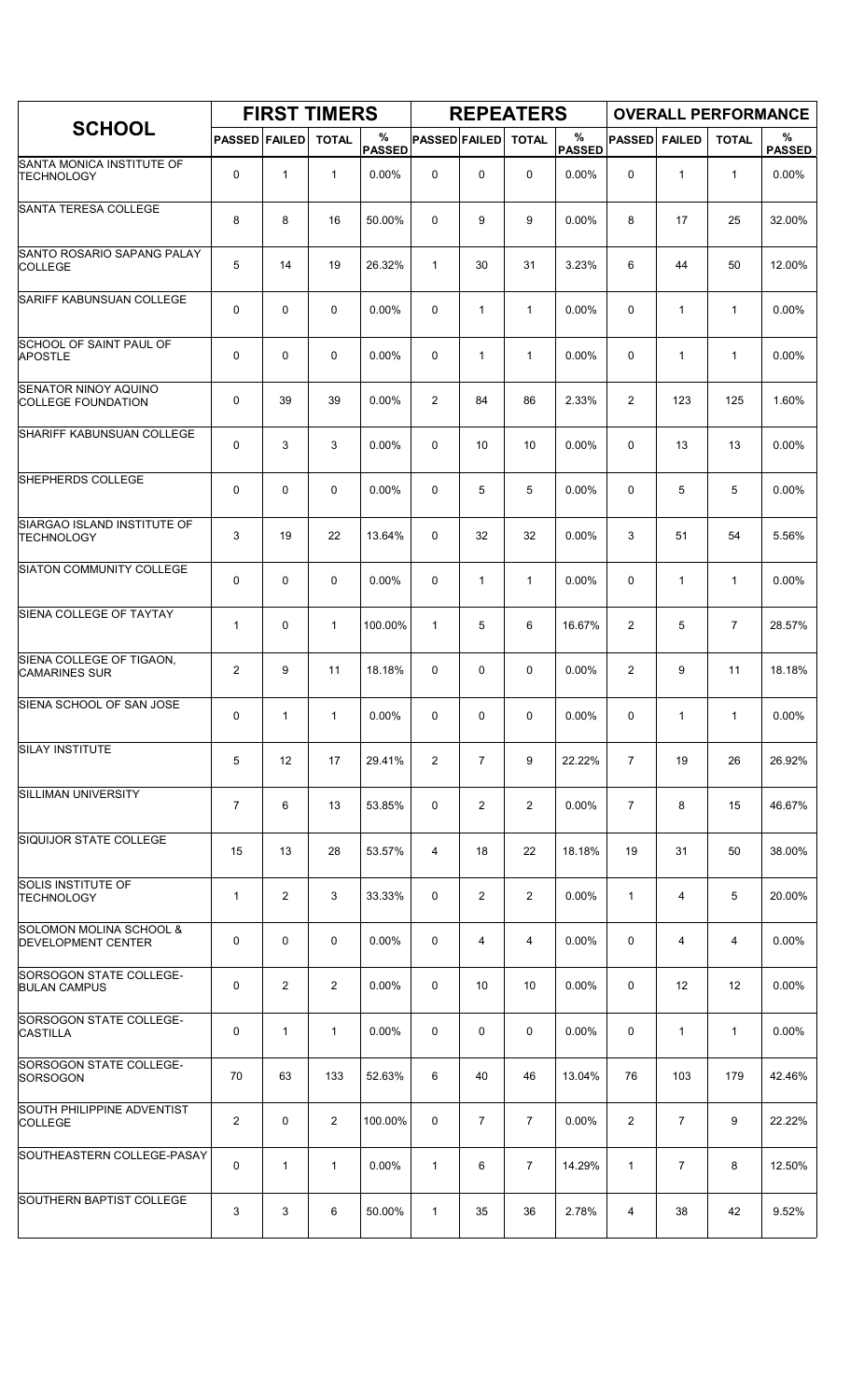| SCHOOL | FIRST TIMERS | | | | REPEATERS | | | | OVERALL PERFORMANCE | | | |
|---|---|---|---|---|---|---|---|---|---|---|---|---|
| | PASSED | FAILED | TOTAL | % PASSED | PASSED | FAILED | TOTAL | % PASSED | PASSED | FAILED | TOTAL | % PASSED |
| SANTA MONICA INSTITUTE OF TECHNOLOGY | 0 | 1 | 1 | 0.00% | 0 | 0 | 0 | 0.00% | 0 | 1 | 1 | 0.00% |
| SANTA TERESA COLLEGE | 8 | 8 | 16 | 50.00% | 0 | 9 | 9 | 0.00% | 8 | 17 | 25 | 32.00% |
| SANTO ROSARIO SAPANG PALAY COLLEGE | 5 | 14 | 19 | 26.32% | 1 | 30 | 31 | 3.23% | 6 | 44 | 50 | 12.00% |
| SARIFF KABUNSUAN COLLEGE | 0 | 0 | 0 | 0.00% | 0 | 1 | 1 | 0.00% | 0 | 1 | 1 | 0.00% |
| SCHOOL OF SAINT PAUL OF APOSTLE | 0 | 0 | 0 | 0.00% | 0 | 1 | 1 | 0.00% | 0 | 1 | 1 | 0.00% |
| SENATOR NINOY AQUINO COLLEGE FOUNDATION | 0 | 39 | 39 | 0.00% | 2 | 84 | 86 | 2.33% | 2 | 123 | 125 | 1.60% |
| SHARIFF KABUNSUAN COLLEGE | 0 | 3 | 3 | 0.00% | 0 | 10 | 10 | 0.00% | 0 | 13 | 13 | 0.00% |
| SHEPHERDS COLLEGE | 0 | 0 | 0 | 0.00% | 0 | 5 | 5 | 0.00% | 0 | 5 | 5 | 0.00% |
| SIARGAO ISLAND INSTITUTE OF TECHNOLOGY | 3 | 19 | 22 | 13.64% | 0 | 32 | 32 | 0.00% | 3 | 51 | 54 | 5.56% |
| SIATON COMMUNITY COLLEGE | 0 | 0 | 0 | 0.00% | 0 | 1 | 1 | 0.00% | 0 | 1 | 1 | 0.00% |
| SIENA COLLEGE OF TAYTAY | 1 | 0 | 1 | 100.00% | 1 | 5 | 6 | 16.67% | 2 | 5 | 7 | 28.57% |
| SIENA COLLEGE OF TIGAON, CAMARINES SUR | 2 | 9 | 11 | 18.18% | 0 | 0 | 0 | 0.00% | 2 | 9 | 11 | 18.18% |
| SIENA SCHOOL OF SAN JOSE | 0 | 1 | 1 | 0.00% | 0 | 0 | 0 | 0.00% | 0 | 1 | 1 | 0.00% |
| SILAY INSTITUTE | 5 | 12 | 17 | 29.41% | 2 | 7 | 9 | 22.22% | 7 | 19 | 26 | 26.92% |
| SILLIMAN UNIVERSITY | 7 | 6 | 13 | 53.85% | 0 | 2 | 2 | 0.00% | 7 | 8 | 15 | 46.67% |
| SIQUIJOR STATE COLLEGE | 15 | 13 | 28 | 53.57% | 4 | 18 | 22 | 18.18% | 19 | 31 | 50 | 38.00% |
| SOLIS INSTITUTE OF TECHNOLOGY | 1 | 2 | 3 | 33.33% | 0 | 2 | 2 | 0.00% | 1 | 4 | 5 | 20.00% |
| SOLOMON MOLINA SCHOOL & DEVELOPMENT CENTER | 0 | 0 | 0 | 0.00% | 0 | 4 | 4 | 0.00% | 0 | 4 | 4 | 0.00% |
| SORSOGON STATE COLLEGE-BULAN CAMPUS | 0 | 2 | 2 | 0.00% | 0 | 10 | 10 | 0.00% | 0 | 12 | 12 | 0.00% |
| SORSOGON STATE COLLEGE-CASTILLA | 0 | 1 | 1 | 0.00% | 0 | 0 | 0 | 0.00% | 0 | 1 | 1 | 0.00% |
| SORSOGON STATE COLLEGE-SORSOGON | 70 | 63 | 133 | 52.63% | 6 | 40 | 46 | 13.04% | 76 | 103 | 179 | 42.46% |
| SOUTH PHILIPPINE ADVENTIST COLLEGE | 2 | 0 | 2 | 100.00% | 0 | 7 | 7 | 0.00% | 2 | 7 | 9 | 22.22% |
| SOUTHEASTERN COLLEGE-PASAY | 0 | 1 | 1 | 0.00% | 1 | 6 | 7 | 14.29% | 1 | 7 | 8 | 12.50% |
| SOUTHERN BAPTIST COLLEGE | 3 | 3 | 6 | 50.00% | 1 | 35 | 36 | 2.78% | 4 | 38 | 42 | 9.52% |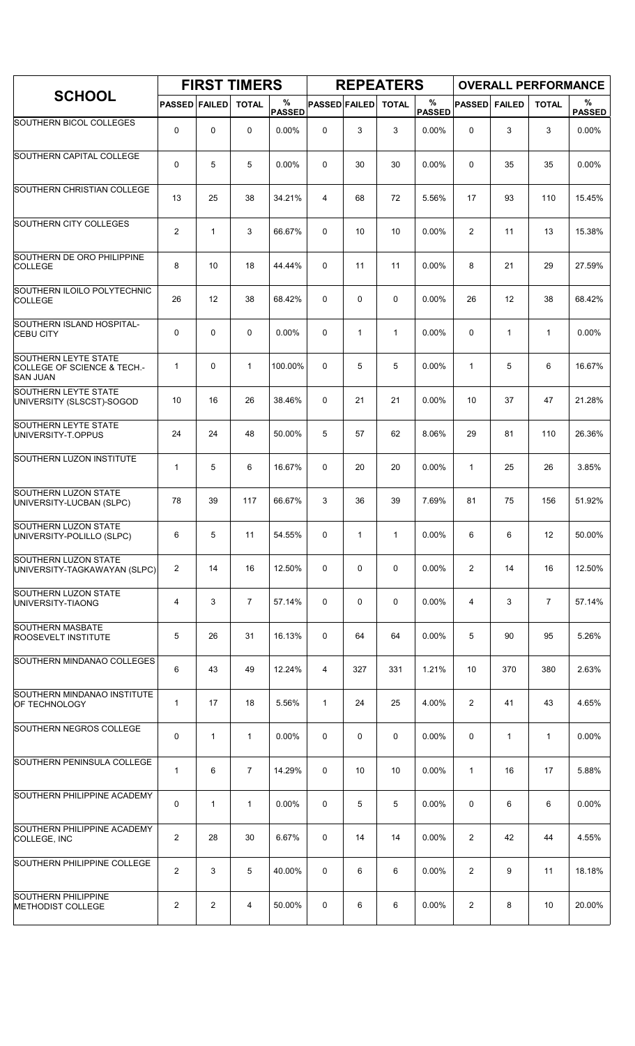| SCHOOL | FIRST TIMERS | | | | REPEATERS | | | | OVERALL PERFORMANCE | | | |
|---|---|---|---|---|---|---|---|---|---|---|---|---|
| | PASSED | FAILED | TOTAL | % PASSED | PASSED | FAILED | TOTAL | % PASSED | PASSED | FAILED | TOTAL | % PASSED |
| SOUTHERN BICOL COLLEGES | 0 | 0 | 0 | 0.00% | 0 | 3 | 3 | 0.00% | 0 | 3 | 3 | 0.00% |
| SOUTHERN CAPITAL COLLEGE | 0 | 5 | 5 | 0.00% | 0 | 30 | 30 | 0.00% | 0 | 35 | 35 | 0.00% |
| SOUTHERN CHRISTIAN COLLEGE | 13 | 25 | 38 | 34.21% | 4 | 68 | 72 | 5.56% | 17 | 93 | 110 | 15.45% |
| SOUTHERN CITY COLLEGES | 2 | 1 | 3 | 66.67% | 0 | 10 | 10 | 0.00% | 2 | 11 | 13 | 15.38% |
| SOUTHERN DE ORO PHILIPPINE COLLEGE | 8 | 10 | 18 | 44.44% | 0 | 11 | 11 | 0.00% | 8 | 21 | 29 | 27.59% |
| SOUTHERN ILOILO POLYTECHNIC COLLEGE | 26 | 12 | 38 | 68.42% | 0 | 0 | 0 | 0.00% | 26 | 12 | 38 | 68.42% |
| SOUTHERN ISLAND HOSPITAL-CEBU CITY | 0 | 0 | 0 | 0.00% | 0 | 1 | 1 | 0.00% | 0 | 1 | 1 | 0.00% |
| SOUTHERN LEYTE STATE COLLEGE OF SCIENCE & TECH.-SAN JUAN | 1 | 0 | 1 | 100.00% | 0 | 5 | 5 | 0.00% | 1 | 5 | 6 | 16.67% |
| SOUTHERN LEYTE STATE UNIVERSITY (SLSCST)-SOGOD | 10 | 16 | 26 | 38.46% | 0 | 21 | 21 | 0.00% | 10 | 37 | 47 | 21.28% |
| SOUTHERN LEYTE STATE UNIVERSITY-T.OPPUS | 24 | 24 | 48 | 50.00% | 5 | 57 | 62 | 8.06% | 29 | 81 | 110 | 26.36% |
| SOUTHERN LUZON INSTITUTE | 1 | 5 | 6 | 16.67% | 0 | 20 | 20 | 0.00% | 1 | 25 | 26 | 3.85% |
| SOUTHERN LUZON STATE UNIVERSITY-LUCBAN (SLPC) | 78 | 39 | 117 | 66.67% | 3 | 36 | 39 | 7.69% | 81 | 75 | 156 | 51.92% |
| SOUTHERN LUZON STATE UNIVERSITY-POLILLO (SLPC) | 6 | 5 | 11 | 54.55% | 0 | 1 | 1 | 0.00% | 6 | 6 | 12 | 50.00% |
| SOUTHERN LUZON STATE UNIVERSITY-TAGKAWAYAN (SLPC) | 2 | 14 | 16 | 12.50% | 0 | 0 | 0 | 0.00% | 2 | 14 | 16 | 12.50% |
| SOUTHERN LUZON STATE UNIVERSITY-TIAONG | 4 | 3 | 7 | 57.14% | 0 | 0 | 0 | 0.00% | 4 | 3 | 7 | 57.14% |
| SOUTHERN MASBATE ROOSEVELT INSTITUTE | 5 | 26 | 31 | 16.13% | 0 | 64 | 64 | 0.00% | 5 | 90 | 95 | 5.26% |
| SOUTHERN MINDANAO COLLEGES | 6 | 43 | 49 | 12.24% | 4 | 327 | 331 | 1.21% | 10 | 370 | 380 | 2.63% |
| SOUTHERN MINDANAO INSTITUTE OF TECHNOLOGY | 1 | 17 | 18 | 5.56% | 1 | 24 | 25 | 4.00% | 2 | 41 | 43 | 4.65% |
| SOUTHERN NEGROS COLLEGE | 0 | 1 | 1 | 0.00% | 0 | 0 | 0 | 0.00% | 0 | 1 | 1 | 0.00% |
| SOUTHERN PENINSULA COLLEGE | 1 | 6 | 7 | 14.29% | 0 | 10 | 10 | 0.00% | 1 | 16 | 17 | 5.88% |
| SOUTHERN PHILIPPINE ACADEMY | 0 | 1 | 1 | 0.00% | 0 | 5 | 5 | 0.00% | 0 | 6 | 6 | 0.00% |
| SOUTHERN PHILIPPINE ACADEMY COLLEGE, INC | 2 | 28 | 30 | 6.67% | 0 | 14 | 14 | 0.00% | 2 | 42 | 44 | 4.55% |
| SOUTHERN PHILIPPINE COLLEGE | 2 | 3 | 5 | 40.00% | 0 | 6 | 6 | 0.00% | 2 | 9 | 11 | 18.18% |
| SOUTHERN PHILIPPINE METHODIST COLLEGE | 2 | 2 | 4 | 50.00% | 0 | 6 | 6 | 0.00% | 2 | 8 | 10 | 20.00% |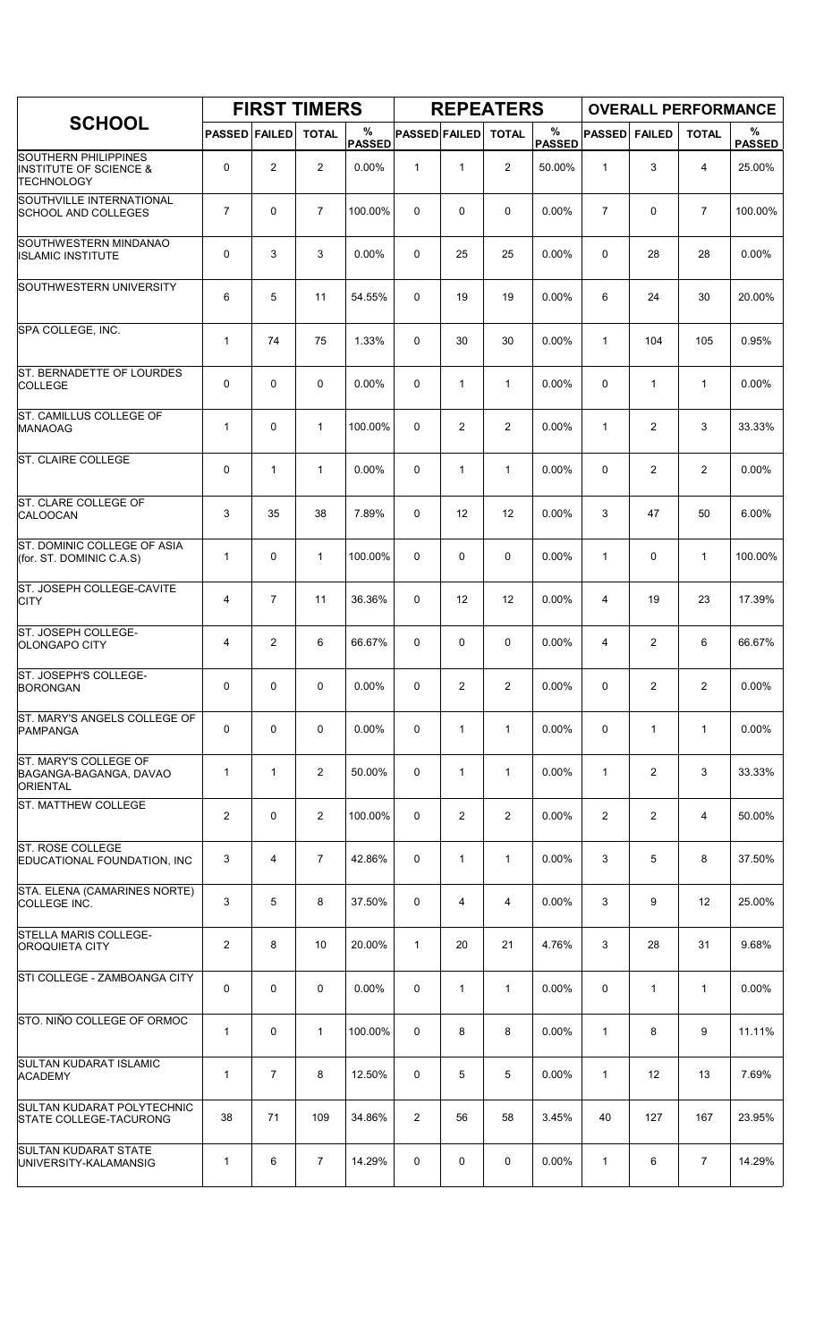| SCHOOL | FIRST TIMERS | | | | REPEATERS | | | | OVERALL PERFORMANCE | | | |
|---|---|---|---|---|---|---|---|---|---|---|---|---|
| | PASSED | FAILED | TOTAL | % PASSED | PASSED | FAILED | TOTAL | % PASSED | PASSED | FAILED | TOTAL | % PASSED |
| SOUTHERN PHILIPPINES INSTITUTE OF SCIENCE & TECHNOLOGY | 0 | 2 | 2 | 0.00% | 1 | 1 | 2 | 50.00% | 1 | 3 | 4 | 25.00% |
| SOUTHVILLE INTERNATIONAL SCHOOL AND COLLEGES | 7 | 0 | 7 | 100.00% | 0 | 0 | 0 | 0.00% | 7 | 0 | 7 | 100.00% |
| SOUTHWESTERN MINDANAO ISLAMIC INSTITUTE | 0 | 3 | 3 | 0.00% | 0 | 25 | 25 | 0.00% | 0 | 28 | 28 | 0.00% |
| SOUTHWESTERN UNIVERSITY | 6 | 5 | 11 | 54.55% | 0 | 19 | 19 | 0.00% | 6 | 24 | 30 | 20.00% |
| SPA COLLEGE, INC. | 1 | 74 | 75 | 1.33% | 0 | 30 | 30 | 0.00% | 1 | 104 | 105 | 0.95% |
| ST. BERNADETTE OF LOURDES COLLEGE | 0 | 0 | 0 | 0.00% | 0 | 1 | 1 | 0.00% | 0 | 1 | 1 | 0.00% |
| ST. CAMILLUS COLLEGE OF MANAOAG | 1 | 0 | 1 | 100.00% | 0 | 2 | 2 | 0.00% | 1 | 2 | 3 | 33.33% |
| ST. CLAIRE COLLEGE | 0 | 1 | 1 | 0.00% | 0 | 1 | 1 | 0.00% | 0 | 2 | 2 | 0.00% |
| ST. CLARE COLLEGE OF CALOOCAN | 3 | 35 | 38 | 7.89% | 0 | 12 | 12 | 0.00% | 3 | 47 | 50 | 6.00% |
| ST. DOMINIC COLLEGE OF ASIA (for. ST. DOMINIC C.A.S) | 1 | 0 | 1 | 100.00% | 0 | 0 | 0 | 0.00% | 1 | 0 | 1 | 100.00% |
| ST. JOSEPH COLLEGE-CAVITE CITY | 4 | 7 | 11 | 36.36% | 0 | 12 | 12 | 0.00% | 4 | 19 | 23 | 17.39% |
| ST. JOSEPH COLLEGE-OLONGAPO CITY | 4 | 2 | 6 | 66.67% | 0 | 0 | 0 | 0.00% | 4 | 2 | 6 | 66.67% |
| ST. JOSEPH'S COLLEGE-BORONGAN | 0 | 0 | 0 | 0.00% | 0 | 2 | 2 | 0.00% | 0 | 2 | 2 | 0.00% |
| ST. MARY'S ANGELS COLLEGE OF PAMPANGA | 0 | 0 | 0 | 0.00% | 0 | 1 | 1 | 0.00% | 0 | 1 | 1 | 0.00% |
| ST. MARY'S COLLEGE OF BAGANGA-BAGANGA, DAVAO ORIENTAL | 1 | 1 | 2 | 50.00% | 0 | 1 | 1 | 0.00% | 1 | 2 | 3 | 33.33% |
| ST. MATTHEW COLLEGE | 2 | 0 | 2 | 100.00% | 0 | 2 | 2 | 0.00% | 2 | 2 | 4 | 50.00% |
| ST. ROSE COLLEGE EDUCATIONAL FOUNDATION, INC | 3 | 4 | 7 | 42.86% | 0 | 1 | 1 | 0.00% | 3 | 5 | 8 | 37.50% |
| STA. ELENA (CAMARINES NORTE) COLLEGE INC. | 3 | 5 | 8 | 37.50% | 0 | 4 | 4 | 0.00% | 3 | 9 | 12 | 25.00% |
| STELLA MARIS COLLEGE-OROQUIETA CITY | 2 | 8 | 10 | 20.00% | 1 | 20 | 21 | 4.76% | 3 | 28 | 31 | 9.68% |
| STI COLLEGE - ZAMBOANGA CITY | 0 | 0 | 0 | 0.00% | 0 | 1 | 1 | 0.00% | 0 | 1 | 1 | 0.00% |
| STO. NIÑO COLLEGE OF ORMOC | 1 | 0 | 1 | 100.00% | 0 | 8 | 8 | 0.00% | 1 | 8 | 9 | 11.11% |
| SULTAN KUDARAT ISLAMIC ACADEMY | 1 | 7 | 8 | 12.50% | 0 | 5 | 5 | 0.00% | 1 | 12 | 13 | 7.69% |
| SULTAN KUDARAT POLYTECHNIC STATE COLLEGE-TACURONG | 38 | 71 | 109 | 34.86% | 2 | 56 | 58 | 3.45% | 40 | 127 | 167 | 23.95% |
| SULTAN KUDARAT STATE UNIVERSITY-KALAMANSIG | 1 | 6 | 7 | 14.29% | 0 | 0 | 0 | 0.00% | 1 | 6 | 7 | 14.29% |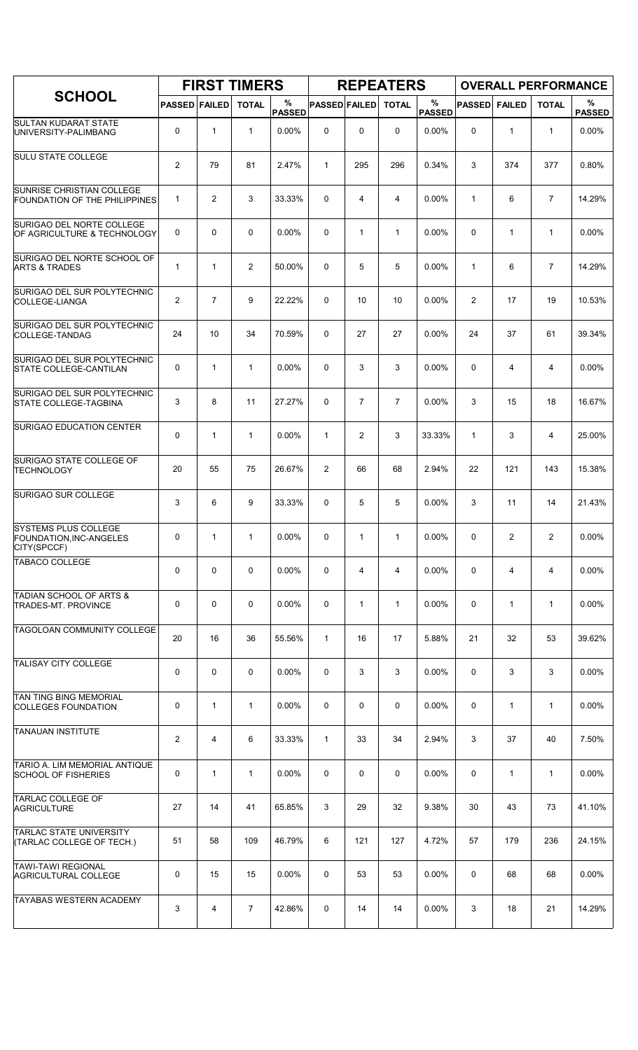| SCHOOL | FIRST TIMERS | | | | REPEATERS | | | | OVERALL PERFORMANCE | | | |
|---|---|---|---|---|---|---|---|---|---|---|---|---|
| | PASSED | FAILED | TOTAL | % PASSED | PASSED | FAILED | TOTAL | % PASSED | PASSED | FAILED | TOTAL | % PASSED |
| SULTAN KUDARAT STATE UNIVERSITY-PALIMBANG | 0 | 1 | 1 | 0.00% | 0 | 0 | 0 | 0.00% | 0 | 1 | 1 | 0.00% |
| SULU STATE COLLEGE | 2 | 79 | 81 | 2.47% | 1 | 295 | 296 | 0.34% | 3 | 374 | 377 | 0.80% |
| SUNRISE CHRISTIAN COLLEGE FOUNDATION OF THE PHILIPPINES | 1 | 2 | 3 | 33.33% | 0 | 4 | 4 | 0.00% | 1 | 6 | 7 | 14.29% |
| SURIGAO DEL NORTE COLLEGE OF AGRICULTURE & TECHNOLOGY | 0 | 0 | 0 | 0.00% | 0 | 1 | 1 | 0.00% | 0 | 1 | 1 | 0.00% |
| SURIGAO DEL NORTE SCHOOL OF ARTS & TRADES | 1 | 1 | 2 | 50.00% | 0 | 5 | 5 | 0.00% | 1 | 6 | 7 | 14.29% |
| SURIGAO DEL SUR POLYTECHNIC COLLEGE-LIANGA | 2 | 7 | 9 | 22.22% | 0 | 10 | 10 | 0.00% | 2 | 17 | 19 | 10.53% |
| SURIGAO DEL SUR POLYTECHNIC COLLEGE-TANDAG | 24 | 10 | 34 | 70.59% | 0 | 27 | 27 | 0.00% | 24 | 37 | 61 | 39.34% |
| SURIGAO DEL SUR POLYTECHNIC STATE COLLEGE-CANTILAN | 0 | 1 | 1 | 0.00% | 0 | 3 | 3 | 0.00% | 0 | 4 | 4 | 0.00% |
| SURIGAO DEL SUR POLYTECHNIC STATE COLLEGE-TAGBINA | 3 | 8 | 11 | 27.27% | 0 | 7 | 7 | 0.00% | 3 | 15 | 18 | 16.67% |
| SURIGAO EDUCATION CENTER | 0 | 1 | 1 | 0.00% | 1 | 2 | 3 | 33.33% | 1 | 3 | 4 | 25.00% |
| SURIGAO STATE COLLEGE OF TECHNOLOGY | 20 | 55 | 75 | 26.67% | 2 | 66 | 68 | 2.94% | 22 | 121 | 143 | 15.38% |
| SURIGAO SUR COLLEGE | 3 | 6 | 9 | 33.33% | 0 | 5 | 5 | 0.00% | 3 | 11 | 14 | 21.43% |
| SYSTEMS PLUS COLLEGE FOUNDATION,INC-ANGELES CITY(SPCCF) | 0 | 1 | 1 | 0.00% | 0 | 1 | 1 | 0.00% | 0 | 2 | 2 | 0.00% |
| TABACO COLLEGE | 0 | 0 | 0 | 0.00% | 0 | 4 | 4 | 0.00% | 0 | 4 | 4 | 0.00% |
| TADIAN SCHOOL OF ARTS & TRADES-MT. PROVINCE | 0 | 0 | 0 | 0.00% | 0 | 1 | 1 | 0.00% | 0 | 1 | 1 | 0.00% |
| TAGOLOAN COMMUNITY COLLEGE | 20 | 16 | 36 | 55.56% | 1 | 16 | 17 | 5.88% | 21 | 32 | 53 | 39.62% |
| TALISAY CITY COLLEGE | 0 | 0 | 0 | 0.00% | 0 | 3 | 3 | 0.00% | 0 | 3 | 3 | 0.00% |
| TAN TING BING MEMORIAL COLLEGES FOUNDATION | 0 | 1 | 1 | 0.00% | 0 | 0 | 0 | 0.00% | 0 | 1 | 1 | 0.00% |
| TANAUAN INSTITUTE | 2 | 4 | 6 | 33.33% | 1 | 33 | 34 | 2.94% | 3 | 37 | 40 | 7.50% |
| TARIO A. LIM MEMORIAL ANTIQUE SCHOOL OF FISHERIES | 0 | 1 | 1 | 0.00% | 0 | 0 | 0 | 0.00% | 0 | 1 | 1 | 0.00% |
| TARLAC COLLEGE OF AGRICULTURE | 27 | 14 | 41 | 65.85% | 3 | 29 | 32 | 9.38% | 30 | 43 | 73 | 41.10% |
| TARLAC STATE UNIVERSITY (TARLAC COLLEGE OF TECH.) | 51 | 58 | 109 | 46.79% | 6 | 121 | 127 | 4.72% | 57 | 179 | 236 | 24.15% |
| TAWI-TAWI REGIONAL AGRICULTURAL COLLEGE | 0 | 15 | 15 | 0.00% | 0 | 53 | 53 | 0.00% | 0 | 68 | 68 | 0.00% |
| TAYABAS WESTERN ACADEMY | 3 | 4 | 7 | 42.86% | 0 | 14 | 14 | 0.00% | 3 | 18 | 21 | 14.29% |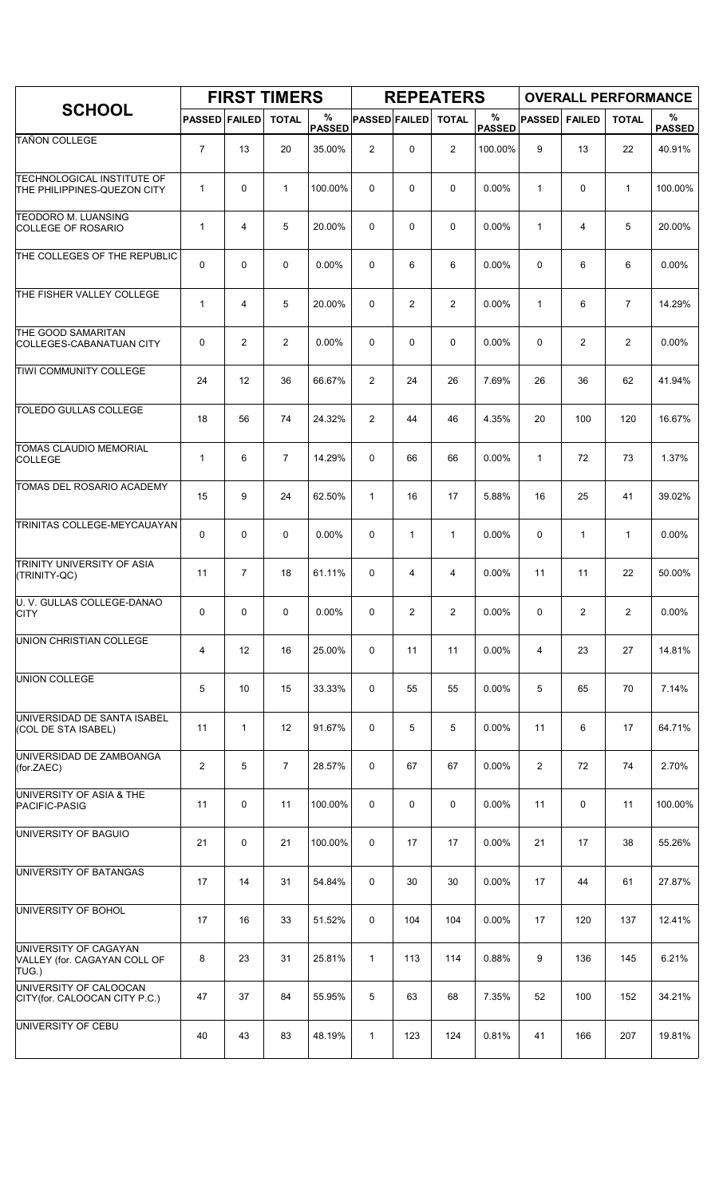| SCHOOL | FIRST TIMERS | | | | REPEATERS | | | | OVERALL PERFORMANCE | | | |
|---|---|---|---|---|---|---|---|---|---|---|---|---|
| | PASSED | FAILED | TOTAL | % PASSED | PASSED | FAILED | TOTAL | % PASSED | PASSED | FAILED | TOTAL | % PASSED |
| TAÑON COLLEGE | 7 | 13 | 20 | 35.00% | 2 | 0 | 2 | 100.00% | 9 | 13 | 22 | 40.91% |
| TECHNOLOGICAL INSTITUTE OF THE PHILIPPINES-QUEZON CITY | 1 | 0 | 1 | 100.00% | 0 | 0 | 0 | 0.00% | 1 | 0 | 1 | 100.00% |
| TEODORO M. LUANSING COLLEGE OF ROSARIO | 1 | 4 | 5 | 20.00% | 0 | 0 | 0 | 0.00% | 1 | 4 | 5 | 20.00% |
| THE COLLEGES OF THE REPUBLIC | 0 | 0 | 0 | 0.00% | 0 | 6 | 6 | 0.00% | 0 | 6 | 6 | 0.00% |
| THE FISHER VALLEY COLLEGE | 1 | 4 | 5 | 20.00% | 0 | 2 | 2 | 0.00% | 1 | 6 | 7 | 14.29% |
| THE GOOD SAMARITAN COLLEGES-CABANATUAN CITY | 0 | 2 | 2 | 0.00% | 0 | 0 | 0 | 0.00% | 0 | 2 | 2 | 0.00% |
| TIWI COMMUNITY COLLEGE | 24 | 12 | 36 | 66.67% | 2 | 24 | 26 | 7.69% | 26 | 36 | 62 | 41.94% |
| TOLEDO GULLAS COLLEGE | 18 | 56 | 74 | 24.32% | 2 | 44 | 46 | 4.35% | 20 | 100 | 120 | 16.67% |
| TOMAS CLAUDIO MEMORIAL COLLEGE | 1 | 6 | 7 | 14.29% | 0 | 66 | 66 | 0.00% | 1 | 72 | 73 | 1.37% |
| TOMAS DEL ROSARIO ACADEMY | 15 | 9 | 24 | 62.50% | 1 | 16 | 17 | 5.88% | 16 | 25 | 41 | 39.02% |
| TRINITAS COLLEGE-MEYCAUAYAN | 0 | 0 | 0 | 0.00% | 0 | 1 | 1 | 0.00% | 0 | 1 | 1 | 0.00% |
| TRINITY UNIVERSITY OF ASIA (TRINITY-QC) | 11 | 7 | 18 | 61.11% | 0 | 4 | 4 | 0.00% | 11 | 11 | 22 | 50.00% |
| U. V. GULLAS COLLEGE-DANAO CITY | 0 | 0 | 0 | 0.00% | 0 | 2 | 2 | 0.00% | 0 | 2 | 2 | 0.00% |
| UNION CHRISTIAN COLLEGE | 4 | 12 | 16 | 25.00% | 0 | 11 | 11 | 0.00% | 4 | 23 | 27 | 14.81% |
| UNION COLLEGE | 5 | 10 | 15 | 33.33% | 0 | 55 | 55 | 0.00% | 5 | 65 | 70 | 7.14% |
| UNIVERSIDAD DE SANTA ISABEL (COL DE STA ISABEL) | 11 | 1 | 12 | 91.67% | 0 | 5 | 5 | 0.00% | 11 | 6 | 17 | 64.71% |
| UNIVERSIDAD DE ZAMBOANGA (for.ZAEC) | 2 | 5 | 7 | 28.57% | 0 | 67 | 67 | 0.00% | 2 | 72 | 74 | 2.70% |
| UNIVERSITY OF ASIA & THE PACIFIC-PASIG | 11 | 0 | 11 | 100.00% | 0 | 0 | 0 | 0.00% | 11 | 0 | 11 | 100.00% |
| UNIVERSITY OF BAGUIO | 21 | 0 | 21 | 100.00% | 0 | 17 | 17 | 0.00% | 21 | 17 | 38 | 55.26% |
| UNIVERSITY OF BATANGAS | 17 | 14 | 31 | 54.84% | 0 | 30 | 30 | 0.00% | 17 | 44 | 61 | 27.87% |
| UNIVERSITY OF BOHOL | 17 | 16 | 33 | 51.52% | 0 | 104 | 104 | 0.00% | 17 | 120 | 137 | 12.41% |
| UNIVERSITY OF CAGAYAN VALLEY (for. CAGAYAN COLL OF TUG.) | 8 | 23 | 31 | 25.81% | 1 | 113 | 114 | 0.88% | 9 | 136 | 145 | 6.21% |
| UNIVERSITY OF CALOOCAN CITY(for. CALOOCAN CITY P.C.) | 47 | 37 | 84 | 55.95% | 5 | 63 | 68 | 7.35% | 52 | 100 | 152 | 34.21% |
| UNIVERSITY OF CEBU | 40 | 43 | 83 | 48.19% | 1 | 123 | 124 | 0.81% | 41 | 166 | 207 | 19.81% |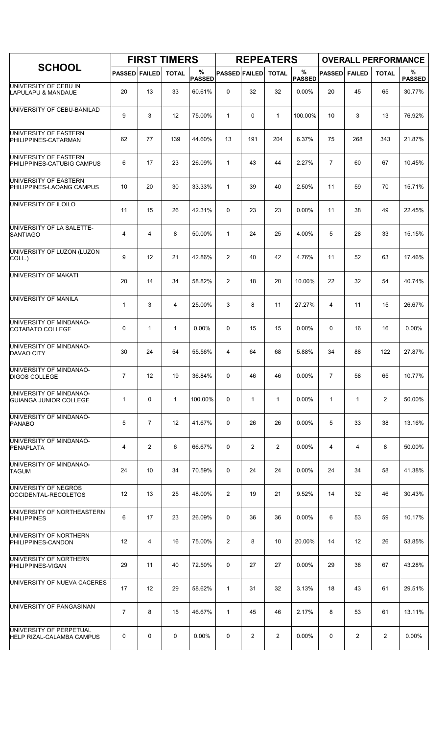| SCHOOL | FIRST TIMERS | | | | REPEATERS | | | | OVERALL PERFORMANCE | | | |
|---|---|---|---|---|---|---|---|---|---|---|---|---|
| | PASSED | FAILED | TOTAL | % PASSED | PASSED | FAILED | TOTAL | % PASSED | PASSED | FAILED | TOTAL | % PASSED |
| UNIVERSITY OF CEBU IN LAPULAPU & MANDAUE | 20 | 13 | 33 | 60.61% | 0 | 32 | 32 | 0.00% | 20 | 45 | 65 | 30.77% |
| UNIVERSITY OF CEBU-BANILAD | 9 | 3 | 12 | 75.00% | 1 | 0 | 1 | 100.00% | 10 | 3 | 13 | 76.92% |
| UNIVERSITY OF EASTERN PHILIPPINES-CATARMAN | 62 | 77 | 139 | 44.60% | 13 | 191 | 204 | 6.37% | 75 | 268 | 343 | 21.87% |
| UNIVERSITY OF EASTERN PHILIPPINES-CATUBIG CAMPUS | 6 | 17 | 23 | 26.09% | 1 | 43 | 44 | 2.27% | 7 | 60 | 67 | 10.45% |
| UNIVERSITY OF EASTERN PHILIPPINES-LAOANG CAMPUS | 10 | 20 | 30 | 33.33% | 1 | 39 | 40 | 2.50% | 11 | 59 | 70 | 15.71% |
| UNIVERSITY OF ILOILO | 11 | 15 | 26 | 42.31% | 0 | 23 | 23 | 0.00% | 11 | 38 | 49 | 22.45% |
| UNIVERSITY OF LA SALETTE-SANTIAGO | 4 | 4 | 8 | 50.00% | 1 | 24 | 25 | 4.00% | 5 | 28 | 33 | 15.15% |
| UNIVERSITY OF LUZON (LUZON COLL.) | 9 | 12 | 21 | 42.86% | 2 | 40 | 42 | 4.76% | 11 | 52 | 63 | 17.46% |
| UNIVERSITY OF MAKATI | 20 | 14 | 34 | 58.82% | 2 | 18 | 20 | 10.00% | 22 | 32 | 54 | 40.74% |
| UNIVERSITY OF MANILA | 1 | 3 | 4 | 25.00% | 3 | 8 | 11 | 27.27% | 4 | 11 | 15 | 26.67% |
| UNIVERSITY OF MINDANAO-COTABATO COLLEGE | 0 | 1 | 1 | 0.00% | 0 | 15 | 15 | 0.00% | 0 | 16 | 16 | 0.00% |
| UNIVERSITY OF MINDANAO-DAVAO CITY | 30 | 24 | 54 | 55.56% | 4 | 64 | 68 | 5.88% | 34 | 88 | 122 | 27.87% |
| UNIVERSITY OF MINDANAO-DIGOS COLLEGE | 7 | 12 | 19 | 36.84% | 0 | 46 | 46 | 0.00% | 7 | 58 | 65 | 10.77% |
| UNIVERSITY OF MINDANAO-GUIANGA JUNIOR COLLEGE | 1 | 0 | 1 | 100.00% | 0 | 1 | 1 | 0.00% | 1 | 1 | 2 | 50.00% |
| UNIVERSITY OF MINDANAO-PANABO | 5 | 7 | 12 | 41.67% | 0 | 26 | 26 | 0.00% | 5 | 33 | 38 | 13.16% |
| UNIVERSITY OF MINDANAO-PENAPLATA | 4 | 2 | 6 | 66.67% | 0 | 2 | 2 | 0.00% | 4 | 4 | 8 | 50.00% |
| UNIVERSITY OF MINDANAO-TAGUM | 24 | 10 | 34 | 70.59% | 0 | 24 | 24 | 0.00% | 24 | 34 | 58 | 41.38% |
| UNIVERSITY OF NEGROS OCCIDENTAL-RECOLETOS | 12 | 13 | 25 | 48.00% | 2 | 19 | 21 | 9.52% | 14 | 32 | 46 | 30.43% |
| UNIVERSITY OF NORTHEASTERN PHILIPPINES | 6 | 17 | 23 | 26.09% | 0 | 36 | 36 | 0.00% | 6 | 53 | 59 | 10.17% |
| UNIVERSITY OF NORTHERN PHILIPPINES-CANDON | 12 | 4 | 16 | 75.00% | 2 | 8 | 10 | 20.00% | 14 | 12 | 26 | 53.85% |
| UNIVERSITY OF NORTHERN PHILIPPINES-VIGAN | 29 | 11 | 40 | 72.50% | 0 | 27 | 27 | 0.00% | 29 | 38 | 67 | 43.28% |
| UNIVERSITY OF NUEVA CACERES | 17 | 12 | 29 | 58.62% | 1 | 31 | 32 | 3.13% | 18 | 43 | 61 | 29.51% |
| UNIVERSITY OF PANGASINAN | 7 | 8 | 15 | 46.67% | 1 | 45 | 46 | 2.17% | 8 | 53 | 61 | 13.11% |
| UNIVERSITY OF PERPETUAL HELP RIZAL-CALAMBA CAMPUS | 0 | 0 | 0 | 0.00% | 0 | 2 | 2 | 0.00% | 0 | 2 | 2 | 0.00% |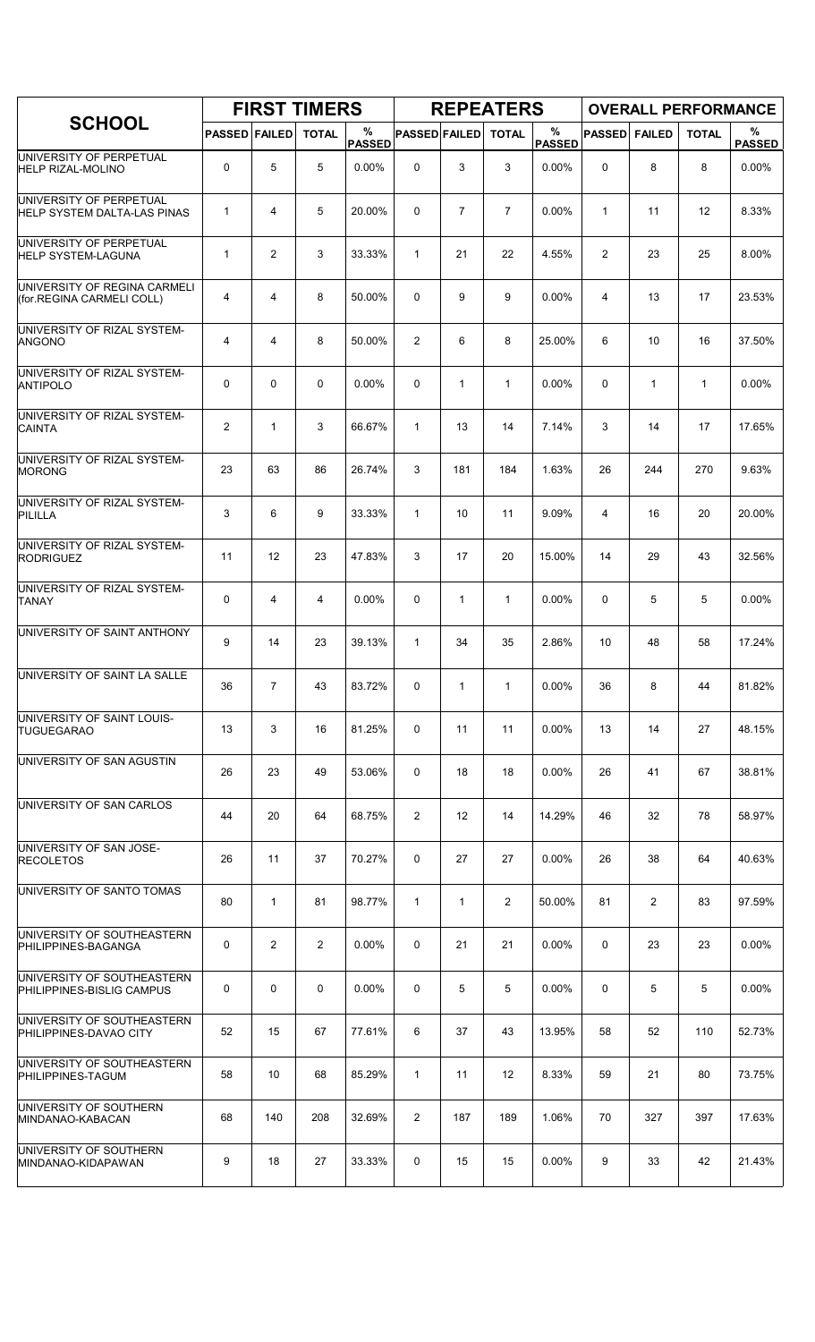| SCHOOL | FIRST TIMERS | | | | REPEATERS | | | | OVERALL PERFORMANCE | | | |
|---|---|---|---|---|---|---|---|---|---|---|---|---|
| | PASSED | FAILED | TOTAL | % PASSED | PASSED | FAILED | TOTAL | % PASSED | PASSED | FAILED | TOTAL | % PASSED |
| UNIVERSITY OF PERPETUAL HELP RIZAL-MOLINO | 0 | 5 | 5 | 0.00% | 0 | 3 | 3 | 0.00% | 0 | 8 | 8 | 0.00% |
| UNIVERSITY OF PERPETUAL HELP SYSTEM DALTA-LAS PINAS | 1 | 4 | 5 | 20.00% | 0 | 7 | 7 | 0.00% | 1 | 11 | 12 | 8.33% |
| UNIVERSITY OF PERPETUAL HELP SYSTEM-LAGUNA | 1 | 2 | 3 | 33.33% | 1 | 21 | 22 | 4.55% | 2 | 23 | 25 | 8.00% |
| UNIVERSITY OF REGINA CARMELI (for.REGINA CARMELI COLL) | 4 | 4 | 8 | 50.00% | 0 | 9 | 9 | 0.00% | 4 | 13 | 17 | 23.53% |
| UNIVERSITY OF RIZAL SYSTEM-ANGONO | 4 | 4 | 8 | 50.00% | 2 | 6 | 8 | 25.00% | 6 | 10 | 16 | 37.50% |
| UNIVERSITY OF RIZAL SYSTEM-ANTIPOLO | 0 | 0 | 0 | 0.00% | 0 | 1 | 1 | 0.00% | 0 | 1 | 1 | 0.00% |
| UNIVERSITY OF RIZAL SYSTEM-CAINTA | 2 | 1 | 3 | 66.67% | 1 | 13 | 14 | 7.14% | 3 | 14 | 17 | 17.65% |
| UNIVERSITY OF RIZAL SYSTEM-MORONG | 23 | 63 | 86 | 26.74% | 3 | 181 | 184 | 1.63% | 26 | 244 | 270 | 9.63% |
| UNIVERSITY OF RIZAL SYSTEM-PILILLA | 3 | 6 | 9 | 33.33% | 1 | 10 | 11 | 9.09% | 4 | 16 | 20 | 20.00% |
| UNIVERSITY OF RIZAL SYSTEM-RODRIGUEZ | 11 | 12 | 23 | 47.83% | 3 | 17 | 20 | 15.00% | 14 | 29 | 43 | 32.56% |
| UNIVERSITY OF RIZAL SYSTEM-TANAY | 0 | 4 | 4 | 0.00% | 0 | 1 | 1 | 0.00% | 0 | 5 | 5 | 0.00% |
| UNIVERSITY OF SAINT ANTHONY | 9 | 14 | 23 | 39.13% | 1 | 34 | 35 | 2.86% | 10 | 48 | 58 | 17.24% |
| UNIVERSITY OF SAINT LA SALLE | 36 | 7 | 43 | 83.72% | 0 | 1 | 1 | 0.00% | 36 | 8 | 44 | 81.82% |
| UNIVERSITY OF SAINT LOUIS-TUGUEGARAO | 13 | 3 | 16 | 81.25% | 0 | 11 | 11 | 0.00% | 13 | 14 | 27 | 48.15% |
| UNIVERSITY OF SAN AGUSTIN | 26 | 23 | 49 | 53.06% | 0 | 18 | 18 | 0.00% | 26 | 41 | 67 | 38.81% |
| UNIVERSITY OF SAN CARLOS | 44 | 20 | 64 | 68.75% | 2 | 12 | 14 | 14.29% | 46 | 32 | 78 | 58.97% |
| UNIVERSITY OF SAN JOSE-RECOLETOS | 26 | 11 | 37 | 70.27% | 0 | 27 | 27 | 0.00% | 26 | 38 | 64 | 40.63% |
| UNIVERSITY OF SANTO TOMAS | 80 | 1 | 81 | 98.77% | 1 | 1 | 2 | 50.00% | 81 | 2 | 83 | 97.59% |
| UNIVERSITY OF SOUTHEASTERN PHILIPPINES-BAGANGA | 0 | 2 | 2 | 0.00% | 0 | 21 | 21 | 0.00% | 0 | 23 | 23 | 0.00% |
| UNIVERSITY OF SOUTHEASTERN PHILIPPINES-BISLIG CAMPUS | 0 | 0 | 0 | 0.00% | 0 | 5 | 5 | 0.00% | 0 | 5 | 5 | 0.00% |
| UNIVERSITY OF SOUTHEASTERN PHILIPPINES-DAVAO CITY | 52 | 15 | 67 | 77.61% | 6 | 37 | 43 | 13.95% | 58 | 52 | 110 | 52.73% |
| UNIVERSITY OF SOUTHEASTERN PHILIPPINES-TAGUM | 58 | 10 | 68 | 85.29% | 1 | 11 | 12 | 8.33% | 59 | 21 | 80 | 73.75% |
| UNIVERSITY OF SOUTHERN MINDANAO-KABACAN | 68 | 140 | 208 | 32.69% | 2 | 187 | 189 | 1.06% | 70 | 327 | 397 | 17.63% |
| UNIVERSITY OF SOUTHERN MINDANAO-KIDAPAWAN | 9 | 18 | 27 | 33.33% | 0 | 15 | 15 | 0.00% | 9 | 33 | 42 | 21.43% |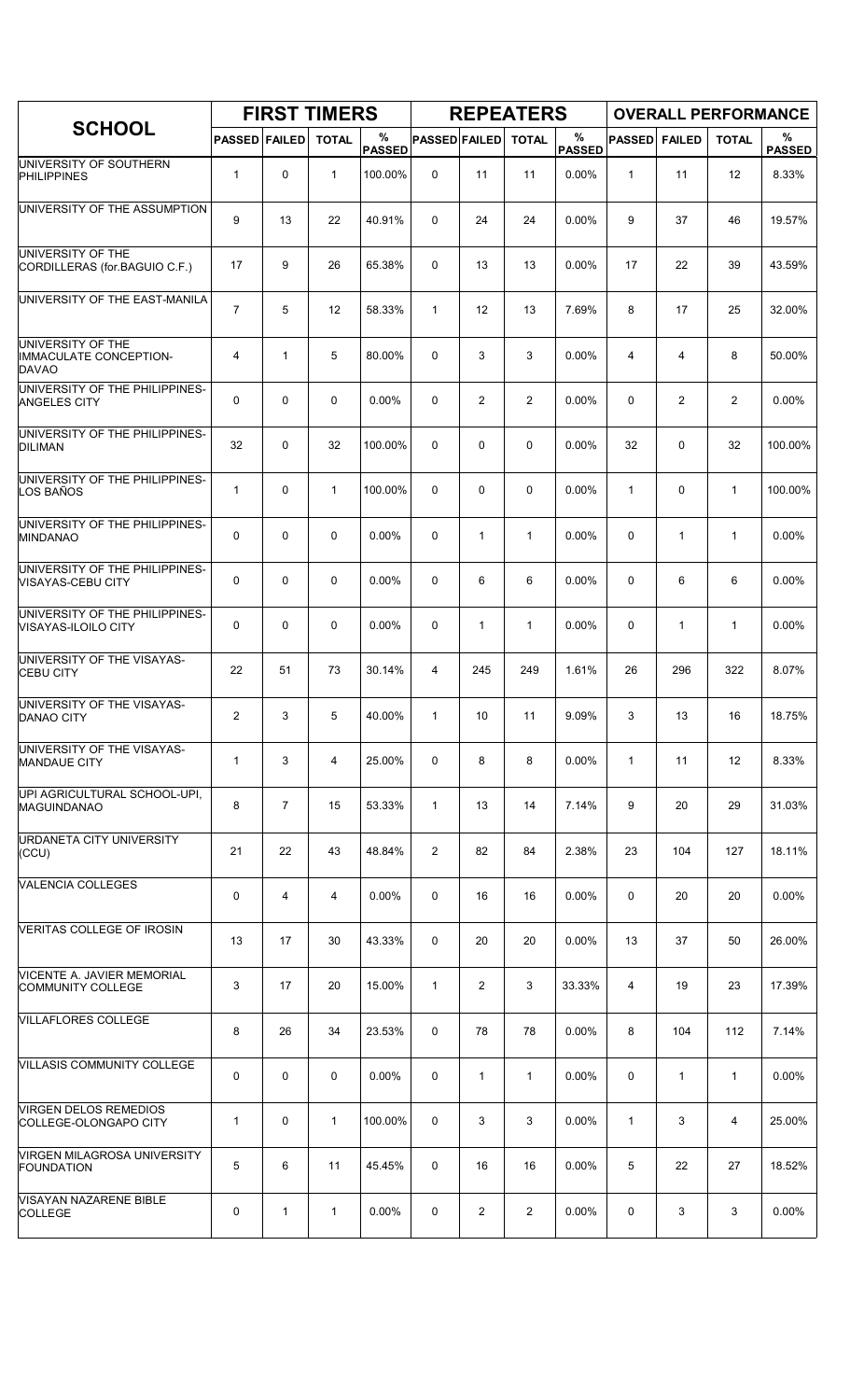| SCHOOL | FIRST TIMERS | | | | REPEATERS | | | | OVERALL PERFORMANCE | | | |
|---|---|---|---|---|---|---|---|---|---|---|---|---|
| | PASSED | FAILED | TOTAL | % PASSED | PASSED | FAILED | TOTAL | % PASSED | PASSED | FAILED | TOTAL | % PASSED |
| UNIVERSITY OF SOUTHERN PHILIPPINES | 1 | 0 | 1 | 100.00% | 0 | 11 | 11 | 0.00% | 1 | 11 | 12 | 8.33% |
| UNIVERSITY OF THE ASSUMPTION | 9 | 13 | 22 | 40.91% | 0 | 24 | 24 | 0.00% | 9 | 37 | 46 | 19.57% |
| UNIVERSITY OF THE CORDILLERAS (for.BAGUIO C.F.) | 17 | 9 | 26 | 65.38% | 0 | 13 | 13 | 0.00% | 17 | 22 | 39 | 43.59% |
| UNIVERSITY OF THE EAST-MANILA | 7 | 5 | 12 | 58.33% | 1 | 12 | 13 | 7.69% | 8 | 17 | 25 | 32.00% |
| UNIVERSITY OF THE IMMACULATE CONCEPTION-DAVAO | 4 | 1 | 5 | 80.00% | 0 | 3 | 3 | 0.00% | 4 | 4 | 8 | 50.00% |
| UNIVERSITY OF THE PHILIPPINES-ANGELES CITY | 0 | 0 | 0 | 0.00% | 0 | 2 | 2 | 0.00% | 0 | 2 | 2 | 0.00% |
| UNIVERSITY OF THE PHILIPPINES-DILIMAN | 32 | 0 | 32 | 100.00% | 0 | 0 | 0 | 0.00% | 32 | 0 | 32 | 100.00% |
| UNIVERSITY OF THE PHILIPPINES-LOS BAÑOS | 1 | 0 | 1 | 100.00% | 0 | 0 | 0 | 0.00% | 1 | 0 | 1 | 100.00% |
| UNIVERSITY OF THE PHILIPPINES-MINDANAO | 0 | 0 | 0 | 0.00% | 0 | 1 | 1 | 0.00% | 0 | 1 | 1 | 0.00% |
| UNIVERSITY OF THE PHILIPPINES-VISAYAS-CEBU CITY | 0 | 0 | 0 | 0.00% | 0 | 6 | 6 | 0.00% | 0 | 6 | 6 | 0.00% |
| UNIVERSITY OF THE PHILIPPINES-VISAYAS-ILOILO CITY | 0 | 0 | 0 | 0.00% | 0 | 1 | 1 | 0.00% | 0 | 1 | 1 | 0.00% |
| UNIVERSITY OF THE VISAYAS-CEBU CITY | 22 | 51 | 73 | 30.14% | 4 | 245 | 249 | 1.61% | 26 | 296 | 322 | 8.07% |
| UNIVERSITY OF THE VISAYAS-DANAO CITY | 2 | 3 | 5 | 40.00% | 1 | 10 | 11 | 9.09% | 3 | 13 | 16 | 18.75% |
| UNIVERSITY OF THE VISAYAS-MANDAUE CITY | 1 | 3 | 4 | 25.00% | 0 | 8 | 8 | 0.00% | 1 | 11 | 12 | 8.33% |
| UPI AGRICULTURAL SCHOOL-UPI, MAGUINDANAO | 8 | 7 | 15 | 53.33% | 1 | 13 | 14 | 7.14% | 9 | 20 | 29 | 31.03% |
| URDANETA CITY UNIVERSITY (CCU) | 21 | 22 | 43 | 48.84% | 2 | 82 | 84 | 2.38% | 23 | 104 | 127 | 18.11% |
| VALENCIA COLLEGES | 0 | 4 | 4 | 0.00% | 0 | 16 | 16 | 0.00% | 0 | 20 | 20 | 0.00% |
| VERITAS COLLEGE OF IROSIN | 13 | 17 | 30 | 43.33% | 0 | 20 | 20 | 0.00% | 13 | 37 | 50 | 26.00% |
| VICENTE A. JAVIER MEMORIAL COMMUNITY COLLEGE | 3 | 17 | 20 | 15.00% | 1 | 2 | 3 | 33.33% | 4 | 19 | 23 | 17.39% |
| VILLAFLORES COLLEGE | 8 | 26 | 34 | 23.53% | 0 | 78 | 78 | 0.00% | 8 | 104 | 112 | 7.14% |
| VILLASIS COMMUNITY COLLEGE | 0 | 0 | 0 | 0.00% | 0 | 1 | 1 | 0.00% | 0 | 1 | 1 | 0.00% |
| VIRGEN DELOS REMEDIOS COLLEGE-OLONGAPO CITY | 1 | 0 | 1 | 100.00% | 0 | 3 | 3 | 0.00% | 1 | 3 | 4 | 25.00% |
| VIRGEN MILAGROSA UNIVERSITY FOUNDATION | 5 | 6 | 11 | 45.45% | 0 | 16 | 16 | 0.00% | 5 | 22 | 27 | 18.52% |
| VISAYAN NAZARENE BIBLE COLLEGE | 0 | 1 | 1 | 0.00% | 0 | 2 | 2 | 0.00% | 0 | 3 | 3 | 0.00% |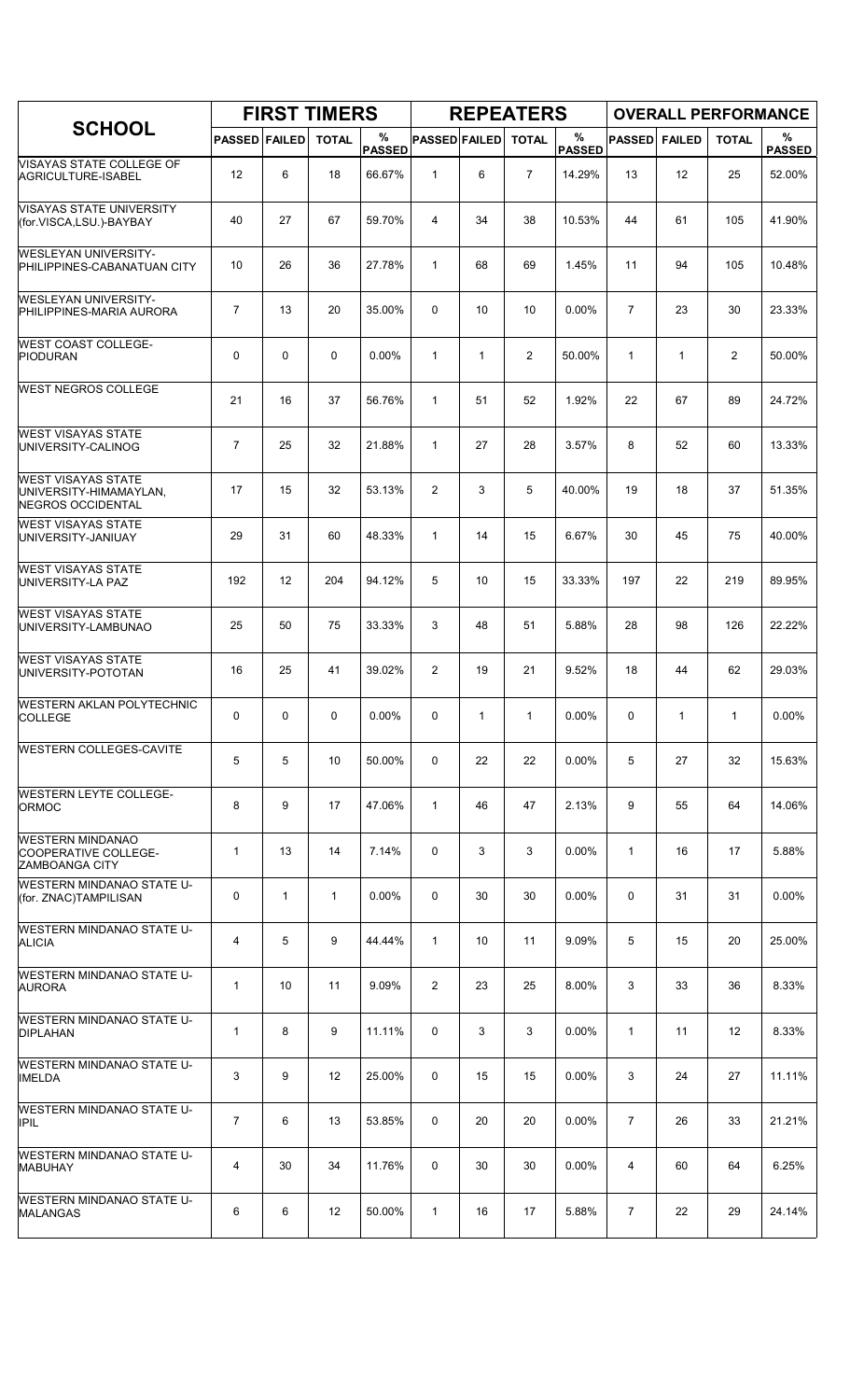| SCHOOL | FIRST TIMERS | | | | REPEATERS | | | | OVERALL PERFORMANCE | | | |
|---|---|---|---|---|---|---|---|---|---|---|---|---|
| | PASSED | FAILED | TOTAL | % PASSED | PASSED | FAILED | TOTAL | % PASSED | PASSED | FAILED | TOTAL | % PASSED |
| VISAYAS STATE COLLEGE OF AGRICULTURE-ISABEL | 12 | 6 | 18 | 66.67% | 1 | 6 | 7 | 14.29% | 13 | 12 | 25 | 52.00% |
| VISAYAS STATE UNIVERSITY (for.VISCA,LSU.)-BAYBAY | 40 | 27 | 67 | 59.70% | 4 | 34 | 38 | 10.53% | 44 | 61 | 105 | 41.90% |
| WESLEYAN UNIVERSITY-PHILIPPINES-CABANATUAN CITY | 10 | 26 | 36 | 27.78% | 1 | 68 | 69 | 1.45% | 11 | 94 | 105 | 10.48% |
| WESLEYAN UNIVERSITY-PHILIPPINES-MARIA AURORA | 7 | 13 | 20 | 35.00% | 0 | 10 | 10 | 0.00% | 7 | 23 | 30 | 23.33% |
| WEST COAST COLLEGE-PIODURAN | 0 | 0 | 0 | 0.00% | 1 | 1 | 2 | 50.00% | 1 | 1 | 2 | 50.00% |
| WEST NEGROS COLLEGE | 21 | 16 | 37 | 56.76% | 1 | 51 | 52 | 1.92% | 22 | 67 | 89 | 24.72% |
| WEST VISAYAS STATE UNIVERSITY-CALINOG | 7 | 25 | 32 | 21.88% | 1 | 27 | 28 | 3.57% | 8 | 52 | 60 | 13.33% |
| WEST VISAYAS STATE UNIVERSITY-HIMAMAYLAN, NEGROS OCCIDENTAL | 17 | 15 | 32 | 53.13% | 2 | 3 | 5 | 40.00% | 19 | 18 | 37 | 51.35% |
| WEST VISAYAS STATE UNIVERSITY-JANIUAY | 29 | 31 | 60 | 48.33% | 1 | 14 | 15 | 6.67% | 30 | 45 | 75 | 40.00% |
| WEST VISAYAS STATE UNIVERSITY-LA PAZ | 192 | 12 | 204 | 94.12% | 5 | 10 | 15 | 33.33% | 197 | 22 | 219 | 89.95% |
| WEST VISAYAS STATE UNIVERSITY-LAMBUNAO | 25 | 50 | 75 | 33.33% | 3 | 48 | 51 | 5.88% | 28 | 98 | 126 | 22.22% |
| WEST VISAYAS STATE UNIVERSITY-POTOTAN | 16 | 25 | 41 | 39.02% | 2 | 19 | 21 | 9.52% | 18 | 44 | 62 | 29.03% |
| WESTERN AKLAN POLYTECHNIC COLLEGE | 0 | 0 | 0 | 0.00% | 0 | 1 | 1 | 0.00% | 0 | 1 | 1 | 0.00% |
| WESTERN COLLEGES-CAVITE | 5 | 5 | 10 | 50.00% | 0 | 22 | 22 | 0.00% | 5 | 27 | 32 | 15.63% |
| WESTERN LEYTE COLLEGE-ORMOC | 8 | 9 | 17 | 47.06% | 1 | 46 | 47 | 2.13% | 9 | 55 | 64 | 14.06% |
| WESTERN MINDANAO COOPERATIVE COLLEGE-ZAMBOANGA CITY | 1 | 13 | 14 | 7.14% | 0 | 3 | 3 | 0.00% | 1 | 16 | 17 | 5.88% |
| WESTERN MINDANAO STATE U-(for. ZNAC)TAMPILISAN | 0 | 1 | 1 | 0.00% | 0 | 30 | 30 | 0.00% | 0 | 31 | 31 | 0.00% |
| WESTERN MINDANAO STATE U-ALICIA | 4 | 5 | 9 | 44.44% | 1 | 10 | 11 | 9.09% | 5 | 15 | 20 | 25.00% |
| WESTERN MINDANAO STATE U-AURORA | 1 | 10 | 11 | 9.09% | 2 | 23 | 25 | 8.00% | 3 | 33 | 36 | 8.33% |
| WESTERN MINDANAO STATE U-DIPLAHAN | 1 | 8 | 9 | 11.11% | 0 | 3 | 3 | 0.00% | 1 | 11 | 12 | 8.33% |
| WESTERN MINDANAO STATE U-IMELDA | 3 | 9 | 12 | 25.00% | 0 | 15 | 15 | 0.00% | 3 | 24 | 27 | 11.11% |
| WESTERN MINDANAO STATE U-IPIL | 7 | 6 | 13 | 53.85% | 0 | 20 | 20 | 0.00% | 7 | 26 | 33 | 21.21% |
| WESTERN MINDANAO STATE U-MABUHAY | 4 | 30 | 34 | 11.76% | 0 | 30 | 30 | 0.00% | 4 | 60 | 64 | 6.25% |
| WESTERN MINDANAO STATE U-MALANGAS | 6 | 6 | 12 | 50.00% | 1 | 16 | 17 | 5.88% | 7 | 22 | 29 | 24.14% |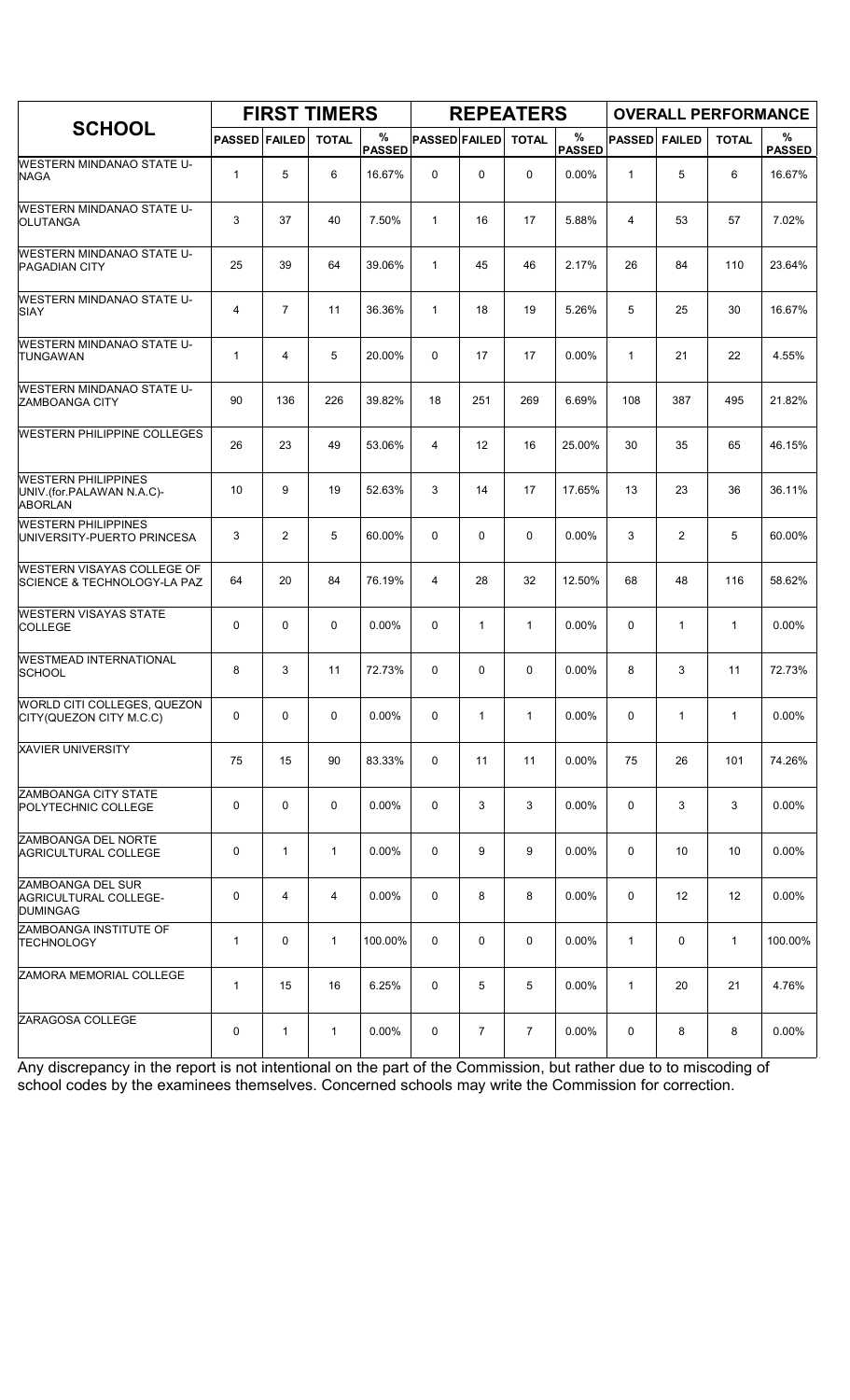| SCHOOL | FIRST TIMERS | | | | REPEATERS | | | | OVERALL PERFORMANCE | | | |
|---|---|---|---|---|---|---|---|---|---|---|---|---|
| | PASSED | FAILED | TOTAL | % PASSED | PASSED | FAILED | TOTAL | % PASSED | PASSED | FAILED | TOTAL | % PASSED |
| WESTERN MINDANAO STATE U-NAGA | 1 | 5 | 6 | 16.67% | 0 | 0 | 0 | 0.00% | 1 | 5 | 6 | 16.67% |
| WESTERN MINDANAO STATE U-OLUTANGA | 3 | 37 | 40 | 7.50% | 1 | 16 | 17 | 5.88% | 4 | 53 | 57 | 7.02% |
| WESTERN MINDANAO STATE U-PAGADIAN CITY | 25 | 39 | 64 | 39.06% | 1 | 45 | 46 | 2.17% | 26 | 84 | 110 | 23.64% |
| WESTERN MINDANAO STATE U-SIAY | 4 | 7 | 11 | 36.36% | 1 | 18 | 19 | 5.26% | 5 | 25 | 30 | 16.67% |
| WESTERN MINDANAO STATE U-TUNGAWAN | 1 | 4 | 5 | 20.00% | 0 | 17 | 17 | 0.00% | 1 | 21 | 22 | 4.55% |
| WESTERN MINDANAO STATE U-ZAMBOANGA CITY | 90 | 136 | 226 | 39.82% | 18 | 251 | 269 | 6.69% | 108 | 387 | 495 | 21.82% |
| WESTERN PHILIPPINE COLLEGES | 26 | 23 | 49 | 53.06% | 4 | 12 | 16 | 25.00% | 30 | 35 | 65 | 46.15% |
| WESTERN PHILIPPINES UNIV.(for.PALAWAN N.A.C)-ABORLAN | 10 | 9 | 19 | 52.63% | 3 | 14 | 17 | 17.65% | 13 | 23 | 36 | 36.11% |
| WESTERN PHILIPPINES UNIVERSITY-PUERTO PRINCESA | 3 | 2 | 5 | 60.00% | 0 | 0 | 0 | 0.00% | 3 | 2 | 5 | 60.00% |
| WESTERN VISAYAS COLLEGE OF SCIENCE & TECHNOLOGY-LA PAZ | 64 | 20 | 84 | 76.19% | 4 | 28 | 32 | 12.50% | 68 | 48 | 116 | 58.62% |
| WESTERN VISAYAS STATE COLLEGE | 0 | 0 | 0 | 0.00% | 0 | 1 | 1 | 0.00% | 0 | 1 | 1 | 0.00% |
| WESTMEAD INTERNATIONAL SCHOOL | 8 | 3 | 11 | 72.73% | 0 | 0 | 0 | 0.00% | 8 | 3 | 11 | 72.73% |
| WORLD CITI COLLEGES, QUEZON CITY(QUEZON CITY M.C.C) | 0 | 0 | 0 | 0.00% | 0 | 1 | 1 | 0.00% | 0 | 1 | 1 | 0.00% |
| XAVIER UNIVERSITY | 75 | 15 | 90 | 83.33% | 0 | 11 | 11 | 0.00% | 75 | 26 | 101 | 74.26% |
| ZAMBOANGA CITY STATE POLYTECHNIC COLLEGE | 0 | 0 | 0 | 0.00% | 0 | 3 | 3 | 0.00% | 0 | 3 | 3 | 0.00% |
| ZAMBOANGA DEL NORTE AGRICULTURAL COLLEGE | 0 | 1 | 1 | 0.00% | 0 | 9 | 9 | 0.00% | 0 | 10 | 10 | 0.00% |
| ZAMBOANGA DEL SUR AGRICULTURAL COLLEGE-DUMINGAG | 0 | 4 | 4 | 0.00% | 0 | 8 | 8 | 0.00% | 0 | 12 | 12 | 0.00% |
| ZAMBOANGA INSTITUTE OF TECHNOLOGY | 1 | 0 | 1 | 100.00% | 0 | 0 | 0 | 0.00% | 1 | 0 | 1 | 100.00% |
| ZAMORA MEMORIAL COLLEGE | 1 | 15 | 16 | 6.25% | 0 | 5 | 5 | 0.00% | 1 | 20 | 21 | 4.76% |
| ZARAGOSA COLLEGE | 0 | 1 | 1 | 0.00% | 0 | 7 | 7 | 0.00% | 0 | 8 | 8 | 0.00% |

Any discrepancy in the report is not intentional on the part of the Commission, but rather due to to miscoding of school codes by the examinees themselves. Concerned schools may write the Commission for correction.